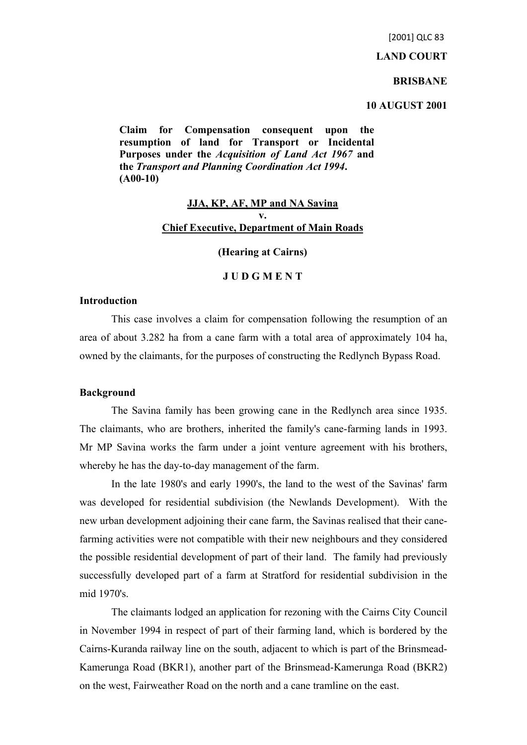[2001] QLC 83

**LAND COURT**

**BRISBANE**

**10 AUGUST 2001**

**Claim for Compensation consequent upon the resumption of land for Transport or Incidental Purposes under the *Acquisition of Land Act 1967* and the *Transport and Planning Coordination Act 1994*. (A00-10)**

**JJA, KP, AF, MP and NA Savina**
**v.**
**Chief Executive, Department of Main Roads**

**(Hearing at Cairns)**

**J U D G M E N T**

**Introduction**

This case involves a claim for compensation following the resumption of an area of about 3.282 ha from a cane farm with a total area of approximately 104 ha, owned by the claimants, for the purposes of constructing the Redlynch Bypass Road.

**Background**

The Savina family has been growing cane in the Redlynch area since 1935. The claimants, who are brothers, inherited the family's cane-farming lands in 1993. Mr MP Savina works the farm under a joint venture agreement with his brothers, whereby he has the day-to-day management of the farm.

In the late 1980's and early 1990's, the land to the west of the Savinas' farm was developed for residential subdivision (the Newlands Development). With the new urban development adjoining their cane farm, the Savinas realised that their cane-farming activities were not compatible with their new neighbours and they considered the possible residential development of part of their land. The family had previously successfully developed part of a farm at Stratford for residential subdivision in the mid 1970's.

The claimants lodged an application for rezoning with the Cairns City Council in November 1994 in respect of part of their farming land, which is bordered by the Cairns-Kuranda railway line on the south, adjacent to which is part of the Brinsmead-Kamerunga Road (BKR1), another part of the Brinsmead-Kamerunga Road (BKR2) on the west, Fairweather Road on the north and a cane tramline on the east.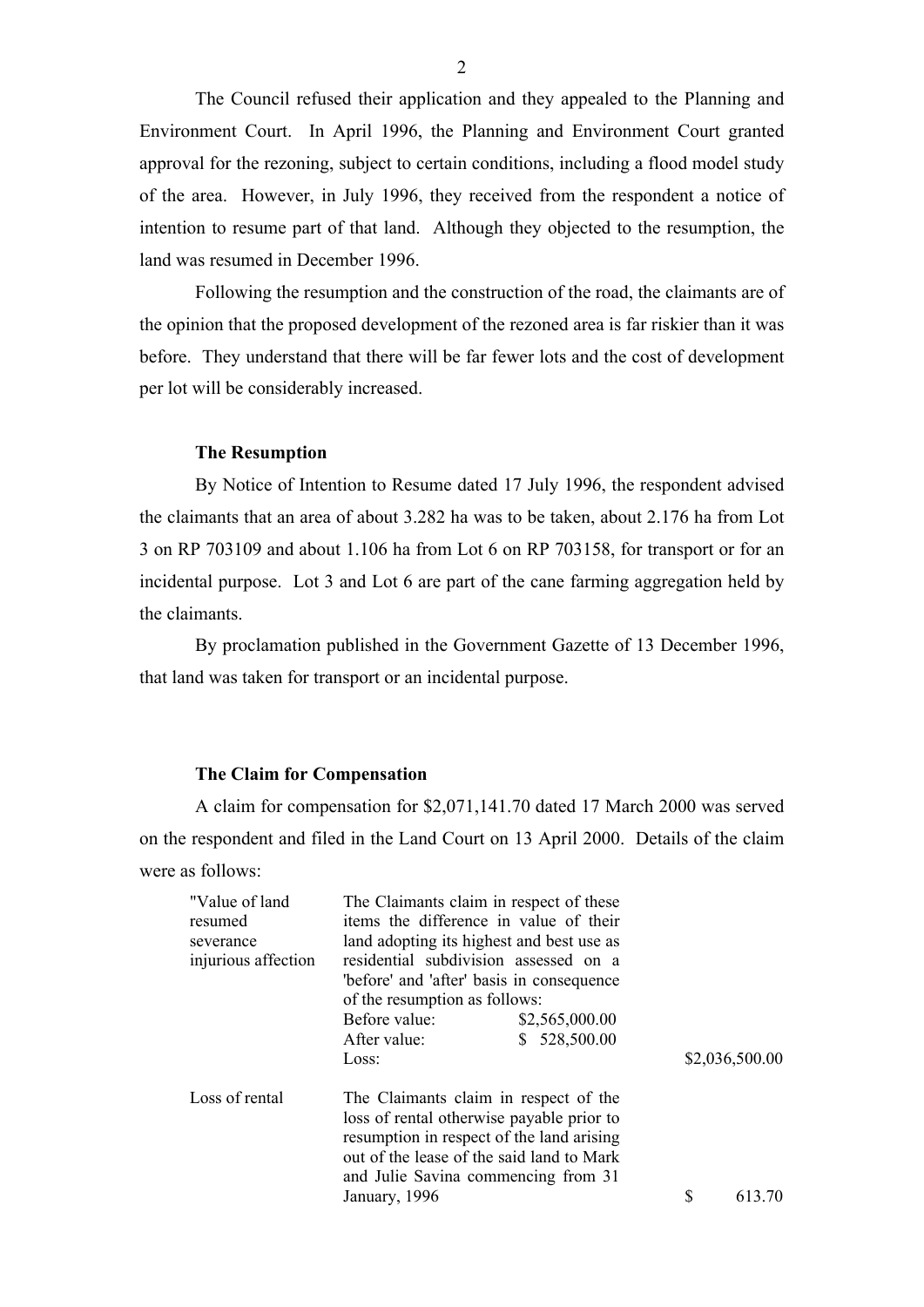The Council refused their application and they appealed to the Planning and Environment Court. In April 1996, the Planning and Environment Court granted approval for the rezoning, subject to certain conditions, including a flood model study of the area. However, in July 1996, they received from the respondent a notice of intention to resume part of that land. Although they objected to the resumption, the land was resumed in December 1996.

Following the resumption and the construction of the road, the claimants are of the opinion that the proposed development of the rezoned area is far riskier than it was before. They understand that there will be far fewer lots and the cost of development per lot will be considerably increased.

**The Resumption**

By Notice of Intention to Resume dated 17 July 1996, the respondent advised the claimants that an area of about 3.282 ha was to be taken, about 2.176 ha from Lot 3 on RP 703109 and about 1.106 ha from Lot 6 on RP 703158, for transport or for an incidental purpose. Lot 3 and Lot 6 are part of the cane farming aggregation held by the claimants.

By proclamation published in the Government Gazette of 13 December 1996, that land was taken for transport or an incidental purpose.

**The Claim for Compensation**

A claim for compensation for $2,071,141.70 dated 17 March 2000 was served on the respondent and filed in the Land Court on 13 April 2000. Details of the claim were as follows:

| | | |
|---|---|---|
| "Value of land resumed severance injurious affection | The Claimants claim in respect of these items the difference in value of their land adopting its highest and best use as residential subdivision assessed on a 'before' and 'after' basis in consequence of the resumption as follows:<br>Before value: $2,565,000.00<br>After value: $ 528,500.00<br>Loss: | $2,036,500.00 |
| Loss of rental | The Claimants claim in respect of the loss of rental otherwise payable prior to resumption in respect of the land arising out of the lease of the said land to Mark and Julie Savina commencing from 31 January, 1996 | $ 613.70 |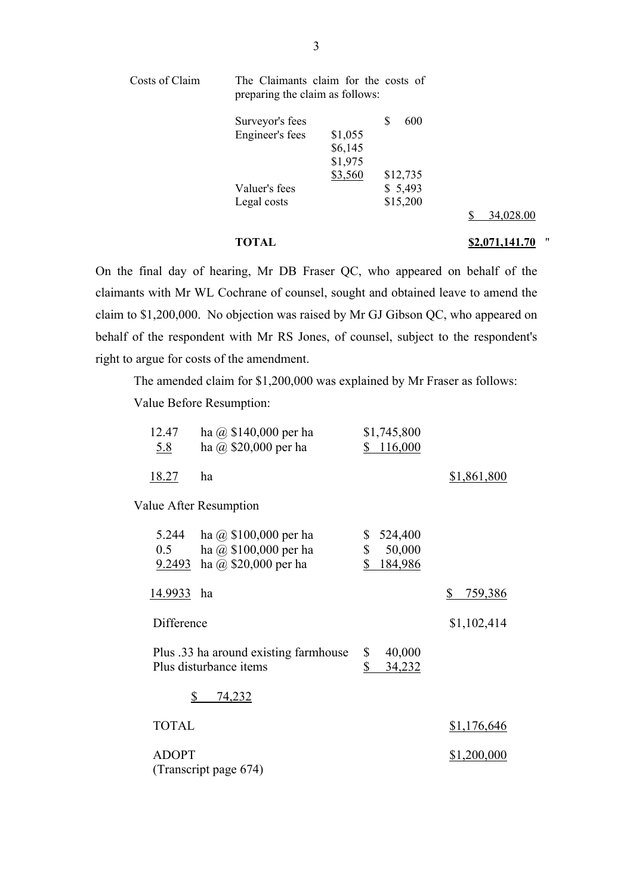| | | | | |
|---|---|---|---|---|
| Costs of Claim | The Claimants claim for the costs of preparing the claim as follows: | | | |
| | Surveyor's fees | | $ 600 | |
| | Engineer's fees | $1,055 | | |
| | | $6,145 | | |
| | | $1,975 | | |
| | | $3,560 | $12,735 | |
| | Valuer's fees | | $ 5,493 | |
| | Legal costs | | $15,200 | |
| | | | | $ 34,028.00 |
| | **TOTAL** | | | **$2,071,141.70** " |

On the final day of hearing, Mr DB Fraser QC, who appeared on behalf of the claimants with Mr WL Cochrane of counsel, sought and obtained leave to amend the claim to $1,200,000. No objection was raised by Mr GJ Gibson QC, who appeared on behalf of the respondent with Mr RS Jones, of counsel, subject to the respondent's right to argue for costs of the amendment.

The amended claim for $1,200,000 was explained by Mr Fraser as follows:

Value Before Resumption:

| | | | |
|---|---|---|---|
| 12.47 | ha @ $140,000 per ha | $1,745,800 | |
| 5.8 | ha @ $20,000 per ha | $ 116,000 | |
| 18.27 | ha | | $1,861,800 |

Value After Resumption

| | | | |
|---|---|---|---|
| 5.244 | ha @ $100,000 per ha | $ 524,400 | |
| 0.5 | ha @ $100,000 per ha | $ 50,000 | |
| 9.2493 | ha @ $20,000 per ha | $ 184,986 | |
| 14.9933 | ha | | $ 759,386 |

| | | |
|---|---|---|
| Difference | | $1,102,414 |
| Plus .33 ha around existing farmhouse | $ 40,000 | |
| Plus disturbance items | $ 34,232 | |
| $ 74,232 | | |
| TOTAL | | $1,176,646 |
| ADOPT (Transcript page 674) | | $1,200,000 |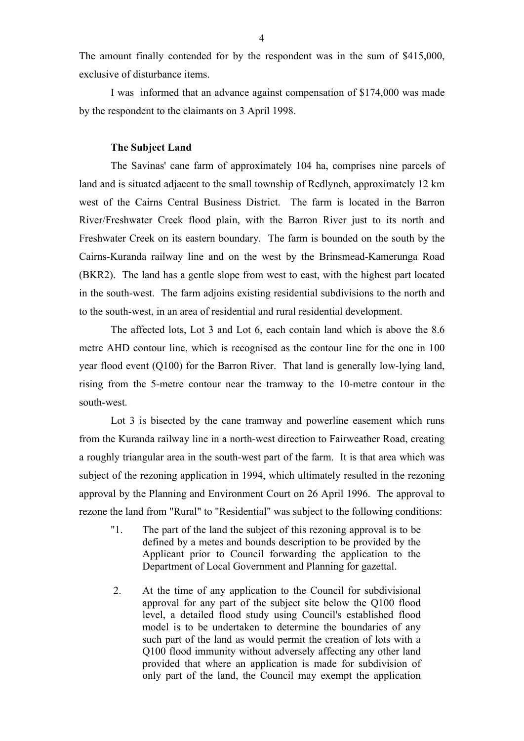The amount finally contended for by the respondent was in the sum of $415,000, exclusive of disturbance items.

I was informed that an advance against compensation of $174,000 was made by the respondent to the claimants on 3 April 1998.

**The Subject Land**

The Savinas' cane farm of approximately 104 ha, comprises nine parcels of land and is situated adjacent to the small township of Redlynch, approximately 12 km west of the Cairns Central Business District. The farm is located in the Barron River/Freshwater Creek flood plain, with the Barron River just to its north and Freshwater Creek on its eastern boundary. The farm is bounded on the south by the Cairns-Kuranda railway line and on the west by the Brinsmead-Kamerunga Road (BKR2). The land has a gentle slope from west to east, with the highest part located in the south-west. The farm adjoins existing residential subdivisions to the north and to the south-west, in an area of residential and rural residential development.

The affected lots, Lot 3 and Lot 6, each contain land which is above the 8.6 metre AHD contour line, which is recognised as the contour line for the one in 100 year flood event (Q100) for the Barron River. That land is generally low-lying land, rising from the 5-metre contour near the tramway to the 10-metre contour in the south-west.

Lot 3 is bisected by the cane tramway and powerline easement which runs from the Kuranda railway line in a north-west direction to Fairweather Road, creating a roughly triangular area in the south-west part of the farm. It is that area which was subject of the rezoning application in 1994, which ultimately resulted in the rezoning approval by the Planning and Environment Court on 26 April 1996. The approval to rezone the land from "Rural" to "Residential" was subject to the following conditions:

> "1. The part of the land the subject of this rezoning approval is to be defined by a metes and bounds description to be provided by the Applicant prior to Council forwarding the application to the Department of Local Government and Planning for gazettal.
>
> 2. At the time of any application to the Council for subdivisional approval for any part of the subject site below the Q100 flood level, a detailed flood study using Council's established flood model is to be undertaken to determine the boundaries of any such part of the land as would permit the creation of lots with a Q100 flood immunity without adversely affecting any other land provided that where an application is made for subdivision of only part of the land, the Council may exempt the application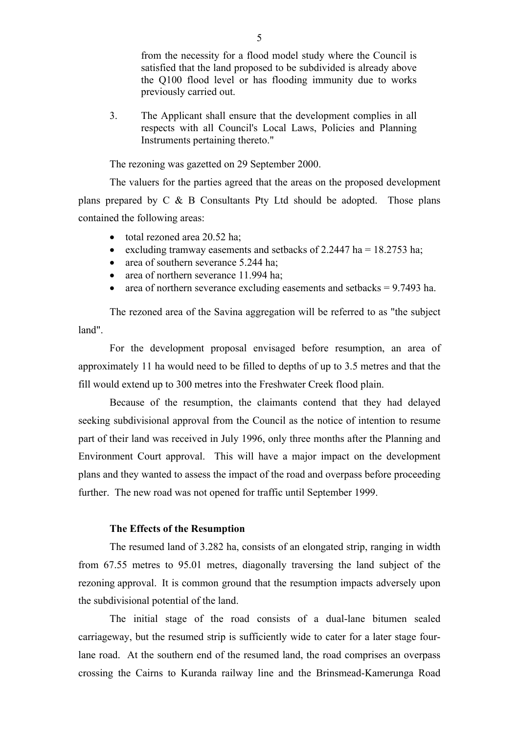from the necessity for a flood model study where the Council is satisfied that the land proposed to be subdivided is already above the Q100 flood level or has flooding immunity due to works previously carried out.

3. The Applicant shall ensure that the development complies in all respects with all Council's Local Laws, Policies and Planning Instruments pertaining thereto."

The rezoning was gazetted on 29 September 2000.

The valuers for the parties agreed that the areas on the proposed development plans prepared by C & B Consultants Pty Ltd should be adopted. Those plans contained the following areas:

- total rezoned area 20.52 ha;
- excluding tramway easements and setbacks of 2.2447 ha = 18.2753 ha;
- area of southern severance 5.244 ha;
- area of northern severance 11.994 ha;
- area of northern severance excluding easements and setbacks = 9.7493 ha.

The rezoned area of the Savina aggregation will be referred to as "the subject land".

For the development proposal envisaged before resumption, an area of approximately 11 ha would need to be filled to depths of up to 3.5 metres and that the fill would extend up to 300 metres into the Freshwater Creek flood plain.

Because of the resumption, the claimants contend that they had delayed seeking subdivisional approval from the Council as the notice of intention to resume part of their land was received in July 1996, only three months after the Planning and Environment Court approval. This will have a major impact on the development plans and they wanted to assess the impact of the road and overpass before proceeding further. The new road was not opened for traffic until September 1999.

**The Effects of the Resumption**

The resumed land of 3.282 ha, consists of an elongated strip, ranging in width from 67.55 metres to 95.01 metres, diagonally traversing the land subject of the rezoning approval. It is common ground that the resumption impacts adversely upon the subdivisional potential of the land.

The initial stage of the road consists of a dual-lane bitumen sealed carriageway, but the resumed strip is sufficiently wide to cater for a later stage four-lane road. At the southern end of the resumed land, the road comprises an overpass crossing the Cairns to Kuranda railway line and the Brinsmead-Kamerunga Road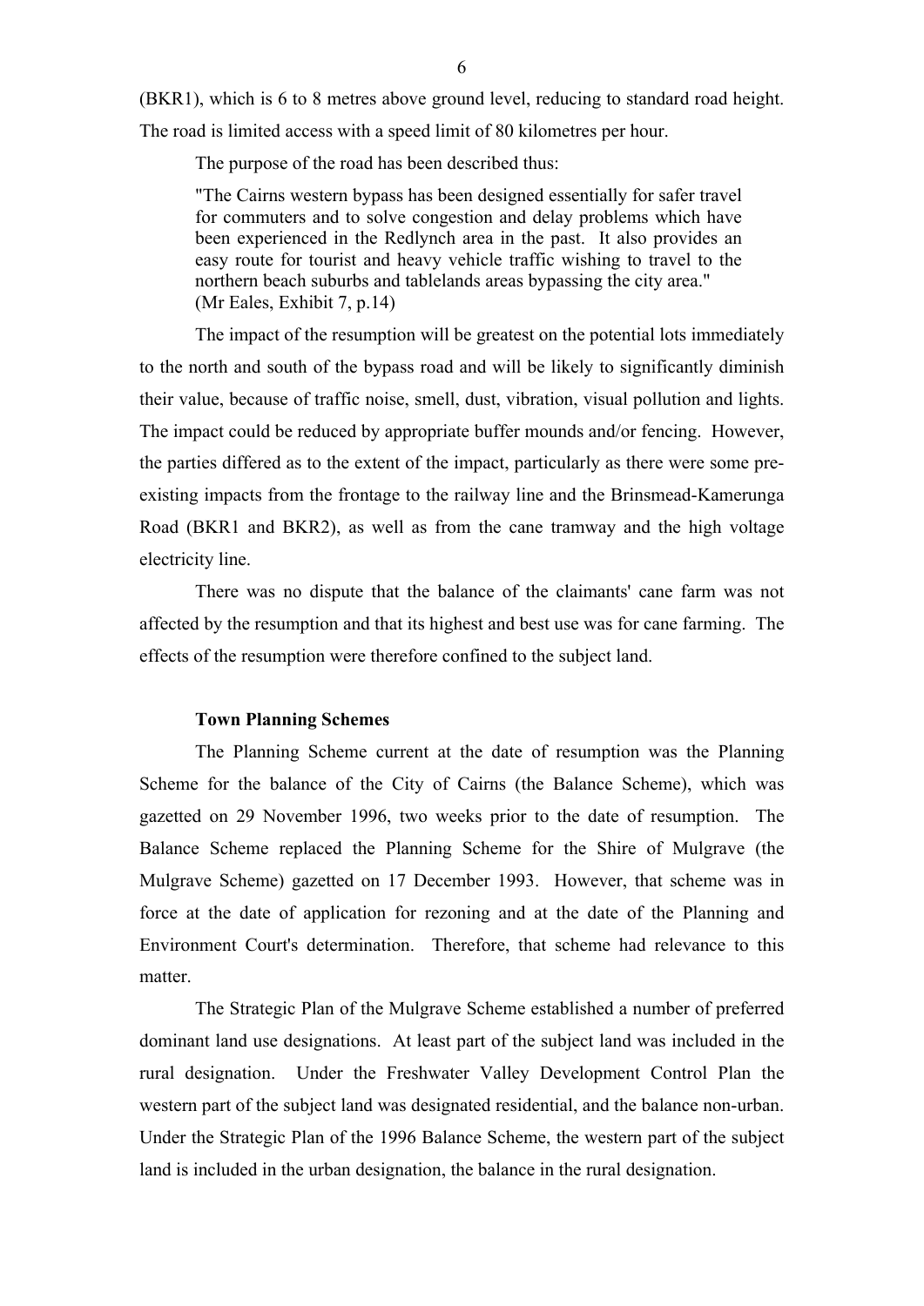(BKR1), which is 6 to 8 metres above ground level, reducing to standard road height. The road is limited access with a speed limit of 80 kilometres per hour.

The purpose of the road has been described thus:

> "The Cairns western bypass has been designed essentially for safer travel for commuters and to solve congestion and delay problems which have been experienced in the Redlynch area in the past. It also provides an easy route for tourist and heavy vehicle traffic wishing to travel to the northern beach suburbs and tablelands areas bypassing the city area." (Mr Eales, Exhibit 7, p.14)

The impact of the resumption will be greatest on the potential lots immediately to the north and south of the bypass road and will be likely to significantly diminish their value, because of traffic noise, smell, dust, vibration, visual pollution and lights. The impact could be reduced by appropriate buffer mounds and/or fencing. However, the parties differed as to the extent of the impact, particularly as there were some pre-existing impacts from the frontage to the railway line and the Brinsmead-Kamerunga Road (BKR1 and BKR2), as well as from the cane tramway and the high voltage electricity line.

There was no dispute that the balance of the claimants' cane farm was not affected by the resumption and that its highest and best use was for cane farming. The effects of the resumption were therefore confined to the subject land.

**Town Planning Schemes**

The Planning Scheme current at the date of resumption was the Planning Scheme for the balance of the City of Cairns (the Balance Scheme), which was gazetted on 29 November 1996, two weeks prior to the date of resumption. The Balance Scheme replaced the Planning Scheme for the Shire of Mulgrave (the Mulgrave Scheme) gazetted on 17 December 1993. However, that scheme was in force at the date of application for rezoning and at the date of the Planning and Environment Court's determination. Therefore, that scheme had relevance to this matter.

The Strategic Plan of the Mulgrave Scheme established a number of preferred dominant land use designations. At least part of the subject land was included in the rural designation. Under the Freshwater Valley Development Control Plan the western part of the subject land was designated residential, and the balance non-urban. Under the Strategic Plan of the 1996 Balance Scheme, the western part of the subject land is included in the urban designation, the balance in the rural designation.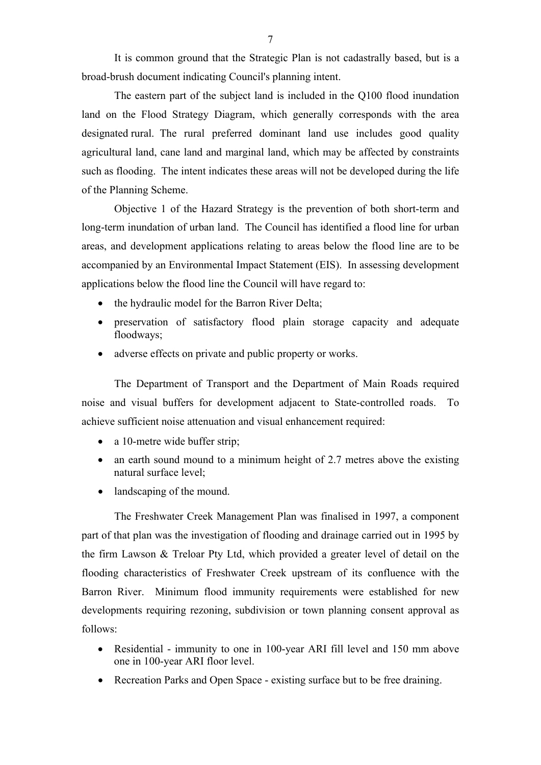It is common ground that the Strategic Plan is not cadastrally based, but is a broad-brush document indicating Council's planning intent.

The eastern part of the subject land is included in the Q100 flood inundation land on the Flood Strategy Diagram, which generally corresponds with the area designated rural. The rural preferred dominant land use includes good quality agricultural land, cane land and marginal land, which may be affected by constraints such as flooding. The intent indicates these areas will not be developed during the life of the Planning Scheme.

Objective 1 of the Hazard Strategy is the prevention of both short-term and long-term inundation of urban land. The Council has identified a flood line for urban areas, and development applications relating to areas below the flood line are to be accompanied by an Environmental Impact Statement (EIS). In assessing development applications below the flood line the Council will have regard to:

- the hydraulic model for the Barron River Delta;
- preservation of satisfactory flood plain storage capacity and adequate floodways;
- adverse effects on private and public property or works.

The Department of Transport and the Department of Main Roads required noise and visual buffers for development adjacent to State-controlled roads. To achieve sufficient noise attenuation and visual enhancement required:

- a 10-metre wide buffer strip;
- an earth sound mound to a minimum height of 2.7 metres above the existing natural surface level;
- landscaping of the mound.

The Freshwater Creek Management Plan was finalised in 1997, a component part of that plan was the investigation of flooding and drainage carried out in 1995 by the firm Lawson & Treloar Pty Ltd, which provided a greater level of detail on the flooding characteristics of Freshwater Creek upstream of its confluence with the Barron River. Minimum flood immunity requirements were established for new developments requiring rezoning, subdivision or town planning consent approval as follows:

- Residential - immunity to one in 100-year ARI fill level and 150 mm above one in 100-year ARI floor level.
- Recreation Parks and Open Space - existing surface but to be free draining.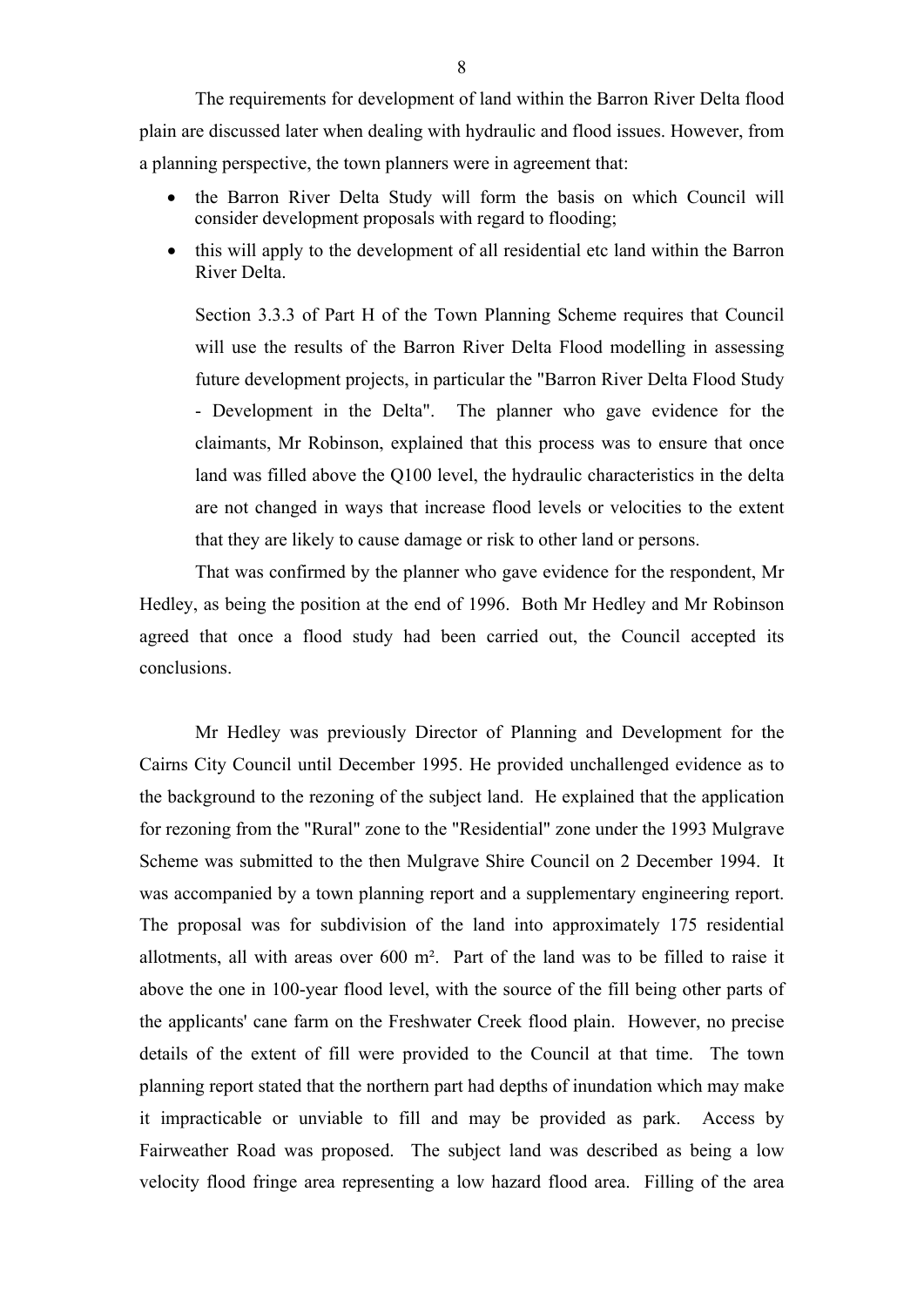The requirements for development of land within the Barron River Delta flood plain are discussed later when dealing with hydraulic and flood issues. However, from a planning perspective, the town planners were in agreement that:

- the Barron River Delta Study will form the basis on which Council will consider development proposals with regard to flooding;
- this will apply to the development of all residential etc land within the Barron River Delta.

> Section 3.3.3 of Part H of the Town Planning Scheme requires that Council will use the results of the Barron River Delta Flood modelling in assessing future development projects, in particular the "Barron River Delta Flood Study - Development in the Delta". The planner who gave evidence for the claimants, Mr Robinson, explained that this process was to ensure that once land was filled above the Q100 level, the hydraulic characteristics in the delta are not changed in ways that increase flood levels or velocities to the extent that they are likely to cause damage or risk to other land or persons.

That was confirmed by the planner who gave evidence for the respondent, Mr Hedley, as being the position at the end of 1996. Both Mr Hedley and Mr Robinson agreed that once a flood study had been carried out, the Council accepted its conclusions.

Mr Hedley was previously Director of Planning and Development for the Cairns City Council until December 1995. He provided unchallenged evidence as to the background to the rezoning of the subject land. He explained that the application for rezoning from the "Rural" zone to the "Residential" zone under the 1993 Mulgrave Scheme was submitted to the then Mulgrave Shire Council on 2 December 1994. It was accompanied by a town planning report and a supplementary engineering report. The proposal was for subdivision of the land into approximately 175 residential allotments, all with areas over 600 m². Part of the land was to be filled to raise it above the one in 100-year flood level, with the source of the fill being other parts of the applicants' cane farm on the Freshwater Creek flood plain. However, no precise details of the extent of fill were provided to the Council at that time. The town planning report stated that the northern part had depths of inundation which may make it impracticable or unviable to fill and may be provided as park. Access by Fairweather Road was proposed. The subject land was described as being a low velocity flood fringe area representing a low hazard flood area. Filling of the area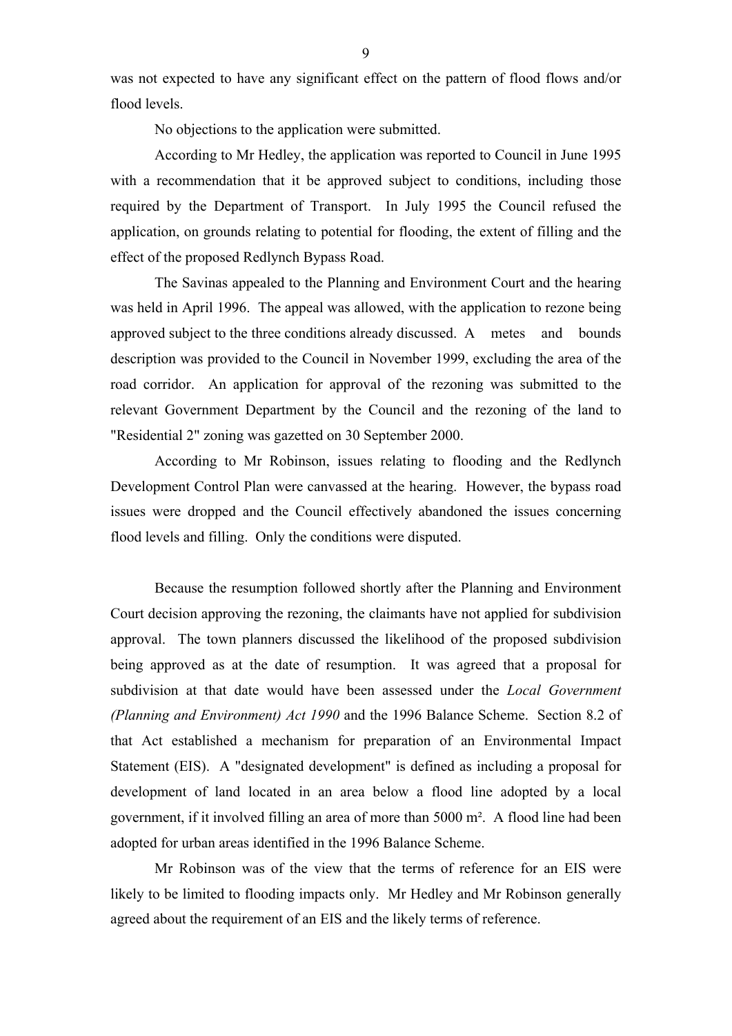was not expected to have any significant effect on the pattern of flood flows and/or flood levels.

No objections to the application were submitted.

According to Mr Hedley, the application was reported to Council in June 1995 with a recommendation that it be approved subject to conditions, including those required by the Department of Transport. In July 1995 the Council refused the application, on grounds relating to potential for flooding, the extent of filling and the effect of the proposed Redlynch Bypass Road.

The Savinas appealed to the Planning and Environment Court and the hearing was held in April 1996. The appeal was allowed, with the application to rezone being approved subject to the three conditions already discussed. A metes and bounds description was provided to the Council in November 1999, excluding the area of the road corridor. An application for approval of the rezoning was submitted to the relevant Government Department by the Council and the rezoning of the land to "Residential 2" zoning was gazetted on 30 September 2000.

According to Mr Robinson, issues relating to flooding and the Redlynch Development Control Plan were canvassed at the hearing. However, the bypass road issues were dropped and the Council effectively abandoned the issues concerning flood levels and filling. Only the conditions were disputed.

Because the resumption followed shortly after the Planning and Environment Court decision approving the rezoning, the claimants have not applied for subdivision approval. The town planners discussed the likelihood of the proposed subdivision being approved as at the date of resumption. It was agreed that a proposal for subdivision at that date would have been assessed under the *Local Government (Planning and Environment) Act 1990* and the 1996 Balance Scheme. Section 8.2 of that Act established a mechanism for preparation of an Environmental Impact Statement (EIS). A "designated development" is defined as including a proposal for development of land located in an area below a flood line adopted by a local government, if it involved filling an area of more than 5000 m². A flood line had been adopted for urban areas identified in the 1996 Balance Scheme.

Mr Robinson was of the view that the terms of reference for an EIS were likely to be limited to flooding impacts only. Mr Hedley and Mr Robinson generally agreed about the requirement of an EIS and the likely terms of reference.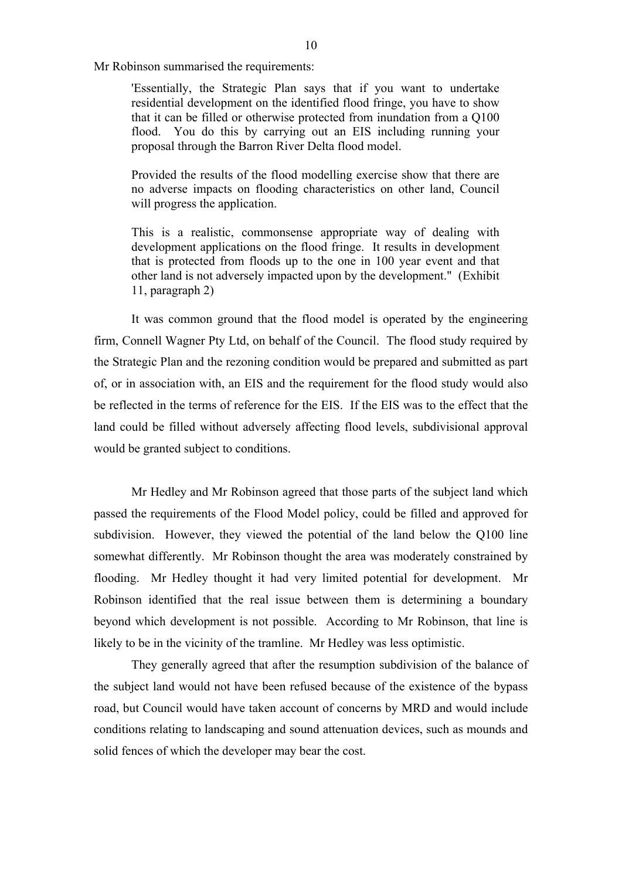Mr Robinson summarised the requirements:

> 'Essentially, the Strategic Plan says that if you want to undertake residential development on the identified flood fringe, you have to show that it can be filled or otherwise protected from inundation from a Q100 flood. You do this by carrying out an EIS including running your proposal through the Barron River Delta flood model.
>
> Provided the results of the flood modelling exercise show that there are no adverse impacts on flooding characteristics on other land, Council will progress the application.
>
> This is a realistic, commonsense appropriate way of dealing with development applications on the flood fringe. It results in development that is protected from floods up to the one in 100 year event and that other land is not adversely impacted upon by the development." (Exhibit 11, paragraph 2)

It was common ground that the flood model is operated by the engineering firm, Connell Wagner Pty Ltd, on behalf of the Council. The flood study required by the Strategic Plan and the rezoning condition would be prepared and submitted as part of, or in association with, an EIS and the requirement for the flood study would also be reflected in the terms of reference for the EIS. If the EIS was to the effect that the land could be filled without adversely affecting flood levels, subdivisional approval would be granted subject to conditions.

Mr Hedley and Mr Robinson agreed that those parts of the subject land which passed the requirements of the Flood Model policy, could be filled and approved for subdivision. However, they viewed the potential of the land below the Q100 line somewhat differently. Mr Robinson thought the area was moderately constrained by flooding. Mr Hedley thought it had very limited potential for development. Mr Robinson identified that the real issue between them is determining a boundary beyond which development is not possible. According to Mr Robinson, that line is likely to be in the vicinity of the tramline. Mr Hedley was less optimistic.

They generally agreed that after the resumption subdivision of the balance of the subject land would not have been refused because of the existence of the bypass road, but Council would have taken account of concerns by MRD and would include conditions relating to landscaping and sound attenuation devices, such as mounds and solid fences of which the developer may bear the cost.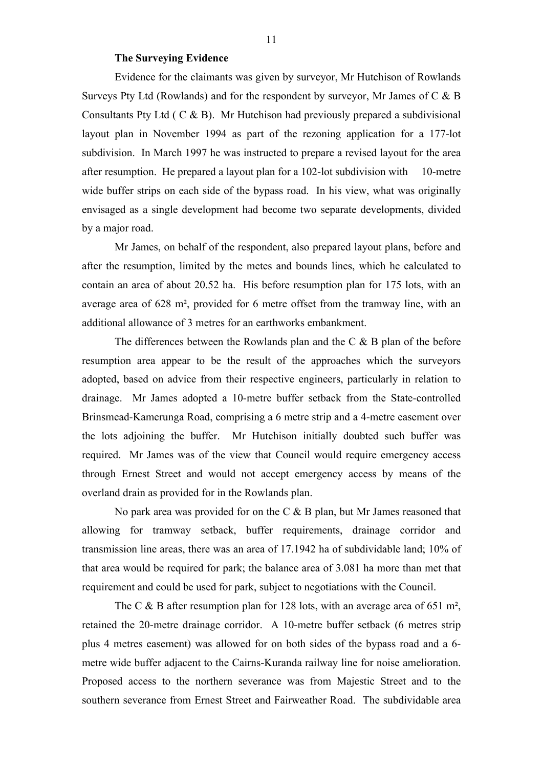**The Surveying Evidence**

Evidence for the claimants was given by surveyor, Mr Hutchison of Rowlands Surveys Pty Ltd (Rowlands) and for the respondent by surveyor, Mr James of C & B Consultants Pty Ltd ( C & B). Mr Hutchison had previously prepared a subdivisional layout plan in November 1994 as part of the rezoning application for a 177-lot subdivision. In March 1997 he was instructed to prepare a revised layout for the area after resumption. He prepared a layout plan for a 102-lot subdivision with 10-metre wide buffer strips on each side of the bypass road. In his view, what was originally envisaged as a single development had become two separate developments, divided by a major road.

Mr James, on behalf of the respondent, also prepared layout plans, before and after the resumption, limited by the metes and bounds lines, which he calculated to contain an area of about 20.52 ha. His before resumption plan for 175 lots, with an average area of 628 m², provided for 6 metre offset from the tramway line, with an additional allowance of 3 metres for an earthworks embankment.

The differences between the Rowlands plan and the C & B plan of the before resumption area appear to be the result of the approaches which the surveyors adopted, based on advice from their respective engineers, particularly in relation to drainage. Mr James adopted a 10-metre buffer setback from the State-controlled Brinsmead-Kamerunga Road, comprising a 6 metre strip and a 4-metre easement over the lots adjoining the buffer. Mr Hutchison initially doubted such buffer was required. Mr James was of the view that Council would require emergency access through Ernest Street and would not accept emergency access by means of the overland drain as provided for in the Rowlands plan.

No park area was provided for on the C & B plan, but Mr James reasoned that allowing for tramway setback, buffer requirements, drainage corridor and transmission line areas, there was an area of 17.1942 ha of subdividable land; 10% of that area would be required for park; the balance area of 3.081 ha more than met that requirement and could be used for park, subject to negotiations with the Council.

The C & B after resumption plan for 128 lots, with an average area of 651 m², retained the 20-metre drainage corridor. A 10-metre buffer setback (6 metres strip plus 4 metres easement) was allowed for on both sides of the bypass road and a 6-metre wide buffer adjacent to the Cairns-Kuranda railway line for noise amelioration. Proposed access to the northern severance was from Majestic Street and to the southern severance from Ernest Street and Fairweather Road. The subdividable area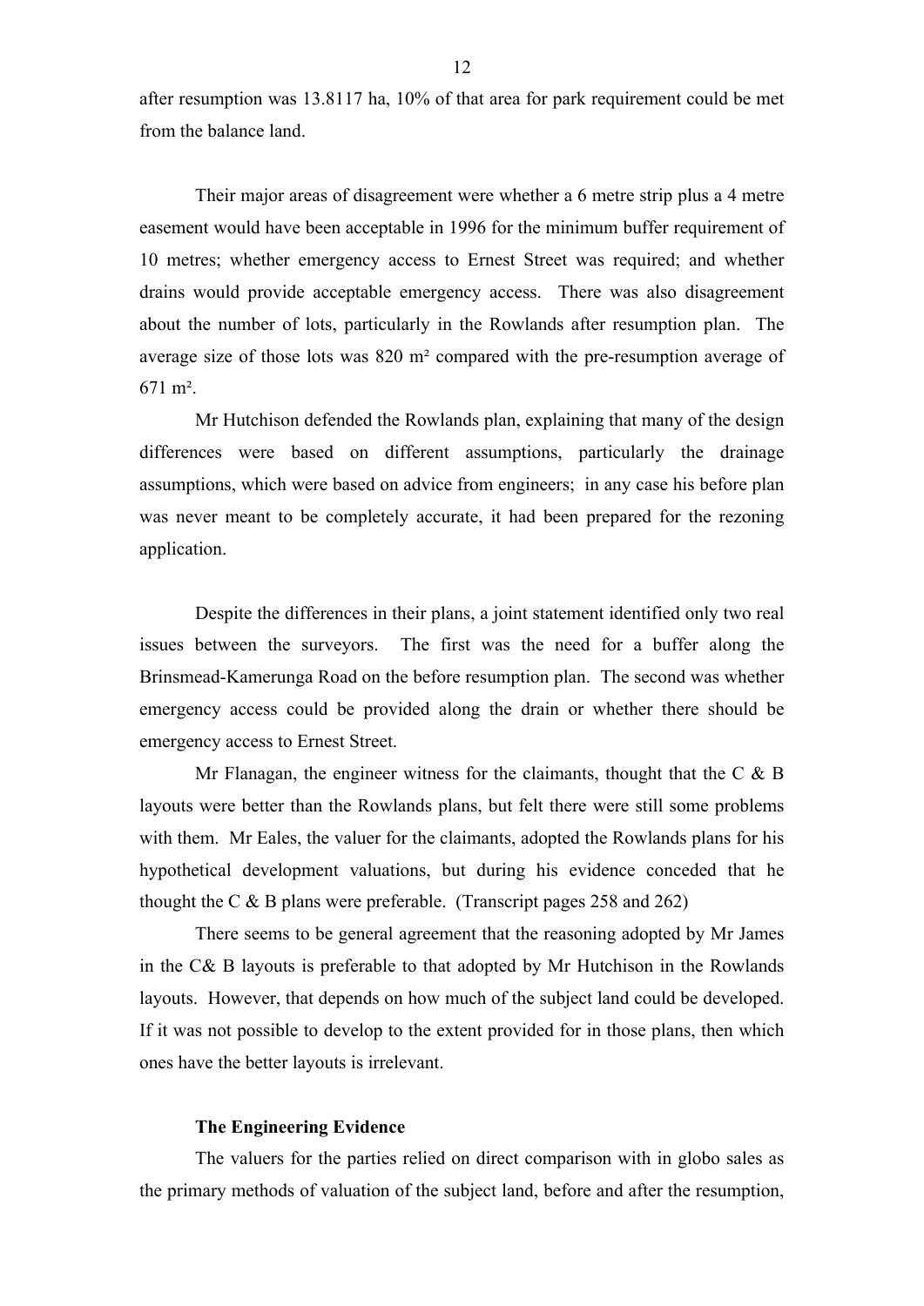after resumption was 13.8117 ha, 10% of that area for park requirement could be met from the balance land.

Their major areas of disagreement were whether a 6 metre strip plus a 4 metre easement would have been acceptable in 1996 for the minimum buffer requirement of 10 metres; whether emergency access to Ernest Street was required; and whether drains would provide acceptable emergency access. There was also disagreement about the number of lots, particularly in the Rowlands after resumption plan. The average size of those lots was 820 m² compared with the pre-resumption average of 671 m².

Mr Hutchison defended the Rowlands plan, explaining that many of the design differences were based on different assumptions, particularly the drainage assumptions, which were based on advice from engineers; in any case his before plan was never meant to be completely accurate, it had been prepared for the rezoning application.

Despite the differences in their plans, a joint statement identified only two real issues between the surveyors. The first was the need for a buffer along the Brinsmead-Kamerunga Road on the before resumption plan. The second was whether emergency access could be provided along the drain or whether there should be emergency access to Ernest Street.

Mr Flanagan, the engineer witness for the claimants, thought that the C & B layouts were better than the Rowlands plans, but felt there were still some problems with them. Mr Eales, the valuer for the claimants, adopted the Rowlands plans for his hypothetical development valuations, but during his evidence conceded that he thought the C & B plans were preferable. (Transcript pages 258 and 262)

There seems to be general agreement that the reasoning adopted by Mr James in the C& B layouts is preferable to that adopted by Mr Hutchison in the Rowlands layouts. However, that depends on how much of the subject land could be developed. If it was not possible to develop to the extent provided for in those plans, then which ones have the better layouts is irrelevant.

**The Engineering Evidence**

The valuers for the parties relied on direct comparison with in globo sales as the primary methods of valuation of the subject land, before and after the resumption,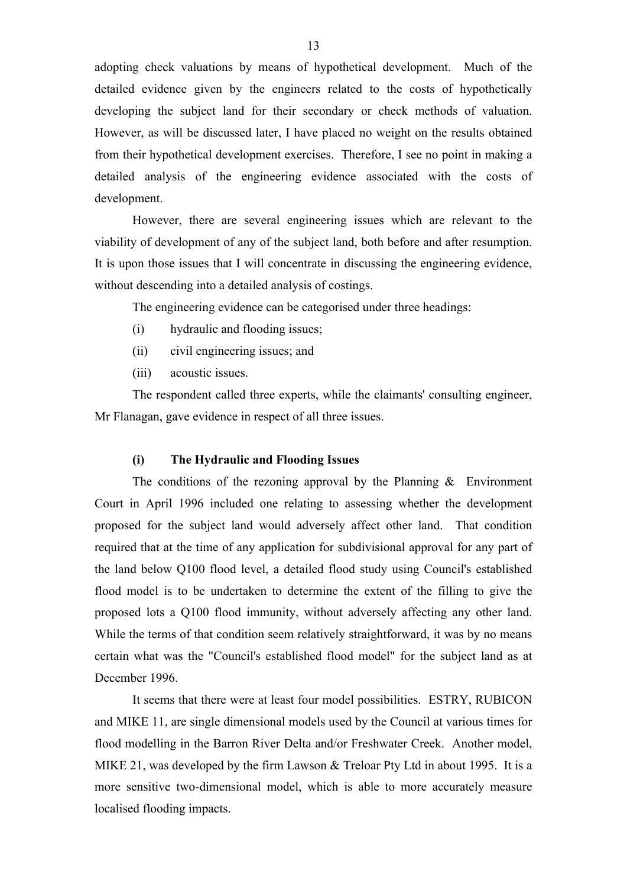adopting check valuations by means of hypothetical development. Much of the detailed evidence given by the engineers related to the costs of hypothetically developing the subject land for their secondary or check methods of valuation. However, as will be discussed later, I have placed no weight on the results obtained from their hypothetical development exercises. Therefore, I see no point in making a detailed analysis of the engineering evidence associated with the costs of development.

However, there are several engineering issues which are relevant to the viability of development of any of the subject land, both before and after resumption. It is upon those issues that I will concentrate in discussing the engineering evidence, without descending into a detailed analysis of costings.

The engineering evidence can be categorised under three headings:

(i) hydraulic and flooding issues;

(ii) civil engineering issues; and

(iii) acoustic issues.

The respondent called three experts, while the claimants' consulting engineer, Mr Flanagan, gave evidence in respect of all three issues.

**(i) The Hydraulic and Flooding Issues**

The conditions of the rezoning approval by the Planning & Environment Court in April 1996 included one relating to assessing whether the development proposed for the subject land would adversely affect other land. That condition required that at the time of any application for subdivisional approval for any part of the land below Q100 flood level, a detailed flood study using Council's established flood model is to be undertaken to determine the extent of the filling to give the proposed lots a Q100 flood immunity, without adversely affecting any other land. While the terms of that condition seem relatively straightforward, it was by no means certain what was the "Council's established flood model" for the subject land as at December 1996.

It seems that there were at least four model possibilities. ESTRY, RUBICON and MIKE 11, are single dimensional models used by the Council at various times for flood modelling in the Barron River Delta and/or Freshwater Creek. Another model, MIKE 21, was developed by the firm Lawson & Treloar Pty Ltd in about 1995. It is a more sensitive two-dimensional model, which is able to more accurately measure localised flooding impacts.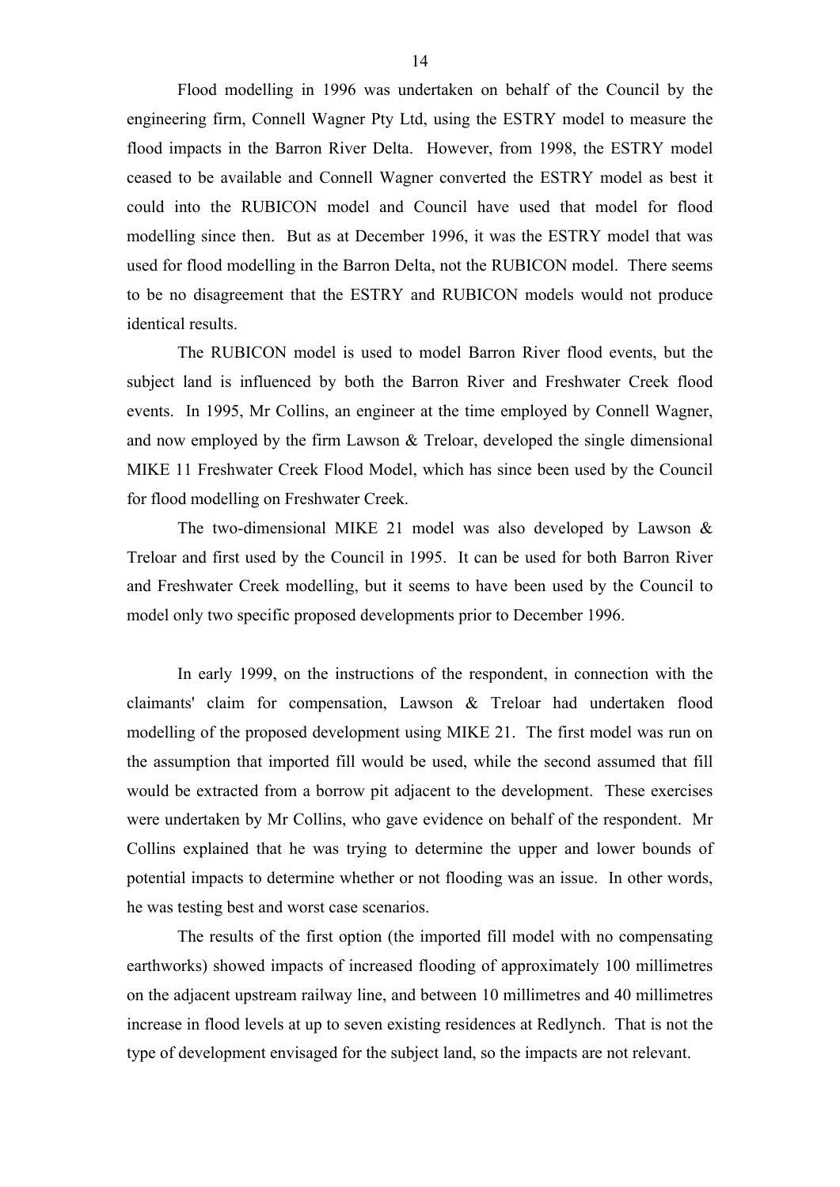Flood modelling in 1996 was undertaken on behalf of the Council by the engineering firm, Connell Wagner Pty Ltd, using the ESTRY model to measure the flood impacts in the Barron River Delta. However, from 1998, the ESTRY model ceased to be available and Connell Wagner converted the ESTRY model as best it could into the RUBICON model and Council have used that model for flood modelling since then. But as at December 1996, it was the ESTRY model that was used for flood modelling in the Barron Delta, not the RUBICON model. There seems to be no disagreement that the ESTRY and RUBICON models would not produce identical results.

The RUBICON model is used to model Barron River flood events, but the subject land is influenced by both the Barron River and Freshwater Creek flood events. In 1995, Mr Collins, an engineer at the time employed by Connell Wagner, and now employed by the firm Lawson & Treloar, developed the single dimensional MIKE 11 Freshwater Creek Flood Model, which has since been used by the Council for flood modelling on Freshwater Creek.

The two-dimensional MIKE 21 model was also developed by Lawson & Treloar and first used by the Council in 1995. It can be used for both Barron River and Freshwater Creek modelling, but it seems to have been used by the Council to model only two specific proposed developments prior to December 1996.

In early 1999, on the instructions of the respondent, in connection with the claimants' claim for compensation, Lawson & Treloar had undertaken flood modelling of the proposed development using MIKE 21. The first model was run on the assumption that imported fill would be used, while the second assumed that fill would be extracted from a borrow pit adjacent to the development. These exercises were undertaken by Mr Collins, who gave evidence on behalf of the respondent. Mr Collins explained that he was trying to determine the upper and lower bounds of potential impacts to determine whether or not flooding was an issue. In other words, he was testing best and worst case scenarios.

The results of the first option (the imported fill model with no compensating earthworks) showed impacts of increased flooding of approximately 100 millimetres on the adjacent upstream railway line, and between 10 millimetres and 40 millimetres increase in flood levels at up to seven existing residences at Redlynch. That is not the type of development envisaged for the subject land, so the impacts are not relevant.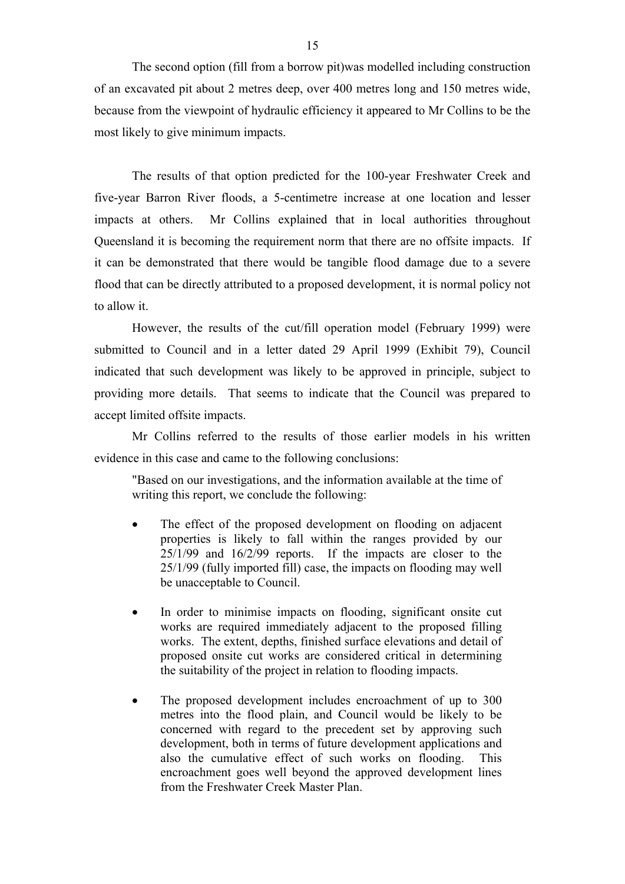The second option (fill from a borrow pit)was modelled including construction of an excavated pit about 2 metres deep, over 400 metres long and 150 metres wide, because from the viewpoint of hydraulic efficiency it appeared to Mr Collins to be the most likely to give minimum impacts.

The results of that option predicted for the 100-year Freshwater Creek and five-year Barron River floods, a 5-centimetre increase at one location and lesser impacts at others. Mr Collins explained that in local authorities throughout Queensland it is becoming the requirement norm that there are no offsite impacts. If it can be demonstrated that there would be tangible flood damage due to a severe flood that can be directly attributed to a proposed development, it is normal policy not to allow it.

However, the results of the cut/fill operation model (February 1999) were submitted to Council and in a letter dated 29 April 1999 (Exhibit 79), Council indicated that such development was likely to be approved in principle, subject to providing more details. That seems to indicate that the Council was prepared to accept limited offsite impacts.

Mr Collins referred to the results of those earlier models in his written evidence in this case and came to the following conclusions:

> "Based on our investigations, and the information available at the time of writing this report, we conclude the following:
>
> - The effect of the proposed development on flooding on adjacent properties is likely to fall within the ranges provided by our 25/1/99 and 16/2/99 reports. If the impacts are closer to the 25/1/99 (fully imported fill) case, the impacts on flooding may well be unacceptable to Council.
>
> - In order to minimise impacts on flooding, significant onsite cut works are required immediately adjacent to the proposed filling works. The extent, depths, finished surface elevations and detail of proposed onsite cut works are considered critical in determining the suitability of the project in relation to flooding impacts.
>
> - The proposed development includes encroachment of up to 300 metres into the flood plain, and Council would be likely to be concerned with regard to the precedent set by approving such development, both in terms of future development applications and also the cumulative effect of such works on flooding. This encroachment goes well beyond the approved development lines from the Freshwater Creek Master Plan.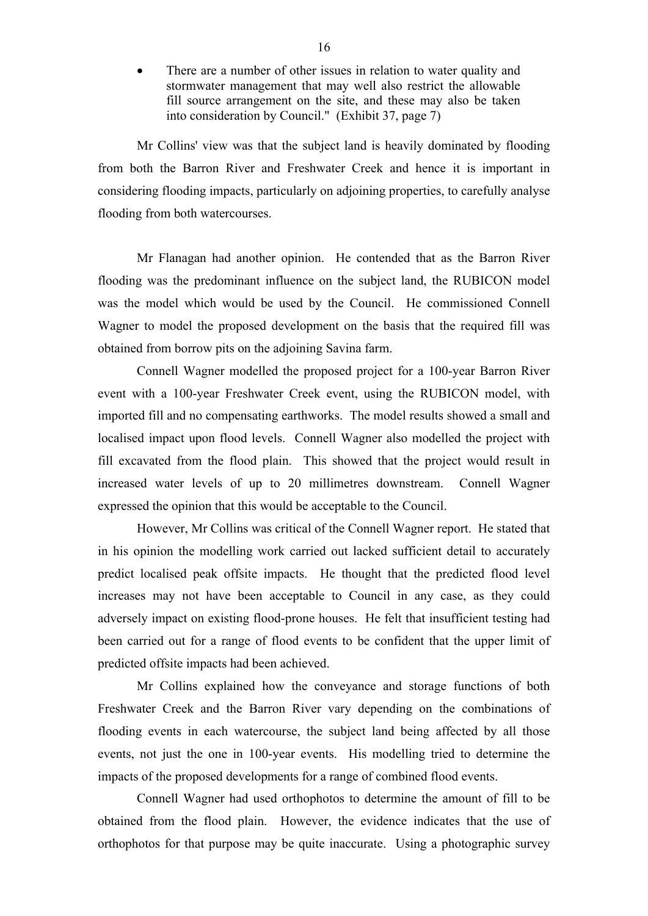- There are a number of other issues in relation to water quality and stormwater management that may well also restrict the allowable fill source arrangement on the site, and these may also be taken into consideration by Council." (Exhibit 37, page 7)

Mr Collins' view was that the subject land is heavily dominated by flooding from both the Barron River and Freshwater Creek and hence it is important in considering flooding impacts, particularly on adjoining properties, to carefully analyse flooding from both watercourses.

Mr Flanagan had another opinion. He contended that as the Barron River flooding was the predominant influence on the subject land, the RUBICON model was the model which would be used by the Council. He commissioned Connell Wagner to model the proposed development on the basis that the required fill was obtained from borrow pits on the adjoining Savina farm.

Connell Wagner modelled the proposed project for a 100-year Barron River event with a 100-year Freshwater Creek event, using the RUBICON model, with imported fill and no compensating earthworks. The model results showed a small and localised impact upon flood levels. Connell Wagner also modelled the project with fill excavated from the flood plain. This showed that the project would result in increased water levels of up to 20 millimetres downstream. Connell Wagner expressed the opinion that this would be acceptable to the Council.

However, Mr Collins was critical of the Connell Wagner report. He stated that in his opinion the modelling work carried out lacked sufficient detail to accurately predict localised peak offsite impacts. He thought that the predicted flood level increases may not have been acceptable to Council in any case, as they could adversely impact on existing flood-prone houses. He felt that insufficient testing had been carried out for a range of flood events to be confident that the upper limit of predicted offsite impacts had been achieved.

Mr Collins explained how the conveyance and storage functions of both Freshwater Creek and the Barron River vary depending on the combinations of flooding events in each watercourse, the subject land being affected by all those events, not just the one in 100-year events. His modelling tried to determine the impacts of the proposed developments for a range of combined flood events.

Connell Wagner had used orthophotos to determine the amount of fill to be obtained from the flood plain. However, the evidence indicates that the use of orthophotos for that purpose may be quite inaccurate. Using a photographic survey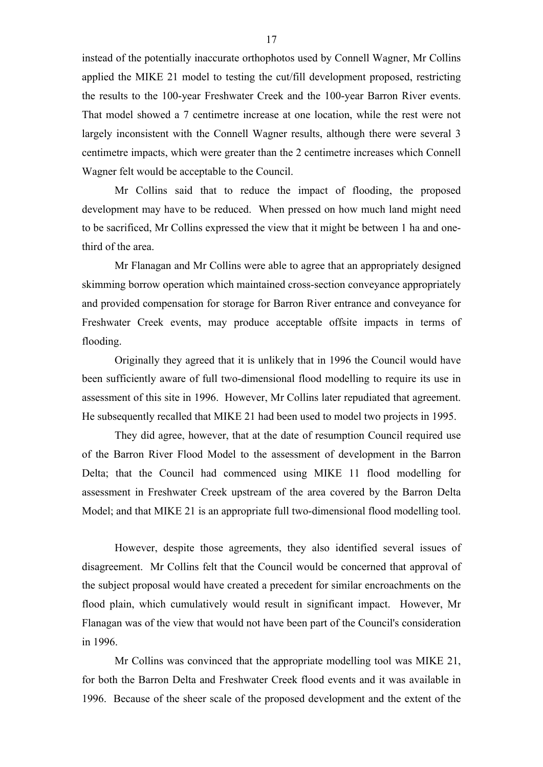instead of the potentially inaccurate orthophotos used by Connell Wagner, Mr Collins applied the MIKE 21 model to testing the cut/fill development proposed, restricting the results to the 100-year Freshwater Creek and the 100-year Barron River events. That model showed a 7 centimetre increase at one location, while the rest were not largely inconsistent with the Connell Wagner results, although there were several 3 centimetre impacts, which were greater than the 2 centimetre increases which Connell Wagner felt would be acceptable to the Council.

Mr Collins said that to reduce the impact of flooding, the proposed development may have to be reduced. When pressed on how much land might need to be sacrificed, Mr Collins expressed the view that it might be between 1 ha and one-third of the area.

Mr Flanagan and Mr Collins were able to agree that an appropriately designed skimming borrow operation which maintained cross-section conveyance appropriately and provided compensation for storage for Barron River entrance and conveyance for Freshwater Creek events, may produce acceptable offsite impacts in terms of flooding.

Originally they agreed that it is unlikely that in 1996 the Council would have been sufficiently aware of full two-dimensional flood modelling to require its use in assessment of this site in 1996. However, Mr Collins later repudiated that agreement. He subsequently recalled that MIKE 21 had been used to model two projects in 1995.

They did agree, however, that at the date of resumption Council required use of the Barron River Flood Model to the assessment of development in the Barron Delta; that the Council had commenced using MIKE 11 flood modelling for assessment in Freshwater Creek upstream of the area covered by the Barron Delta Model; and that MIKE 21 is an appropriate full two-dimensional flood modelling tool.

However, despite those agreements, they also identified several issues of disagreement. Mr Collins felt that the Council would be concerned that approval of the subject proposal would have created a precedent for similar encroachments on the flood plain, which cumulatively would result in significant impact. However, Mr Flanagan was of the view that would not have been part of the Council's consideration in 1996.

Mr Collins was convinced that the appropriate modelling tool was MIKE 21, for both the Barron Delta and Freshwater Creek flood events and it was available in 1996. Because of the sheer scale of the proposed development and the extent of the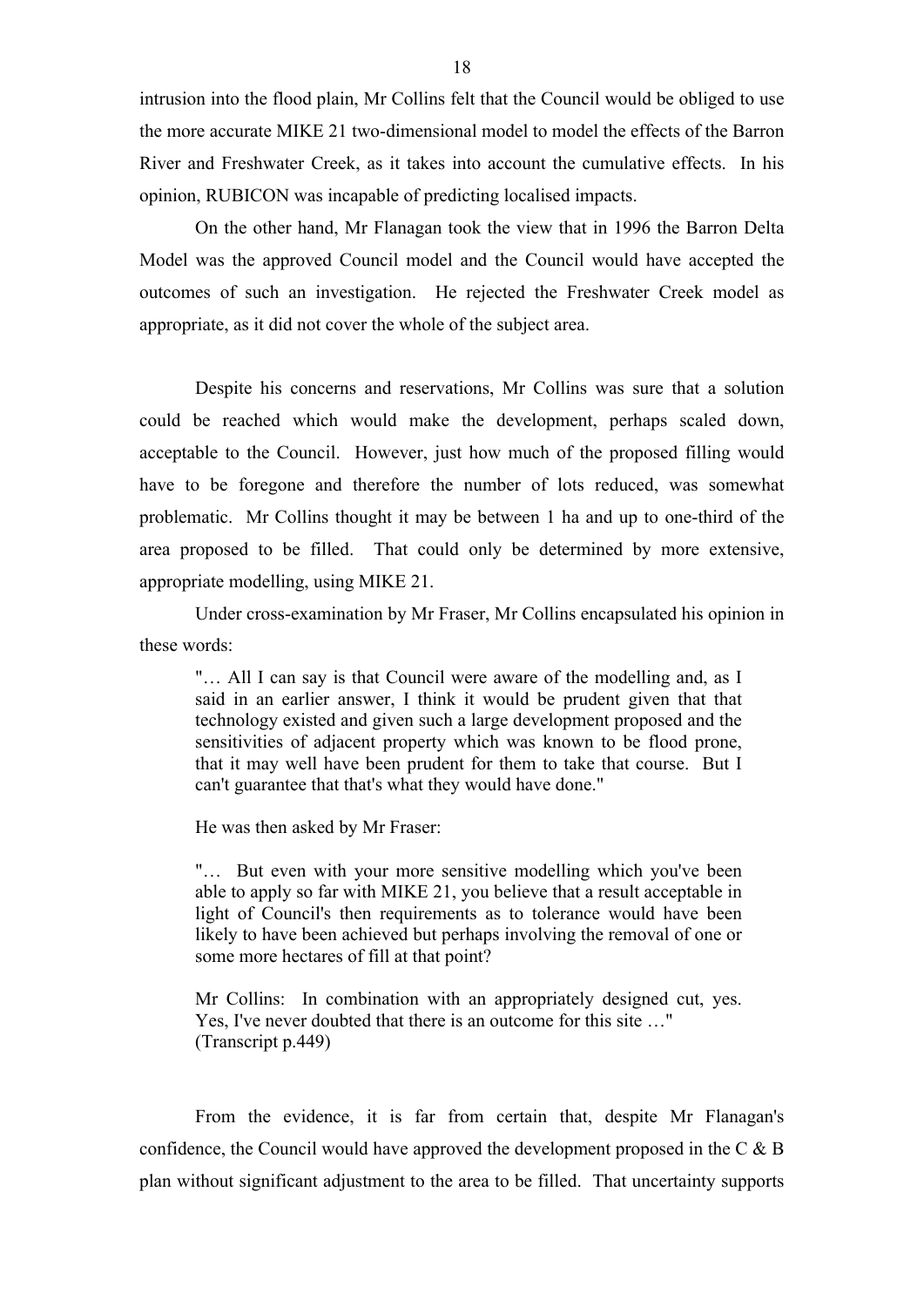intrusion into the flood plain, Mr Collins felt that the Council would be obliged to use the more accurate MIKE 21 two-dimensional model to model the effects of the Barron River and Freshwater Creek, as it takes into account the cumulative effects. In his opinion, RUBICON was incapable of predicting localised impacts.

On the other hand, Mr Flanagan took the view that in 1996 the Barron Delta Model was the approved Council model and the Council would have accepted the outcomes of such an investigation. He rejected the Freshwater Creek model as appropriate, as it did not cover the whole of the subject area.

Despite his concerns and reservations, Mr Collins was sure that a solution could be reached which would make the development, perhaps scaled down, acceptable to the Council. However, just how much of the proposed filling would have to be foregone and therefore the number of lots reduced, was somewhat problematic. Mr Collins thought it may be between 1 ha and up to one-third of the area proposed to be filled. That could only be determined by more extensive, appropriate modelling, using MIKE 21.

Under cross-examination by Mr Fraser, Mr Collins encapsulated his opinion in these words:

> "… All I can say is that Council were aware of the modelling and, as I said in an earlier answer, I think it would be prudent given that that technology existed and given such a large development proposed and the sensitivities of adjacent property which was known to be flood prone, that it may well have been prudent for them to take that course. But I can't guarantee that that's what they would have done."

He was then asked by Mr Fraser:

> "… But even with your more sensitive modelling which you've been able to apply so far with MIKE 21, you believe that a result acceptable in light of Council's then requirements as to tolerance would have been likely to have been achieved but perhaps involving the removal of one or some more hectares of fill at that point?
>
> Mr Collins: In combination with an appropriately designed cut, yes. Yes, I've never doubted that there is an outcome for this site …"
> (Transcript p.449)

From the evidence, it is far from certain that, despite Mr Flanagan's confidence, the Council would have approved the development proposed in the C & B plan without significant adjustment to the area to be filled. That uncertainty supports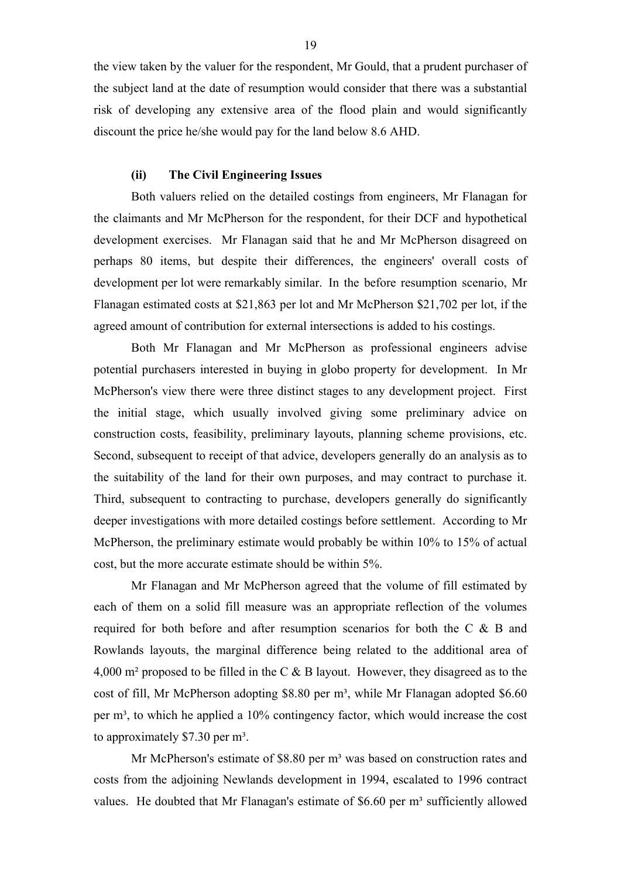the view taken by the valuer for the respondent, Mr Gould, that a prudent purchaser of the subject land at the date of resumption would consider that there was a substantial risk of developing any extensive area of the flood plain and would significantly discount the price he/she would pay for the land below 8.6 AHD.

### (ii) The Civil Engineering Issues

Both valuers relied on the detailed costings from engineers, Mr Flanagan for the claimants and Mr McPherson for the respondent, for their DCF and hypothetical development exercises. Mr Flanagan said that he and Mr McPherson disagreed on perhaps 80 items, but despite their differences, the engineers' overall costs of development per lot were remarkably similar. In the before resumption scenario, Mr Flanagan estimated costs at $21,863 per lot and Mr McPherson $21,702 per lot, if the agreed amount of contribution for external intersections is added to his costings.

Both Mr Flanagan and Mr McPherson as professional engineers advise potential purchasers interested in buying in globo property for development. In Mr McPherson's view there were three distinct stages to any development project. First the initial stage, which usually involved giving some preliminary advice on construction costs, feasibility, preliminary layouts, planning scheme provisions, etc. Second, subsequent to receipt of that advice, developers generally do an analysis as to the suitability of the land for their own purposes, and may contract to purchase it. Third, subsequent to contracting to purchase, developers generally do significantly deeper investigations with more detailed costings before settlement. According to Mr McPherson, the preliminary estimate would probably be within 10% to 15% of actual cost, but the more accurate estimate should be within 5%.

Mr Flanagan and Mr McPherson agreed that the volume of fill estimated by each of them on a solid fill measure was an appropriate reflection of the volumes required for both before and after resumption scenarios for both the C & B and Rowlands layouts, the marginal difference being related to the additional area of 4,000 m² proposed to be filled in the C & B layout. However, they disagreed as to the cost of fill, Mr McPherson adopting $8.80 per m³, while Mr Flanagan adopted $6.60 per m³, to which he applied a 10% contingency factor, which would increase the cost to approximately $7.30 per m³.

Mr McPherson's estimate of $8.80 per m³ was based on construction rates and costs from the adjoining Newlands development in 1994, escalated to 1996 contract values. He doubted that Mr Flanagan's estimate of $6.60 per m³ sufficiently allowed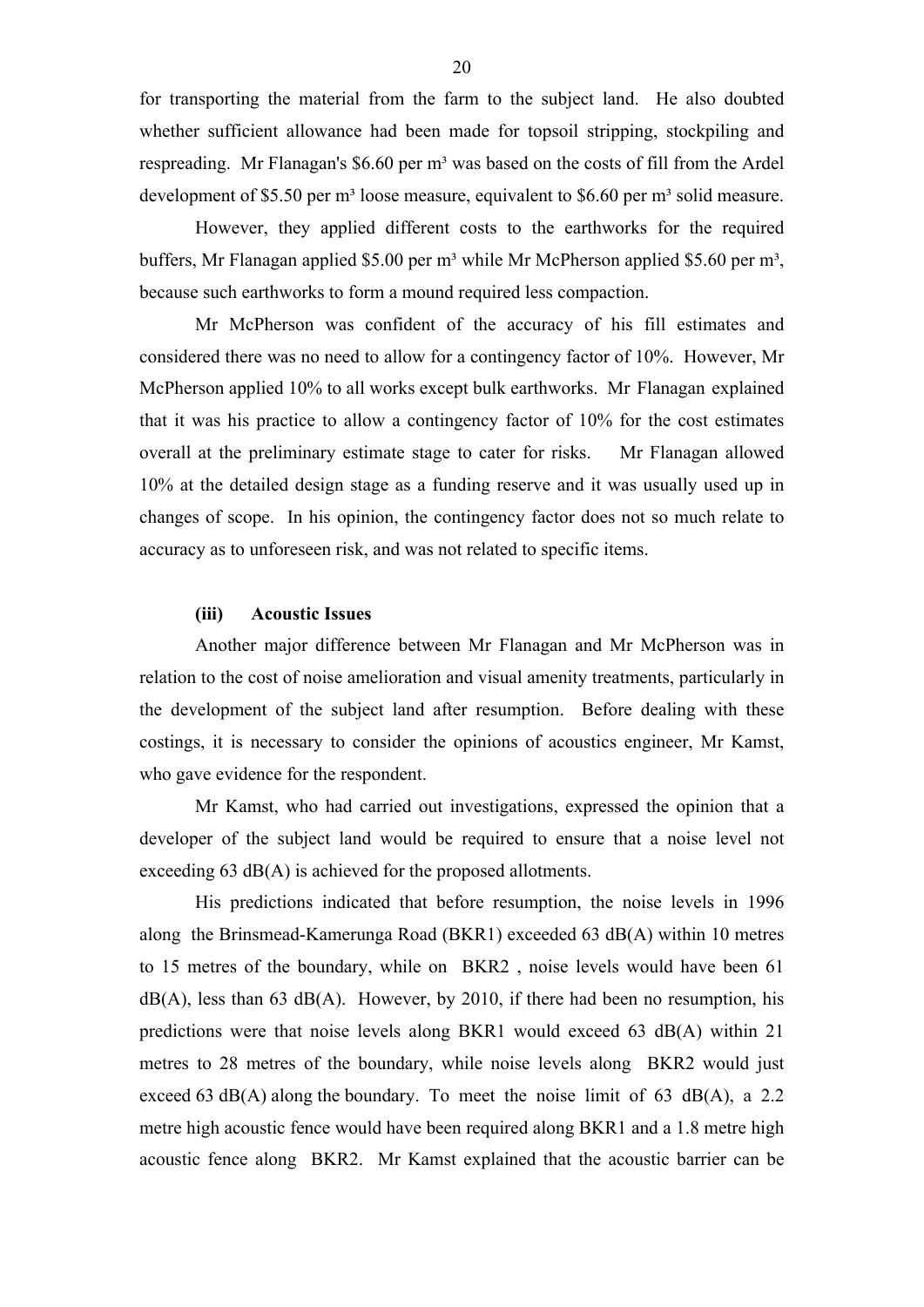for transporting the material from the farm to the subject land. He also doubted whether sufficient allowance had been made for topsoil stripping, stockpiling and respreading. Mr Flanagan's $6.60 per m³ was based on the costs of fill from the Ardel development of $5.50 per m³ loose measure, equivalent to $6.60 per m³ solid measure.

However, they applied different costs to the earthworks for the required buffers, Mr Flanagan applied $5.00 per m³ while Mr McPherson applied $5.60 per m³, because such earthworks to form a mound required less compaction.

Mr McPherson was confident of the accuracy of his fill estimates and considered there was no need to allow for a contingency factor of 10%. However, Mr McPherson applied 10% to all works except bulk earthworks. Mr Flanagan explained that it was his practice to allow a contingency factor of 10% for the cost estimates overall at the preliminary estimate stage to cater for risks. Mr Flanagan allowed 10% at the detailed design stage as a funding reserve and it was usually used up in changes of scope. In his opinion, the contingency factor does not so much relate to accuracy as to unforeseen risk, and was not related to specific items.

### (iii) Acoustic Issues

Another major difference between Mr Flanagan and Mr McPherson was in relation to the cost of noise amelioration and visual amenity treatments, particularly in the development of the subject land after resumption. Before dealing with these costings, it is necessary to consider the opinions of acoustics engineer, Mr Kamst, who gave evidence for the respondent.

Mr Kamst, who had carried out investigations, expressed the opinion that a developer of the subject land would be required to ensure that a noise level not exceeding 63 dB(A) is achieved for the proposed allotments.

His predictions indicated that before resumption, the noise levels in 1996 along the Brinsmead-Kamerunga Road (BKR1) exceeded 63 dB(A) within 10 metres to 15 metres of the boundary, while on BKR2 , noise levels would have been 61 dB(A), less than 63 dB(A). However, by 2010, if there had been no resumption, his predictions were that noise levels along BKR1 would exceed 63 dB(A) within 21 metres to 28 metres of the boundary, while noise levels along BKR2 would just exceed 63 dB(A) along the boundary. To meet the noise limit of 63 dB(A), a 2.2 metre high acoustic fence would have been required along BKR1 and a 1.8 metre high acoustic fence along BKR2. Mr Kamst explained that the acoustic barrier can be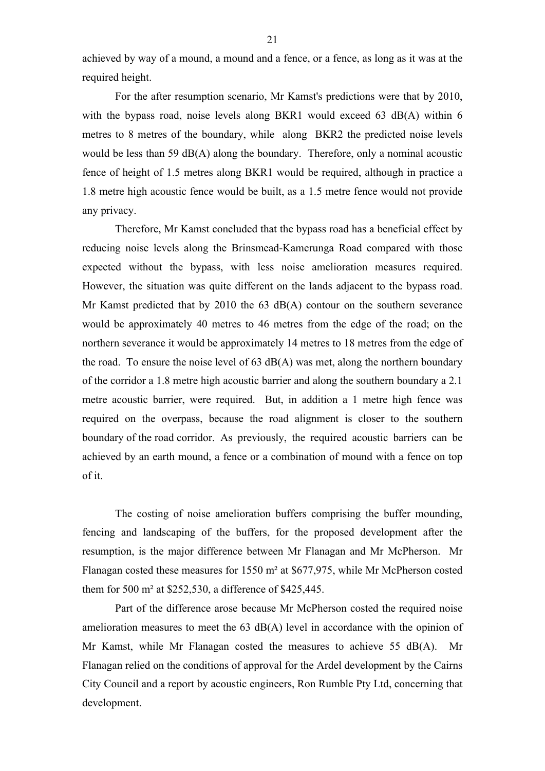achieved by way of a mound, a mound and a fence, or a fence, as long as it was at the required height.

For the after resumption scenario, Mr Kamst's predictions were that by 2010, with the bypass road, noise levels along BKR1 would exceed 63 dB(A) within 6 metres to 8 metres of the boundary, while along BKR2 the predicted noise levels would be less than 59 dB(A) along the boundary. Therefore, only a nominal acoustic fence of height of 1.5 metres along BKR1 would be required, although in practice a 1.8 metre high acoustic fence would be built, as a 1.5 metre fence would not provide any privacy.

Therefore, Mr Kamst concluded that the bypass road has a beneficial effect by reducing noise levels along the Brinsmead-Kamerunga Road compared with those expected without the bypass, with less noise amelioration measures required. However, the situation was quite different on the lands adjacent to the bypass road. Mr Kamst predicted that by 2010 the 63 dB(A) contour on the southern severance would be approximately 40 metres to 46 metres from the edge of the road; on the northern severance it would be approximately 14 metres to 18 metres from the edge of the road. To ensure the noise level of 63 dB(A) was met, along the northern boundary of the corridor a 1.8 metre high acoustic barrier and along the southern boundary a 2.1 metre acoustic barrier, were required. But, in addition a 1 metre high fence was required on the overpass, because the road alignment is closer to the southern boundary of the road corridor. As previously, the required acoustic barriers can be achieved by an earth mound, a fence or a combination of mound with a fence on top of it.

The costing of noise amelioration buffers comprising the buffer mounding, fencing and landscaping of the buffers, for the proposed development after the resumption, is the major difference between Mr Flanagan and Mr McPherson. Mr Flanagan costed these measures for 1550 m² at $677,975, while Mr McPherson costed them for 500 m² at $252,530, a difference of $425,445.

Part of the difference arose because Mr McPherson costed the required noise amelioration measures to meet the 63 dB(A) level in accordance with the opinion of Mr Kamst, while Mr Flanagan costed the measures to achieve 55 dB(A). Mr Flanagan relied on the conditions of approval for the Ardel development by the Cairns City Council and a report by acoustic engineers, Ron Rumble Pty Ltd, concerning that development.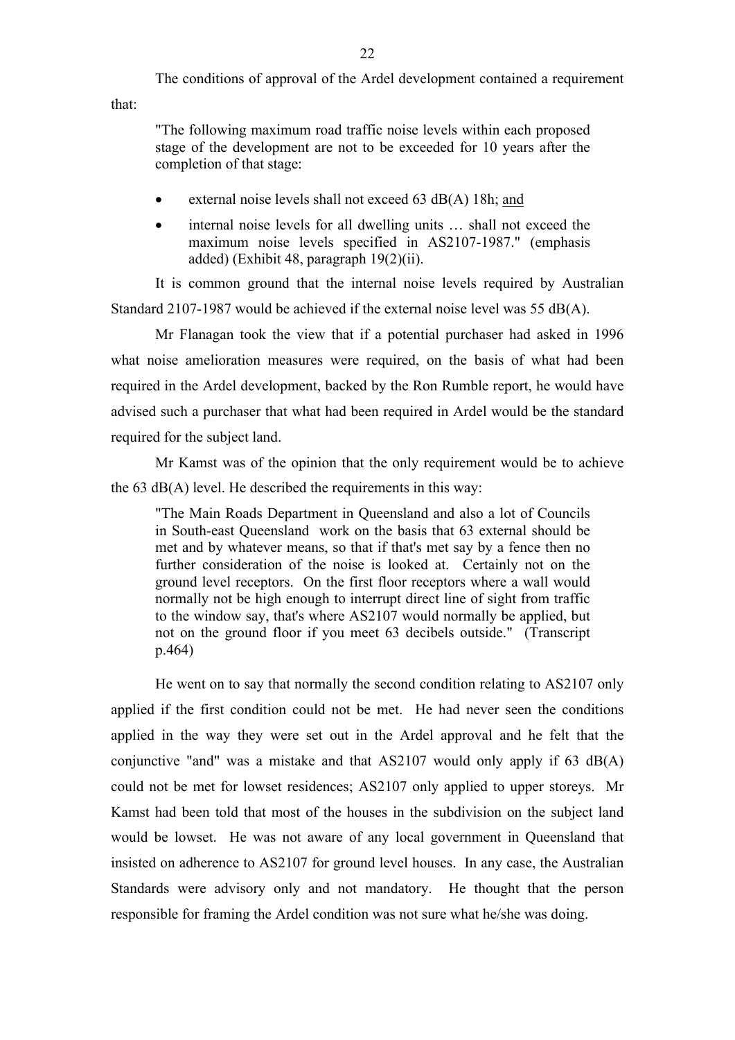The conditions of approval of the Ardel development contained a requirement that:

> "The following maximum road traffic noise levels within each proposed stage of the development are not to be exceeded for 10 years after the completion of that stage:
>
> - external noise levels shall not exceed 63 dB(A) 18h; <u>and</u>
> - internal noise levels for all dwelling units … shall not exceed the maximum noise levels specified in AS2107-1987." (emphasis added) (Exhibit 48, paragraph 19(2)(ii).

It is common ground that the internal noise levels required by Australian Standard 2107-1987 would be achieved if the external noise level was 55 dB(A).

Mr Flanagan took the view that if a potential purchaser had asked in 1996 what noise amelioration measures were required, on the basis of what had been required in the Ardel development, backed by the Ron Rumble report, he would have advised such a purchaser that what had been required in Ardel would be the standard required for the subject land.

Mr Kamst was of the opinion that the only requirement would be to achieve the 63 dB(A) level. He described the requirements in this way:

> "The Main Roads Department in Queensland and also a lot of Councils in South-east Queensland work on the basis that 63 external should be met and by whatever means, so that if that's met say by a fence then no further consideration of the noise is looked at. Certainly not on the ground level receptors. On the first floor receptors where a wall would normally not be high enough to interrupt direct line of sight from traffic to the window say, that's where AS2107 would normally be applied, but not on the ground floor if you meet 63 decibels outside." (Transcript p.464)

He went on to say that normally the second condition relating to AS2107 only applied if the first condition could not be met. He had never seen the conditions applied in the way they were set out in the Ardel approval and he felt that the conjunctive "and" was a mistake and that AS2107 would only apply if 63 dB(A) could not be met for lowset residences; AS2107 only applied to upper storeys. Mr Kamst had been told that most of the houses in the subdivision on the subject land would be lowset. He was not aware of any local government in Queensland that insisted on adherence to AS2107 for ground level houses. In any case, the Australian Standards were advisory only and not mandatory. He thought that the person responsible for framing the Ardel condition was not sure what he/she was doing.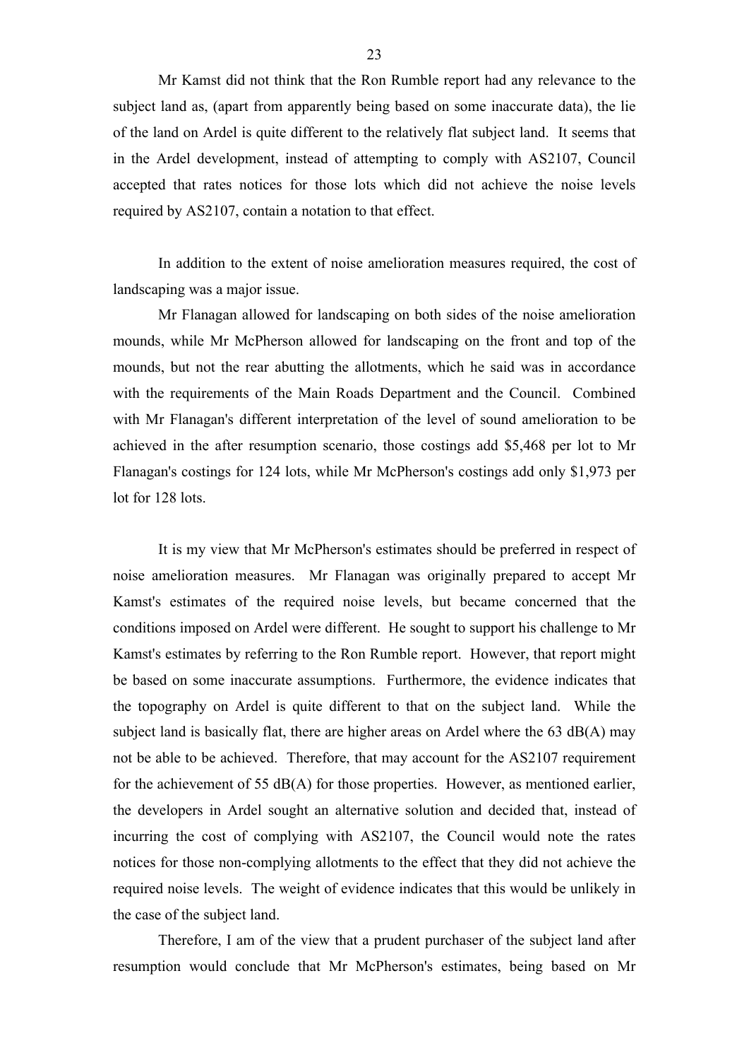Mr Kamst did not think that the Ron Rumble report had any relevance to the subject land as, (apart from apparently being based on some inaccurate data), the lie of the land on Ardel is quite different to the relatively flat subject land. It seems that in the Ardel development, instead of attempting to comply with AS2107, Council accepted that rates notices for those lots which did not achieve the noise levels required by AS2107, contain a notation to that effect.

In addition to the extent of noise amelioration measures required, the cost of landscaping was a major issue.

Mr Flanagan allowed for landscaping on both sides of the noise amelioration mounds, while Mr McPherson allowed for landscaping on the front and top of the mounds, but not the rear abutting the allotments, which he said was in accordance with the requirements of the Main Roads Department and the Council. Combined with Mr Flanagan's different interpretation of the level of sound amelioration to be achieved in the after resumption scenario, those costings add $5,468 per lot to Mr Flanagan's costings for 124 lots, while Mr McPherson's costings add only $1,973 per lot for 128 lots.

It is my view that Mr McPherson's estimates should be preferred in respect of noise amelioration measures. Mr Flanagan was originally prepared to accept Mr Kamst's estimates of the required noise levels, but became concerned that the conditions imposed on Ardel were different. He sought to support his challenge to Mr Kamst's estimates by referring to the Ron Rumble report. However, that report might be based on some inaccurate assumptions. Furthermore, the evidence indicates that the topography on Ardel is quite different to that on the subject land. While the subject land is basically flat, there are higher areas on Ardel where the 63 dB(A) may not be able to be achieved. Therefore, that may account for the AS2107 requirement for the achievement of 55 dB(A) for those properties. However, as mentioned earlier, the developers in Ardel sought an alternative solution and decided that, instead of incurring the cost of complying with AS2107, the Council would note the rates notices for those non-complying allotments to the effect that they did not achieve the required noise levels. The weight of evidence indicates that this would be unlikely in the case of the subject land.

Therefore, I am of the view that a prudent purchaser of the subject land after resumption would conclude that Mr McPherson's estimates, being based on Mr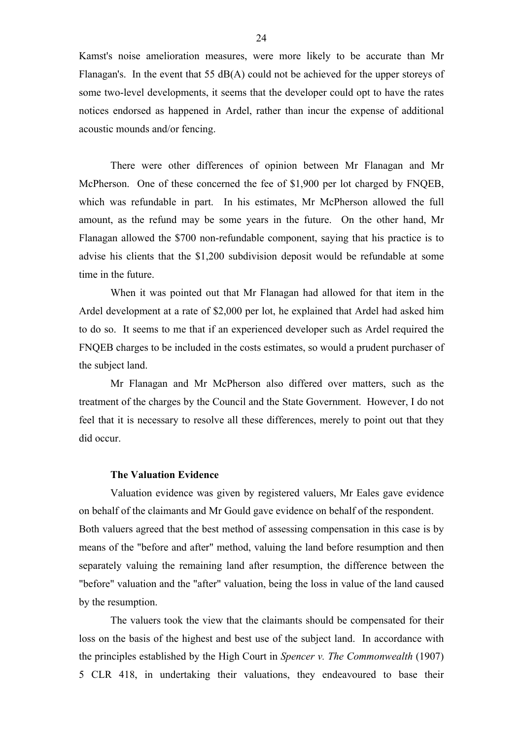Kamst's noise amelioration measures, were more likely to be accurate than Mr Flanagan's. In the event that 55 dB(A) could not be achieved for the upper storeys of some two-level developments, it seems that the developer could opt to have the rates notices endorsed as happened in Ardel, rather than incur the expense of additional acoustic mounds and/or fencing.

There were other differences of opinion between Mr Flanagan and Mr McPherson. One of these concerned the fee of $1,900 per lot charged by FNQEB, which was refundable in part. In his estimates, Mr McPherson allowed the full amount, as the refund may be some years in the future. On the other hand, Mr Flanagan allowed the $700 non-refundable component, saying that his practice is to advise his clients that the $1,200 subdivision deposit would be refundable at some time in the future.

When it was pointed out that Mr Flanagan had allowed for that item in the Ardel development at a rate of $2,000 per lot, he explained that Ardel had asked him to do so. It seems to me that if an experienced developer such as Ardel required the FNQEB charges to be included in the costs estimates, so would a prudent purchaser of the subject land.

Mr Flanagan and Mr McPherson also differed over matters, such as the treatment of the charges by the Council and the State Government. However, I do not feel that it is necessary to resolve all these differences, merely to point out that they did occur.

**The Valuation Evidence**

Valuation evidence was given by registered valuers, Mr Eales gave evidence on behalf of the claimants and Mr Gould gave evidence on behalf of the respondent. Both valuers agreed that the best method of assessing compensation in this case is by means of the "before and after" method, valuing the land before resumption and then separately valuing the remaining land after resumption, the difference between the "before" valuation and the "after" valuation, being the loss in value of the land caused by the resumption.

The valuers took the view that the claimants should be compensated for their loss on the basis of the highest and best use of the subject land. In accordance with the principles established by the High Court in *Spencer v. The Commonwealth* (1907) 5 CLR 418, in undertaking their valuations, they endeavoured to base their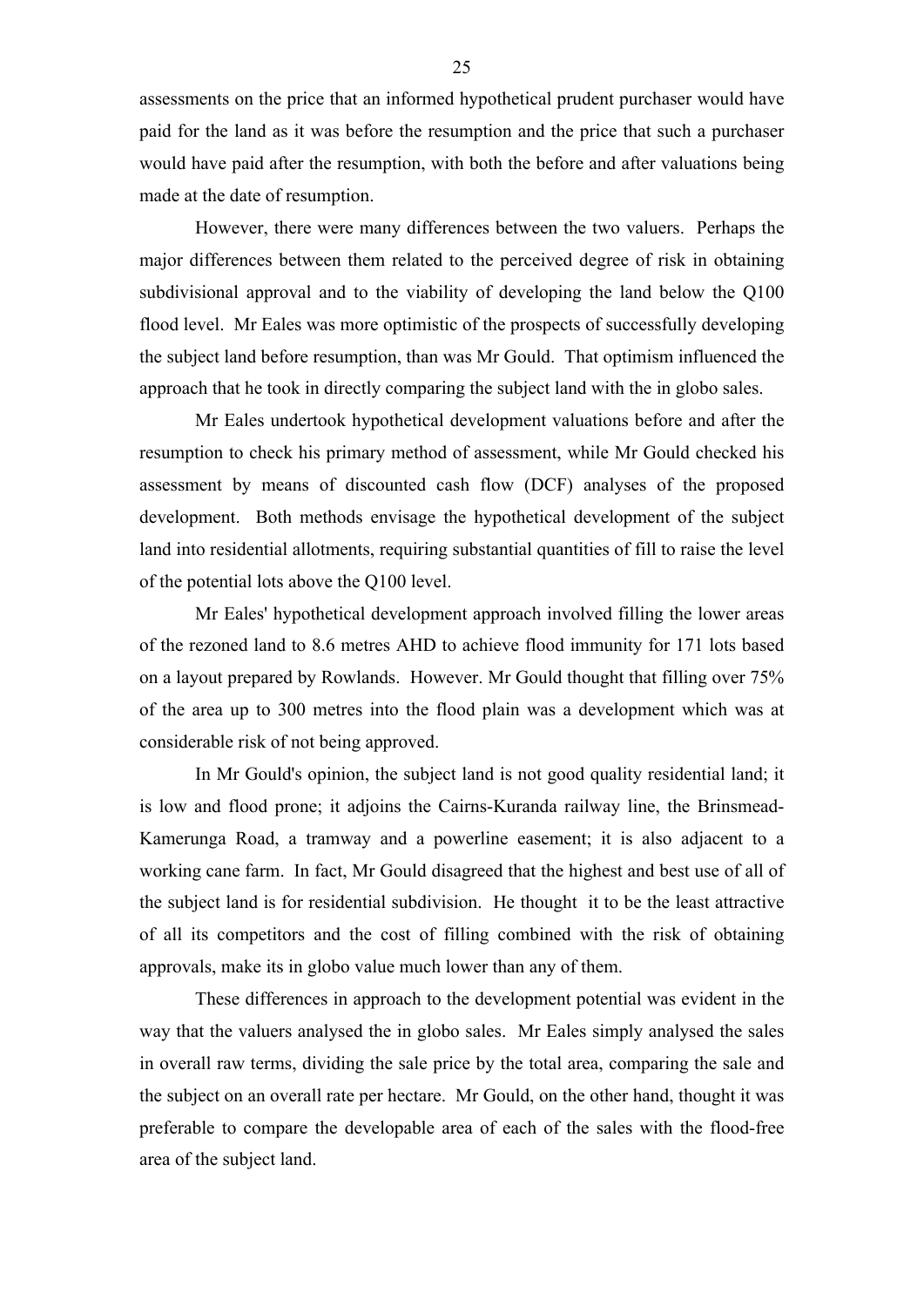assessments on the price that an informed hypothetical prudent purchaser would have paid for the land as it was before the resumption and the price that such a purchaser would have paid after the resumption, with both the before and after valuations being made at the date of resumption.

However, there were many differences between the two valuers. Perhaps the major differences between them related to the perceived degree of risk in obtaining subdivisional approval and to the viability of developing the land below the Q100 flood level. Mr Eales was more optimistic of the prospects of successfully developing the subject land before resumption, than was Mr Gould. That optimism influenced the approach that he took in directly comparing the subject land with the in globo sales.

Mr Eales undertook hypothetical development valuations before and after the resumption to check his primary method of assessment, while Mr Gould checked his assessment by means of discounted cash flow (DCF) analyses of the proposed development. Both methods envisage the hypothetical development of the subject land into residential allotments, requiring substantial quantities of fill to raise the level of the potential lots above the Q100 level.

Mr Eales' hypothetical development approach involved filling the lower areas of the rezoned land to 8.6 metres AHD to achieve flood immunity for 171 lots based on a layout prepared by Rowlands. However. Mr Gould thought that filling over 75% of the area up to 300 metres into the flood plain was a development which was at considerable risk of not being approved.

In Mr Gould's opinion, the subject land is not good quality residential land; it is low and flood prone; it adjoins the Cairns-Kuranda railway line, the Brinsmead-Kamerunga Road, a tramway and a powerline easement; it is also adjacent to a working cane farm. In fact, Mr Gould disagreed that the highest and best use of all of the subject land is for residential subdivision. He thought it to be the least attractive of all its competitors and the cost of filling combined with the risk of obtaining approvals, make its in globo value much lower than any of them.

These differences in approach to the development potential was evident in the way that the valuers analysed the in globo sales. Mr Eales simply analysed the sales in overall raw terms, dividing the sale price by the total area, comparing the sale and the subject on an overall rate per hectare. Mr Gould, on the other hand, thought it was preferable to compare the developable area of each of the sales with the flood-free area of the subject land.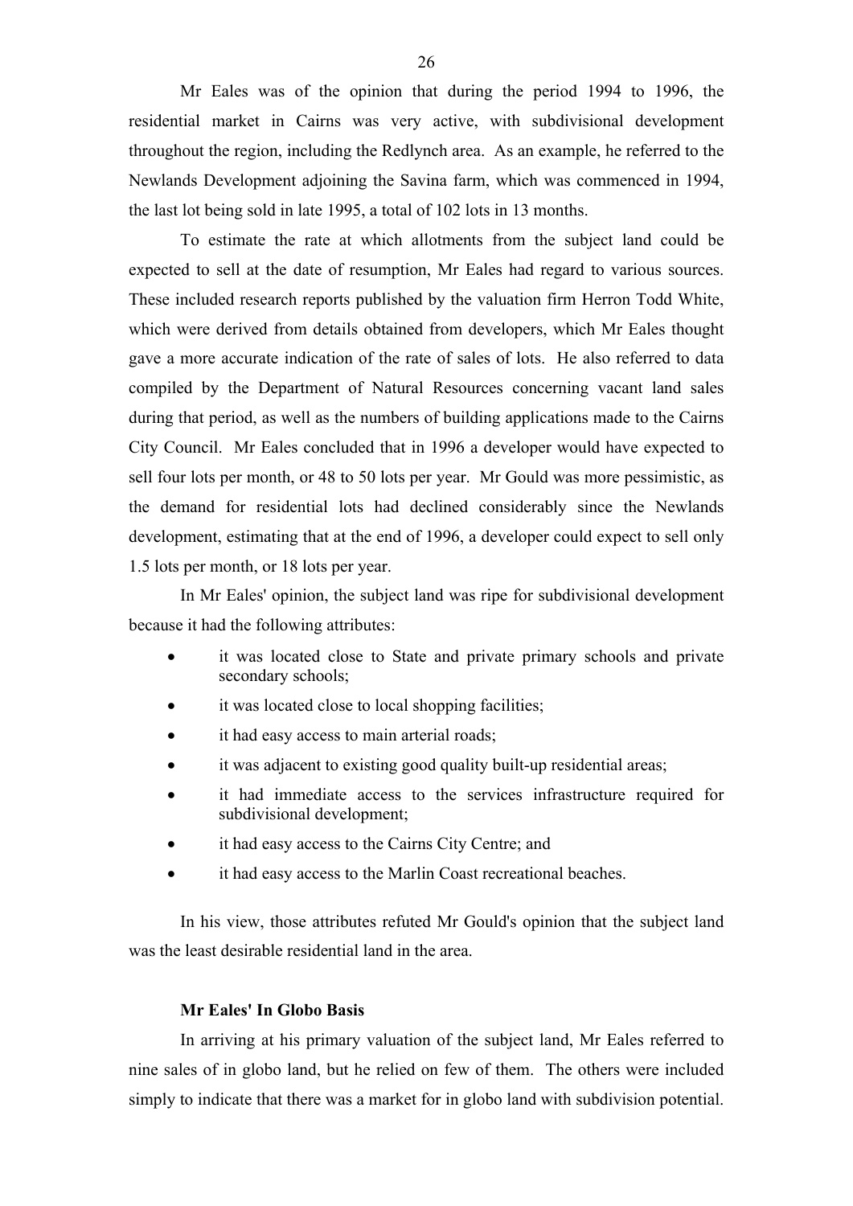Mr Eales was of the opinion that during the period 1994 to 1996, the residential market in Cairns was very active, with subdivisional development throughout the region, including the Redlynch area. As an example, he referred to the Newlands Development adjoining the Savina farm, which was commenced in 1994, the last lot being sold in late 1995, a total of 102 lots in 13 months.

To estimate the rate at which allotments from the subject land could be expected to sell at the date of resumption, Mr Eales had regard to various sources. These included research reports published by the valuation firm Herron Todd White, which were derived from details obtained from developers, which Mr Eales thought gave a more accurate indication of the rate of sales of lots. He also referred to data compiled by the Department of Natural Resources concerning vacant land sales during that period, as well as the numbers of building applications made to the Cairns City Council. Mr Eales concluded that in 1996 a developer would have expected to sell four lots per month, or 48 to 50 lots per year. Mr Gould was more pessimistic, as the demand for residential lots had declined considerably since the Newlands development, estimating that at the end of 1996, a developer could expect to sell only 1.5 lots per month, or 18 lots per year.

In Mr Eales' opinion, the subject land was ripe for subdivisional development because it had the following attributes:

- it was located close to State and private primary schools and private secondary schools;
- it was located close to local shopping facilities;
- it had easy access to main arterial roads;
- it was adjacent to existing good quality built-up residential areas;
- it had immediate access to the services infrastructure required for subdivisional development;
- it had easy access to the Cairns City Centre; and
- it had easy access to the Marlin Coast recreational beaches.

In his view, those attributes refuted Mr Gould's opinion that the subject land was the least desirable residential land in the area.

**Mr Eales' In Globo Basis**

In arriving at his primary valuation of the subject land, Mr Eales referred to nine sales of in globo land, but he relied on few of them. The others were included simply to indicate that there was a market for in globo land with subdivision potential.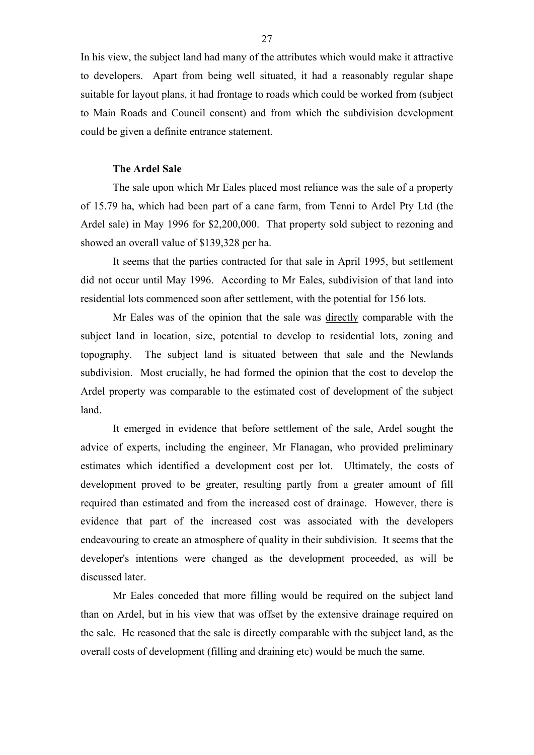In his view, the subject land had many of the attributes which would make it attractive to developers. Apart from being well situated, it had a reasonably regular shape suitable for layout plans, it had frontage to roads which could be worked from (subject to Main Roads and Council consent) and from which the subdivision development could be given a definite entrance statement.

**The Ardel Sale**

The sale upon which Mr Eales placed most reliance was the sale of a property of 15.79 ha, which had been part of a cane farm, from Tenni to Ardel Pty Ltd (the Ardel sale) in May 1996 for $2,200,000. That property sold subject to rezoning and showed an overall value of $139,328 per ha.

It seems that the parties contracted for that sale in April 1995, but settlement did not occur until May 1996. According to Mr Eales, subdivision of that land into residential lots commenced soon after settlement, with the potential for 156 lots.

Mr Eales was of the opinion that the sale was <u>directly</u> comparable with the subject land in location, size, potential to develop to residential lots, zoning and topography. The subject land is situated between that sale and the Newlands subdivision. Most crucially, he had formed the opinion that the cost to develop the Ardel property was comparable to the estimated cost of development of the subject land.

It emerged in evidence that before settlement of the sale, Ardel sought the advice of experts, including the engineer, Mr Flanagan, who provided preliminary estimates which identified a development cost per lot. Ultimately, the costs of development proved to be greater, resulting partly from a greater amount of fill required than estimated and from the increased cost of drainage. However, there is evidence that part of the increased cost was associated with the developers endeavouring to create an atmosphere of quality in their subdivision. It seems that the developer's intentions were changed as the development proceeded, as will be discussed later.

Mr Eales conceded that more filling would be required on the subject land than on Ardel, but in his view that was offset by the extensive drainage required on the sale. He reasoned that the sale is directly comparable with the subject land, as the overall costs of development (filling and draining etc) would be much the same.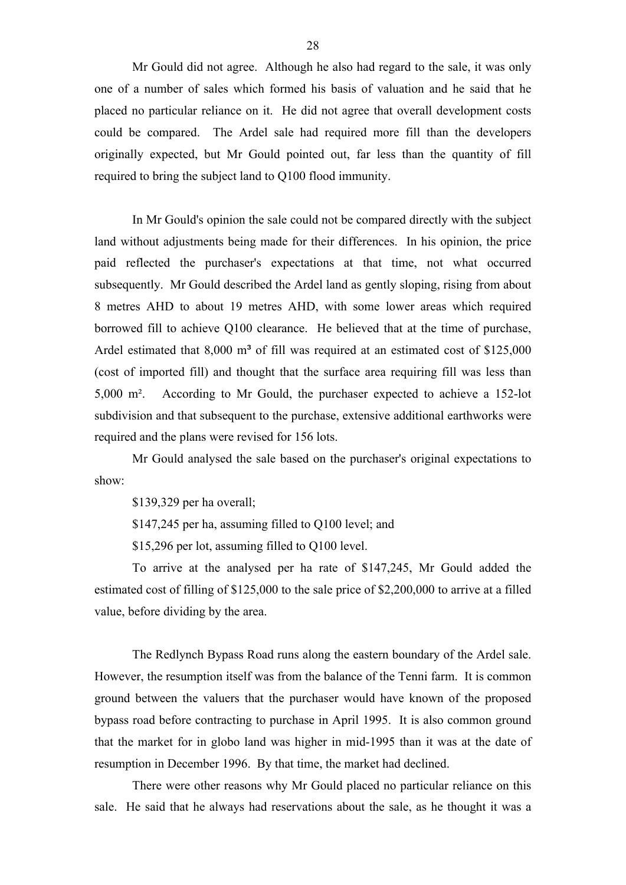Mr Gould did not agree. Although he also had regard to the sale, it was only one of a number of sales which formed his basis of valuation and he said that he placed no particular reliance on it. He did not agree that overall development costs could be compared. The Ardel sale had required more fill than the developers originally expected, but Mr Gould pointed out, far less than the quantity of fill required to bring the subject land to Q100 flood immunity.

In Mr Gould's opinion the sale could not be compared directly with the subject land without adjustments being made for their differences. In his opinion, the price paid reflected the purchaser's expectations at that time, not what occurred subsequently. Mr Gould described the Ardel land as gently sloping, rising from about 8 metres AHD to about 19 metres AHD, with some lower areas which required borrowed fill to achieve Q100 clearance. He believed that at the time of purchase, Ardel estimated that 8,000 $m^3$ of fill was required at an estimated cost of $125,000 (cost of imported fill) and thought that the surface area requiring fill was less than 5,000 $m^2$. According to Mr Gould, the purchaser expected to achieve a 152-lot subdivision and that subsequent to the purchase, extensive additional earthworks were required and the plans were revised for 156 lots.

Mr Gould analysed the sale based on the purchaser's original expectations to show:

$139,329 per ha overall;

$147,245 per ha, assuming filled to Q100 level; and

$15,296 per lot, assuming filled to Q100 level.

To arrive at the analysed per ha rate of $147,245, Mr Gould added the estimated cost of filling of $125,000 to the sale price of $2,200,000 to arrive at a filled value, before dividing by the area.

The Redlynch Bypass Road runs along the eastern boundary of the Ardel sale. However, the resumption itself was from the balance of the Tenni farm. It is common ground between the valuers that the purchaser would have known of the proposed bypass road before contracting to purchase in April 1995. It is also common ground that the market for in globo land was higher in mid-1995 than it was at the date of resumption in December 1996. By that time, the market had declined.

There were other reasons why Mr Gould placed no particular reliance on this sale. He said that he always had reservations about the sale, as he thought it was a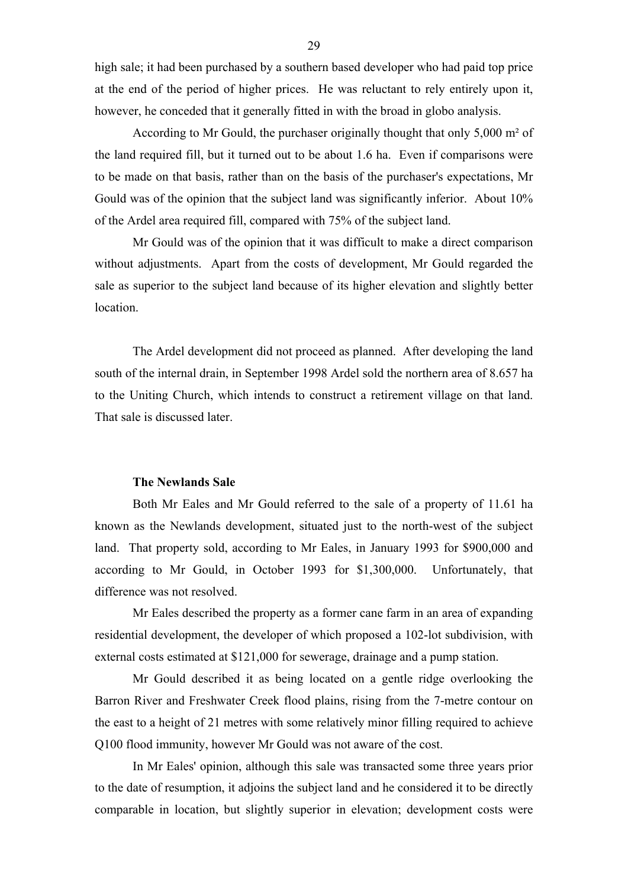high sale; it had been purchased by a southern based developer who had paid top price at the end of the period of higher prices. He was reluctant to rely entirely upon it, however, he conceded that it generally fitted in with the broad in globo analysis.

According to Mr Gould, the purchaser originally thought that only 5,000 m² of the land required fill, but it turned out to be about 1.6 ha. Even if comparisons were to be made on that basis, rather than on the basis of the purchaser's expectations, Mr Gould was of the opinion that the subject land was significantly inferior. About 10% of the Ardel area required fill, compared with 75% of the subject land.

Mr Gould was of the opinion that it was difficult to make a direct comparison without adjustments. Apart from the costs of development, Mr Gould regarded the sale as superior to the subject land because of its higher elevation and slightly better location.

The Ardel development did not proceed as planned. After developing the land south of the internal drain, in September 1998 Ardel sold the northern area of 8.657 ha to the Uniting Church, which intends to construct a retirement village on that land. That sale is discussed later.

**The Newlands Sale**

Both Mr Eales and Mr Gould referred to the sale of a property of 11.61 ha known as the Newlands development, situated just to the north-west of the subject land. That property sold, according to Mr Eales, in January 1993 for $900,000 and according to Mr Gould, in October 1993 for $1,300,000. Unfortunately, that difference was not resolved.

Mr Eales described the property as a former cane farm in an area of expanding residential development, the developer of which proposed a 102-lot subdivision, with external costs estimated at $121,000 for sewerage, drainage and a pump station.

Mr Gould described it as being located on a gentle ridge overlooking the Barron River and Freshwater Creek flood plains, rising from the 7-metre contour on the east to a height of 21 metres with some relatively minor filling required to achieve Q100 flood immunity, however Mr Gould was not aware of the cost.

In Mr Eales' opinion, although this sale was transacted some three years prior to the date of resumption, it adjoins the subject land and he considered it to be directly comparable in location, but slightly superior in elevation; development costs were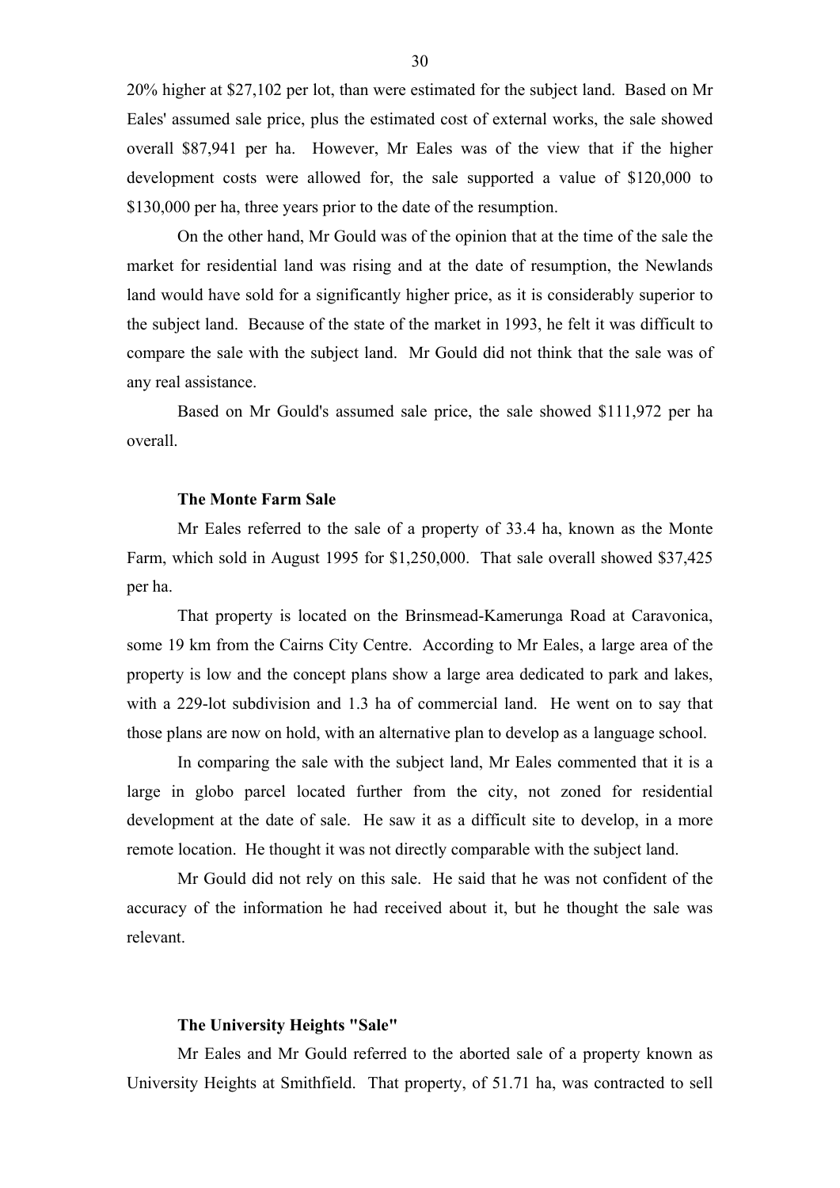20% higher at $27,102 per lot, than were estimated for the subject land. Based on Mr Eales' assumed sale price, plus the estimated cost of external works, the sale showed overall $87,941 per ha. However, Mr Eales was of the view that if the higher development costs were allowed for, the sale supported a value of $120,000 to $130,000 per ha, three years prior to the date of the resumption.

On the other hand, Mr Gould was of the opinion that at the time of the sale the market for residential land was rising and at the date of resumption, the Newlands land would have sold for a significantly higher price, as it is considerably superior to the subject land. Because of the state of the market in 1993, he felt it was difficult to compare the sale with the subject land. Mr Gould did not think that the sale was of any real assistance.

Based on Mr Gould's assumed sale price, the sale showed $111,972 per ha overall.

**The Monte Farm Sale**

Mr Eales referred to the sale of a property of 33.4 ha, known as the Monte Farm, which sold in August 1995 for $1,250,000. That sale overall showed $37,425 per ha.

That property is located on the Brinsmead-Kamerunga Road at Caravonica, some 19 km from the Cairns City Centre. According to Mr Eales, a large area of the property is low and the concept plans show a large area dedicated to park and lakes, with a 229-lot subdivision and 1.3 ha of commercial land. He went on to say that those plans are now on hold, with an alternative plan to develop as a language school.

In comparing the sale with the subject land, Mr Eales commented that it is a large in globo parcel located further from the city, not zoned for residential development at the date of sale. He saw it as a difficult site to develop, in a more remote location. He thought it was not directly comparable with the subject land.

Mr Gould did not rely on this sale. He said that he was not confident of the accuracy of the information he had received about it, but he thought the sale was relevant.

**The University Heights "Sale"**

Mr Eales and Mr Gould referred to the aborted sale of a property known as University Heights at Smithfield. That property, of 51.71 ha, was contracted to sell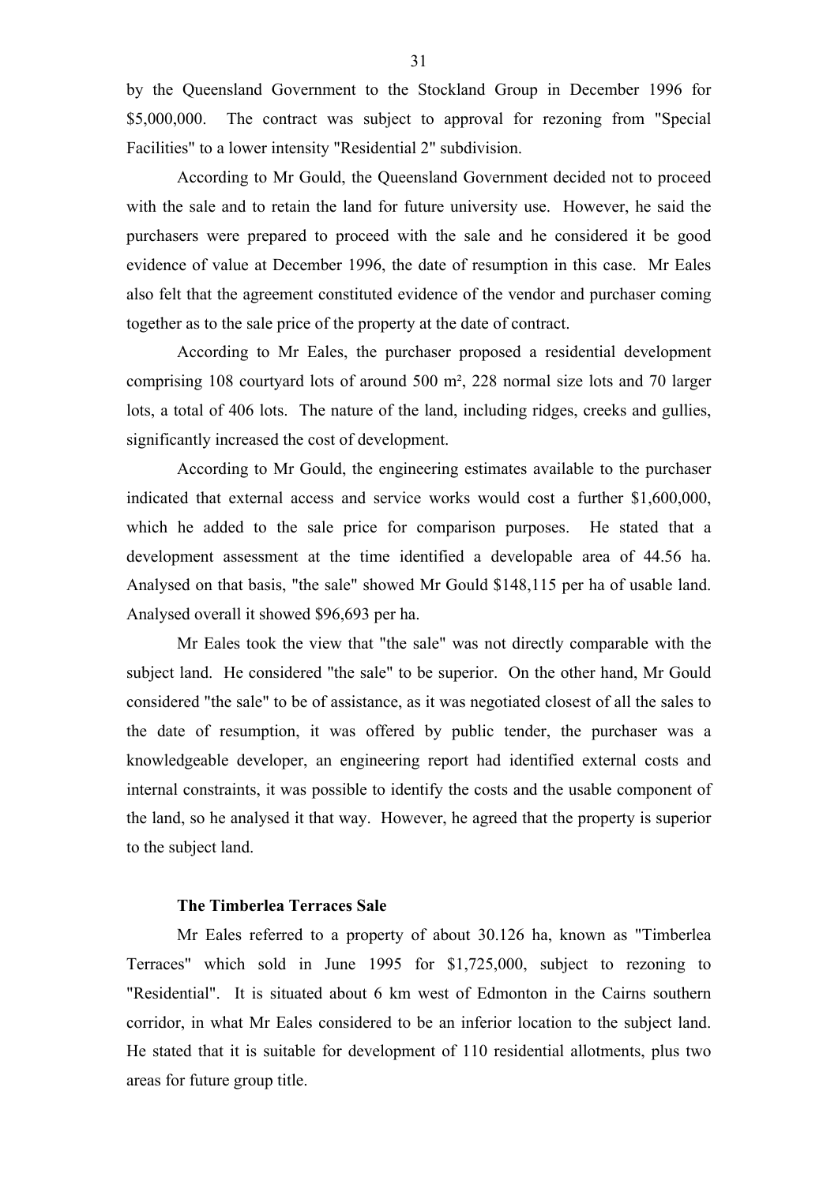by the Queensland Government to the Stockland Group in December 1996 for $5,000,000. The contract was subject to approval for rezoning from "Special Facilities" to a lower intensity "Residential 2" subdivision.

According to Mr Gould, the Queensland Government decided not to proceed with the sale and to retain the land for future university use. However, he said the purchasers were prepared to proceed with the sale and he considered it be good evidence of value at December 1996, the date of resumption in this case. Mr Eales also felt that the agreement constituted evidence of the vendor and purchaser coming together as to the sale price of the property at the date of contract.

According to Mr Eales, the purchaser proposed a residential development comprising 108 courtyard lots of around 500 m², 228 normal size lots and 70 larger lots, a total of 406 lots. The nature of the land, including ridges, creeks and gullies, significantly increased the cost of development.

According to Mr Gould, the engineering estimates available to the purchaser indicated that external access and service works would cost a further $1,600,000, which he added to the sale price for comparison purposes. He stated that a development assessment at the time identified a developable area of 44.56 ha. Analysed on that basis, "the sale" showed Mr Gould $148,115 per ha of usable land. Analysed overall it showed $96,693 per ha.

Mr Eales took the view that "the sale" was not directly comparable with the subject land. He considered "the sale" to be superior. On the other hand, Mr Gould considered "the sale" to be of assistance, as it was negotiated closest of all the sales to the date of resumption, it was offered by public tender, the purchaser was a knowledgeable developer, an engineering report had identified external costs and internal constraints, it was possible to identify the costs and the usable component of the land, so he analysed it that way. However, he agreed that the property is superior to the subject land.

**The Timberlea Terraces Sale**

Mr Eales referred to a property of about 30.126 ha, known as "Timberlea Terraces" which sold in June 1995 for $1,725,000, subject to rezoning to "Residential". It is situated about 6 km west of Edmonton in the Cairns southern corridor, in what Mr Eales considered to be an inferior location to the subject land. He stated that it is suitable for development of 110 residential allotments, plus two areas for future group title.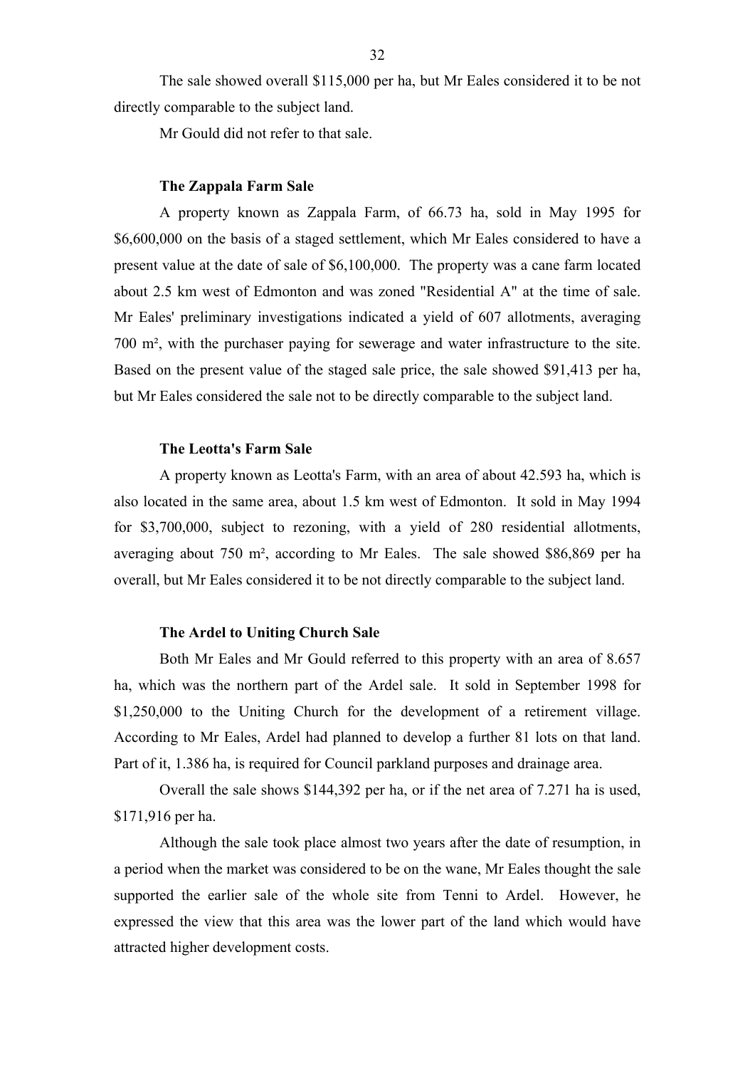The sale showed overall $115,000 per ha, but Mr Eales considered it to be not directly comparable to the subject land.

Mr Gould did not refer to that sale.

**The Zappala Farm Sale**

A property known as Zappala Farm, of 66.73 ha, sold in May 1995 for $6,600,000 on the basis of a staged settlement, which Mr Eales considered to have a present value at the date of sale of $6,100,000. The property was a cane farm located about 2.5 km west of Edmonton and was zoned "Residential A" at the time of sale. Mr Eales' preliminary investigations indicated a yield of 607 allotments, averaging 700 m², with the purchaser paying for sewerage and water infrastructure to the site. Based on the present value of the staged sale price, the sale showed $91,413 per ha, but Mr Eales considered the sale not to be directly comparable to the subject land.

**The Leotta's Farm Sale**

A property known as Leotta's Farm, with an area of about 42.593 ha, which is also located in the same area, about 1.5 km west of Edmonton. It sold in May 1994 for $3,700,000, subject to rezoning, with a yield of 280 residential allotments, averaging about 750 m², according to Mr Eales. The sale showed $86,869 per ha overall, but Mr Eales considered it to be not directly comparable to the subject land.

**The Ardel to Uniting Church Sale**

Both Mr Eales and Mr Gould referred to this property with an area of 8.657 ha, which was the northern part of the Ardel sale. It sold in September 1998 for $1,250,000 to the Uniting Church for the development of a retirement village. According to Mr Eales, Ardel had planned to develop a further 81 lots on that land. Part of it, 1.386 ha, is required for Council parkland purposes and drainage area.

Overall the sale shows $144,392 per ha, or if the net area of 7.271 ha is used, $171,916 per ha.

Although the sale took place almost two years after the date of resumption, in a period when the market was considered to be on the wane, Mr Eales thought the sale supported the earlier sale of the whole site from Tenni to Ardel. However, he expressed the view that this area was the lower part of the land which would have attracted higher development costs.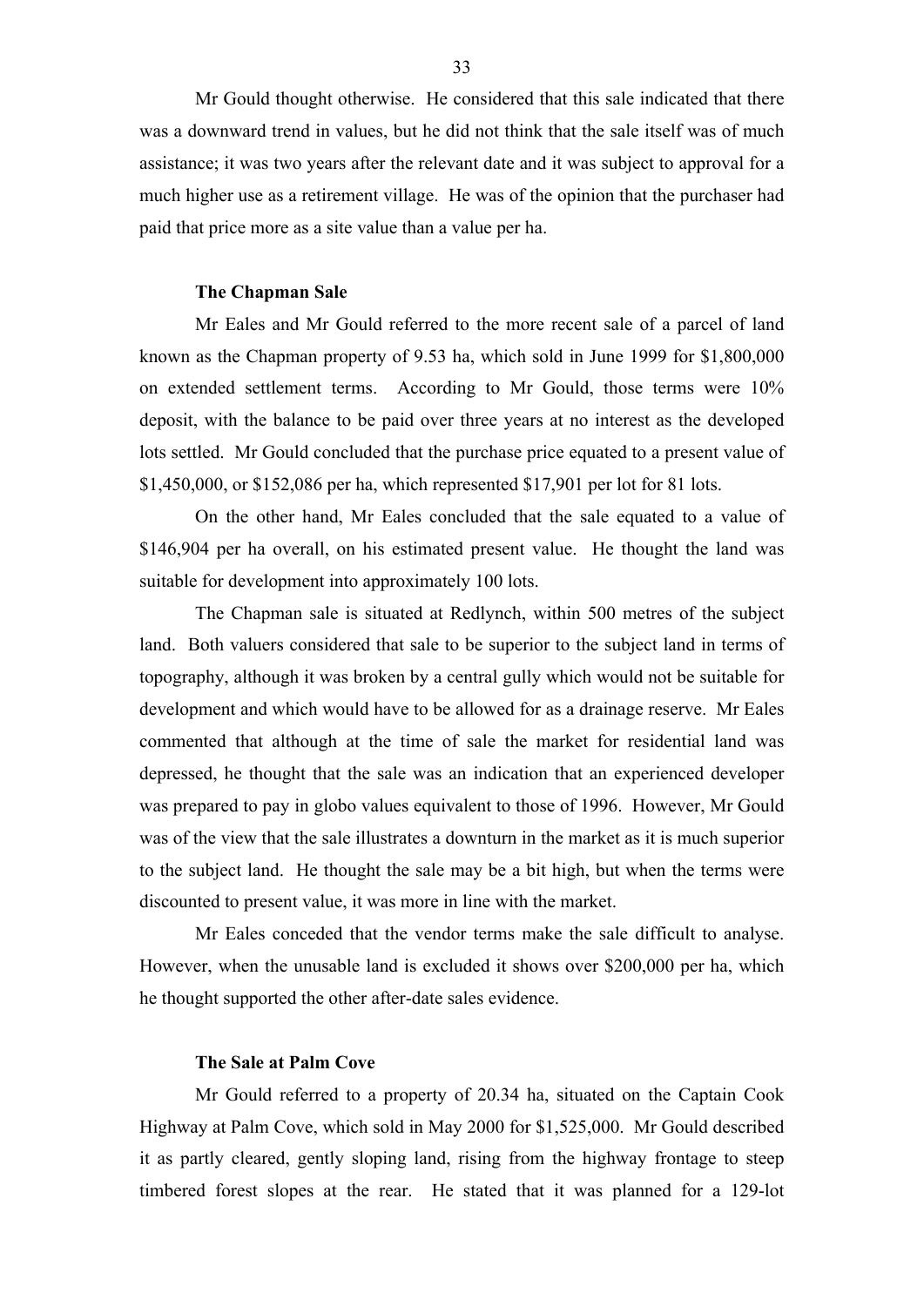Mr Gould thought otherwise. He considered that this sale indicated that there was a downward trend in values, but he did not think that the sale itself was of much assistance; it was two years after the relevant date and it was subject to approval for a much higher use as a retirement village. He was of the opinion that the purchaser had paid that price more as a site value than a value per ha.

### The Chapman Sale

Mr Eales and Mr Gould referred to the more recent sale of a parcel of land known as the Chapman property of 9.53 ha, which sold in June 1999 for $1,800,000 on extended settlement terms. According to Mr Gould, those terms were 10% deposit, with the balance to be paid over three years at no interest as the developed lots settled. Mr Gould concluded that the purchase price equated to a present value of $1,450,000, or $152,086 per ha, which represented $17,901 per lot for 81 lots.

On the other hand, Mr Eales concluded that the sale equated to a value of $146,904 per ha overall, on his estimated present value. He thought the land was suitable for development into approximately 100 lots.

The Chapman sale is situated at Redlynch, within 500 metres of the subject land. Both valuers considered that sale to be superior to the subject land in terms of topography, although it was broken by a central gully which would not be suitable for development and which would have to be allowed for as a drainage reserve. Mr Eales commented that although at the time of sale the market for residential land was depressed, he thought that the sale was an indication that an experienced developer was prepared to pay in globo values equivalent to those of 1996. However, Mr Gould was of the view that the sale illustrates a downturn in the market as it is much superior to the subject land. He thought the sale may be a bit high, but when the terms were discounted to present value, it was more in line with the market.

Mr Eales conceded that the vendor terms make the sale difficult to analyse. However, when the unusable land is excluded it shows over $200,000 per ha, which he thought supported the other after-date sales evidence.

### The Sale at Palm Cove

Mr Gould referred to a property of 20.34 ha, situated on the Captain Cook Highway at Palm Cove, which sold in May 2000 for $1,525,000. Mr Gould described it as partly cleared, gently sloping land, rising from the highway frontage to steep timbered forest slopes at the rear. He stated that it was planned for a 129-lot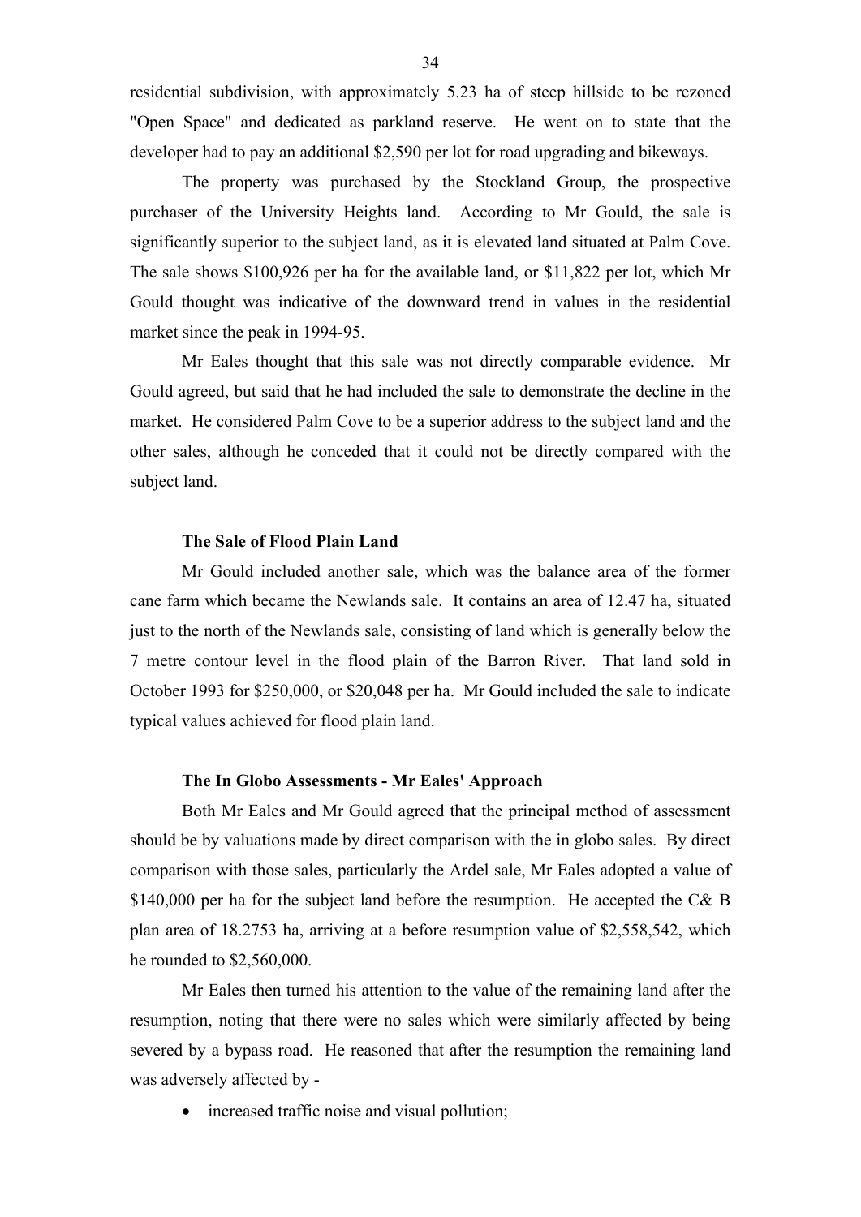residential subdivision, with approximately 5.23 ha of steep hillside to be rezoned "Open Space" and dedicated as parkland reserve. He went on to state that the developer had to pay an additional $2,590 per lot for road upgrading and bikeways.

The property was purchased by the Stockland Group, the prospective purchaser of the University Heights land. According to Mr Gould, the sale is significantly superior to the subject land, as it is elevated land situated at Palm Cove. The sale shows $100,926 per ha for the available land, or $11,822 per lot, which Mr Gould thought was indicative of the downward trend in values in the residential market since the peak in 1994-95.

Mr Eales thought that this sale was not directly comparable evidence. Mr Gould agreed, but said that he had included the sale to demonstrate the decline in the market. He considered Palm Cove to be a superior address to the subject land and the other sales, although he conceded that it could not be directly compared with the subject land.

**The Sale of Flood Plain Land**

Mr Gould included another sale, which was the balance area of the former cane farm which became the Newlands sale. It contains an area of 12.47 ha, situated just to the north of the Newlands sale, consisting of land which is generally below the 7 metre contour level in the flood plain of the Barron River. That land sold in October 1993 for $250,000, or $20,048 per ha. Mr Gould included the sale to indicate typical values achieved for flood plain land.

**The In Globo Assessments - Mr Eales' Approach**

Both Mr Eales and Mr Gould agreed that the principal method of assessment should be by valuations made by direct comparison with the in globo sales. By direct comparison with those sales, particularly the Ardel sale, Mr Eales adopted a value of $140,000 per ha for the subject land before the resumption. He accepted the C& B plan area of 18.2753 ha, arriving at a before resumption value of $2,558,542, which he rounded to $2,560,000.

Mr Eales then turned his attention to the value of the remaining land after the resumption, noting that there were no sales which were similarly affected by being severed by a bypass road. He reasoned that after the resumption the remaining land was adversely affected by -

- increased traffic noise and visual pollution;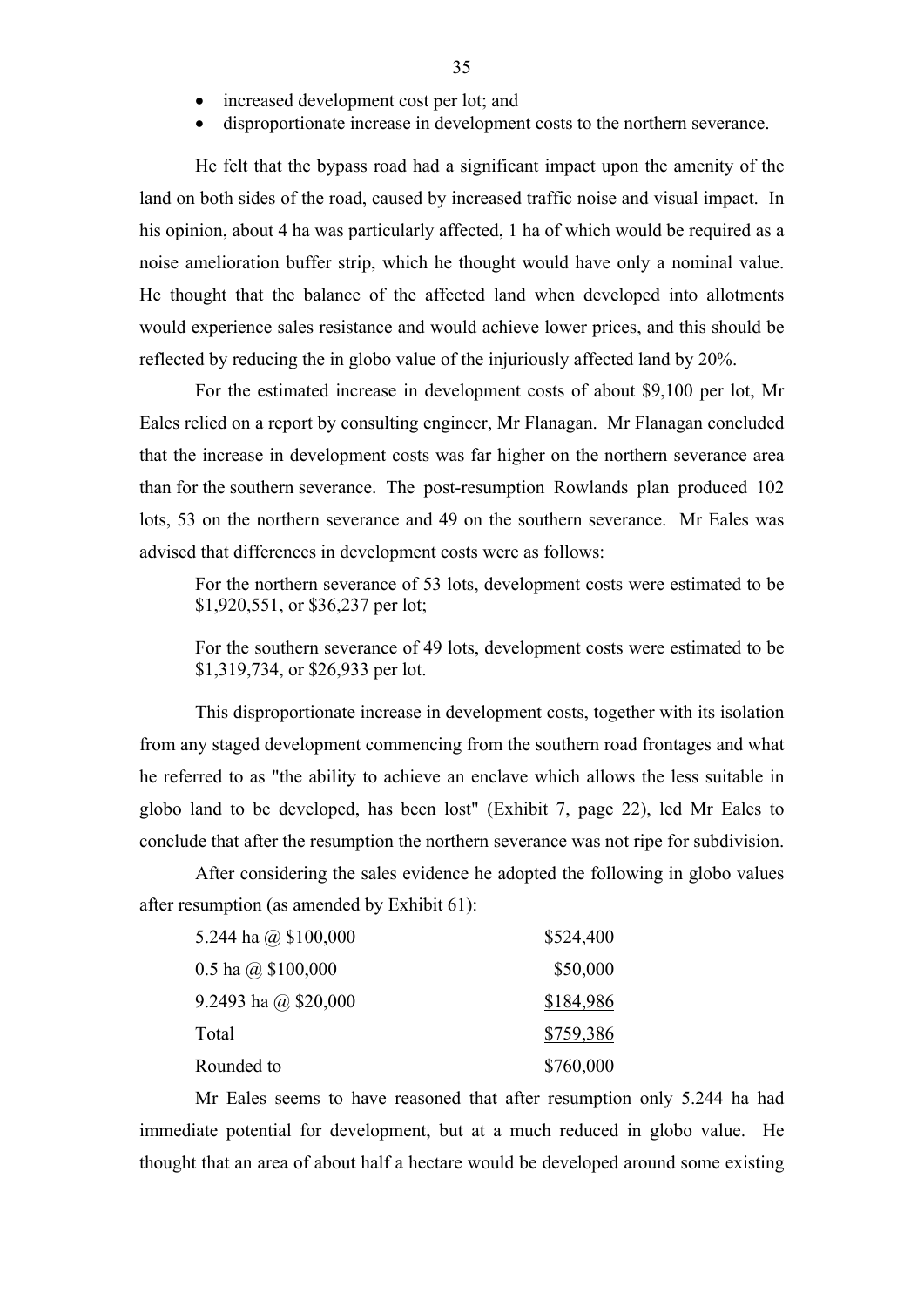- increased development cost per lot; and
- disproportionate increase in development costs to the northern severance.

He felt that the bypass road had a significant impact upon the amenity of the land on both sides of the road, caused by increased traffic noise and visual impact. In his opinion, about 4 ha was particularly affected, 1 ha of which would be required as a noise amelioration buffer strip, which he thought would have only a nominal value. He thought that the balance of the affected land when developed into allotments would experience sales resistance and would achieve lower prices, and this should be reflected by reducing the in globo value of the injuriously affected land by 20%.

For the estimated increase in development costs of about $9,100 per lot, Mr Eales relied on a report by consulting engineer, Mr Flanagan. Mr Flanagan concluded that the increase in development costs was far higher on the northern severance area than for the southern severance. The post-resumption Rowlands plan produced 102 lots, 53 on the northern severance and 49 on the southern severance. Mr Eales was advised that differences in development costs were as follows:

> For the northern severance of 53 lots, development costs were estimated to be $1,920,551, or $36,237 per lot;
>
> For the southern severance of 49 lots, development costs were estimated to be $1,319,734, or $26,933 per lot.

This disproportionate increase in development costs, together with its isolation from any staged development commencing from the southern road frontages and what he referred to as "the ability to achieve an enclave which allows the less suitable in globo land to be developed, has been lost" (Exhibit 7, page 22), led Mr Eales to conclude that after the resumption the northern severance was not ripe for subdivision.

After considering the sales evidence he adopted the following in globo values after resumption (as amended by Exhibit 61):

| | |
|---|---|
| 5.244 ha @ $100,000 | $524,400 |
| 0.5 ha @ $100,000 | $50,000 |
| 9.2493 ha @ $20,000 | $184,986 |
| Total | $759,386 |
| Rounded to | $760,000 |

Mr Eales seems to have reasoned that after resumption only 5.244 ha had immediate potential for development, but at a much reduced in globo value. He thought that an area of about half a hectare would be developed around some existing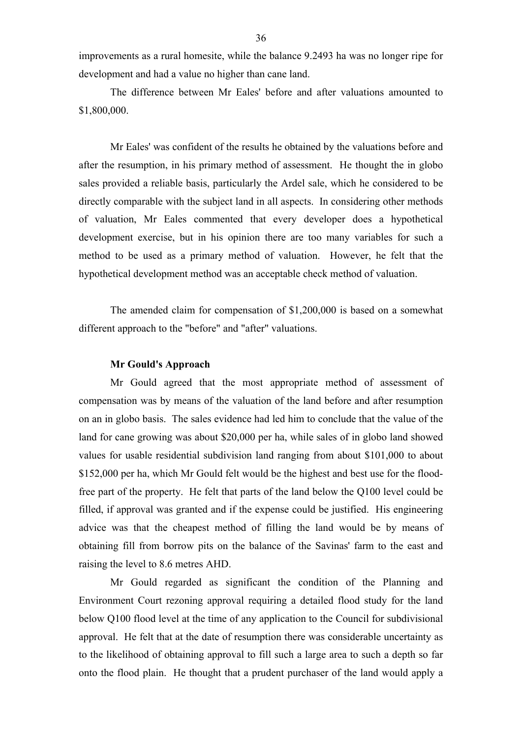improvements as a rural homesite, while the balance 9.2493 ha was no longer ripe for development and had a value no higher than cane land.

The difference between Mr Eales' before and after valuations amounted to $1,800,000.

Mr Eales' was confident of the results he obtained by the valuations before and after the resumption, in his primary method of assessment. He thought the in globo sales provided a reliable basis, particularly the Ardel sale, which he considered to be directly comparable with the subject land in all aspects. In considering other methods of valuation, Mr Eales commented that every developer does a hypothetical development exercise, but in his opinion there are too many variables for such a method to be used as a primary method of valuation. However, he felt that the hypothetical development method was an acceptable check method of valuation.

The amended claim for compensation of $1,200,000 is based on a somewhat different approach to the "before" and "after" valuations.

**Mr Gould's Approach**

Mr Gould agreed that the most appropriate method of assessment of compensation was by means of the valuation of the land before and after resumption on an in globo basis. The sales evidence had led him to conclude that the value of the land for cane growing was about $20,000 per ha, while sales of in globo land showed values for usable residential subdivision land ranging from about $101,000 to about $152,000 per ha, which Mr Gould felt would be the highest and best use for the flood-free part of the property. He felt that parts of the land below the Q100 level could be filled, if approval was granted and if the expense could be justified. His engineering advice was that the cheapest method of filling the land would be by means of obtaining fill from borrow pits on the balance of the Savinas' farm to the east and raising the level to 8.6 metres AHD.

Mr Gould regarded as significant the condition of the Planning and Environment Court rezoning approval requiring a detailed flood study for the land below Q100 flood level at the time of any application to the Council for subdivisional approval. He felt that at the date of resumption there was considerable uncertainty as to the likelihood of obtaining approval to fill such a large area to such a depth so far onto the flood plain. He thought that a prudent purchaser of the land would apply a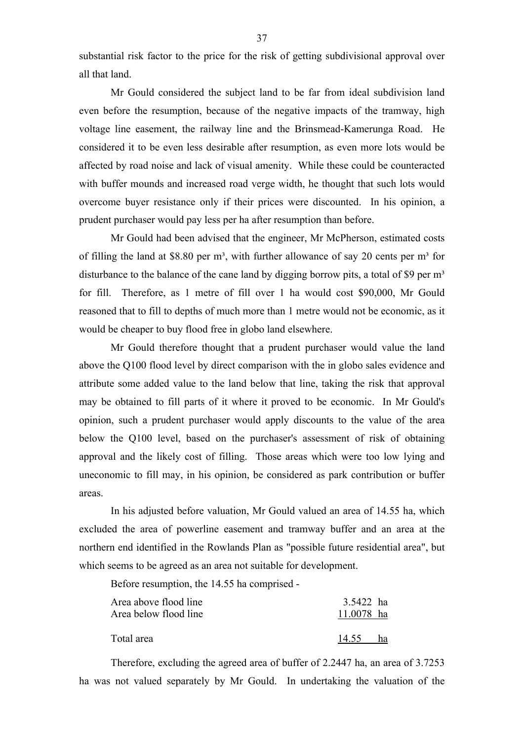substantial risk factor to the price for the risk of getting subdivisional approval over all that land.

Mr Gould considered the subject land to be far from ideal subdivision land even before the resumption, because of the negative impacts of the tramway, high voltage line easement, the railway line and the Brinsmead-Kamerunga Road. He considered it to be even less desirable after resumption, as even more lots would be affected by road noise and lack of visual amenity. While these could be counteracted with buffer mounds and increased road verge width, he thought that such lots would overcome buyer resistance only if their prices were discounted. In his opinion, a prudent purchaser would pay less per ha after resumption than before.

Mr Gould had been advised that the engineer, Mr McPherson, estimated costs of filling the land at \$8.80 per m³, with further allowance of say 20 cents per m³ for disturbance to the balance of the cane land by digging borrow pits, a total of \$9 per m³ for fill. Therefore, as 1 metre of fill over 1 ha would cost \$90,000, Mr Gould reasoned that to fill to depths of much more than 1 metre would not be economic, as it would be cheaper to buy flood free in globo land elsewhere.

Mr Gould therefore thought that a prudent purchaser would value the land above the Q100 flood level by direct comparison with the in globo sales evidence and attribute some added value to the land below that line, taking the risk that approval may be obtained to fill parts of it where it proved to be economic. In Mr Gould's opinion, such a prudent purchaser would apply discounts to the value of the area below the Q100 level, based on the purchaser's assessment of risk of obtaining approval and the likely cost of filling. Those areas which were too low lying and uneconomic to fill may, in his opinion, be considered as park contribution or buffer areas.

In his adjusted before valuation, Mr Gould valued an area of 14.55 ha, which excluded the area of powerline easement and tramway buffer and an area at the northern end identified in the Rowlands Plan as "possible future residential area", but which seems to be agreed as an area not suitable for development.

Before resumption, the 14.55 ha comprised -

| | |
|---|---|
| Area above flood line | 3.5422 ha |
| Area below flood line | 11.0078 ha |
| Total area | 14.55 ha |

Therefore, excluding the agreed area of buffer of 2.2447 ha, an area of 3.7253 ha was not valued separately by Mr Gould. In undertaking the valuation of the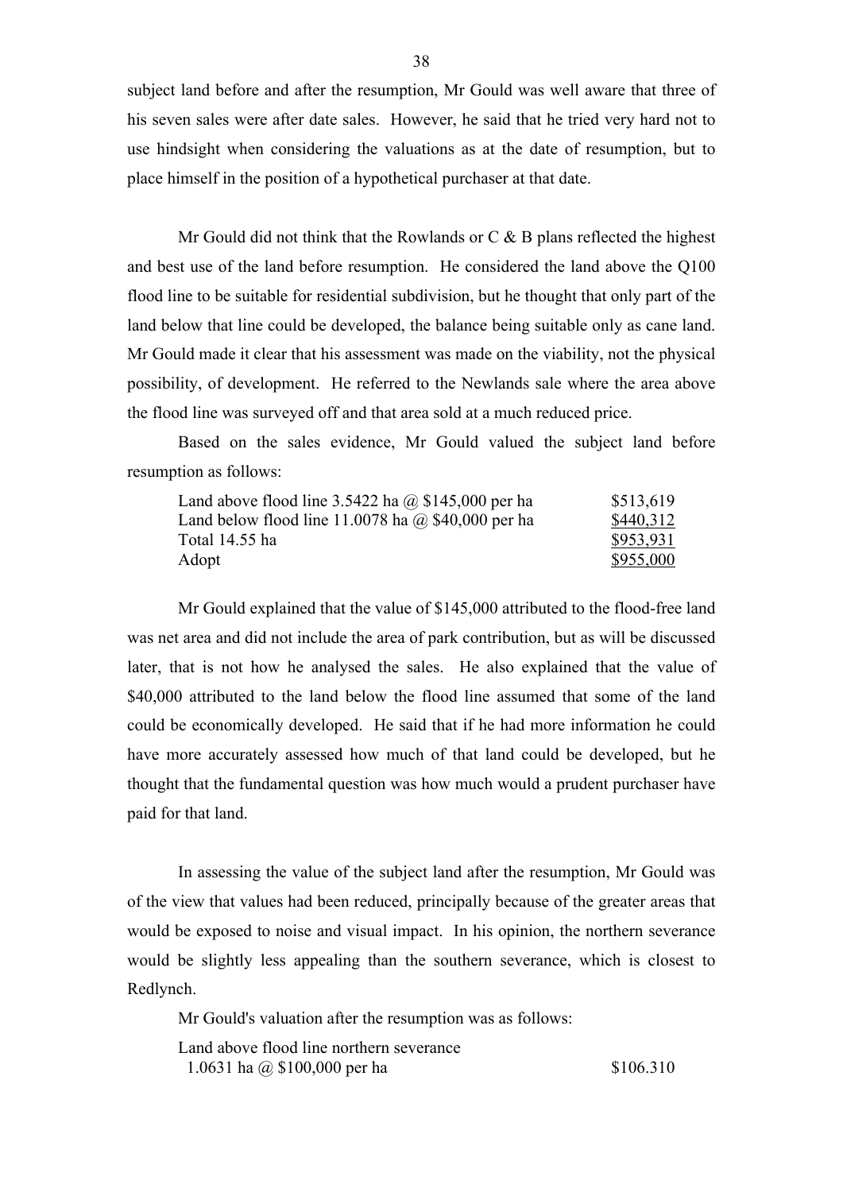subject land before and after the resumption, Mr Gould was well aware that three of his seven sales were after date sales. However, he said that he tried very hard not to use hindsight when considering the valuations as at the date of resumption, but to place himself in the position of a hypothetical purchaser at that date.

Mr Gould did not think that the Rowlands or C & B plans reflected the highest and best use of the land before resumption. He considered the land above the Q100 flood line to be suitable for residential subdivision, but he thought that only part of the land below that line could be developed, the balance being suitable only as cane land. Mr Gould made it clear that his assessment was made on the viability, not the physical possibility, of development. He referred to the Newlands sale where the area above the flood line was surveyed off and that area sold at a much reduced price.

Based on the sales evidence, Mr Gould valued the subject land before resumption as follows:

| | |
|---|---|
| Land above flood line 3.5422 ha @ $145,000 per ha | $513,619 |
| Land below flood line 11.0078 ha @ $40,000 per ha | $440,312 |
| Total 14.55 ha | $953,931 |
| Adopt | $955,000 |

Mr Gould explained that the value of $145,000 attributed to the flood-free land was net area and did not include the area of park contribution, but as will be discussed later, that is not how he analysed the sales. He also explained that the value of $40,000 attributed to the land below the flood line assumed that some of the land could be economically developed. He said that if he had more information he could have more accurately assessed how much of that land could be developed, but he thought that the fundamental question was how much would a prudent purchaser have paid for that land.

In assessing the value of the subject land after the resumption, Mr Gould was of the view that values had been reduced, principally because of the greater areas that would be exposed to noise and visual impact. In his opinion, the northern severance would be slightly less appealing than the southern severance, which is closest to Redlynch.

Mr Gould's valuation after the resumption was as follows:

| | |
|---|---|
| Land above flood line northern severance<br>1.0631 ha @ $100,000 per ha | $106.310 |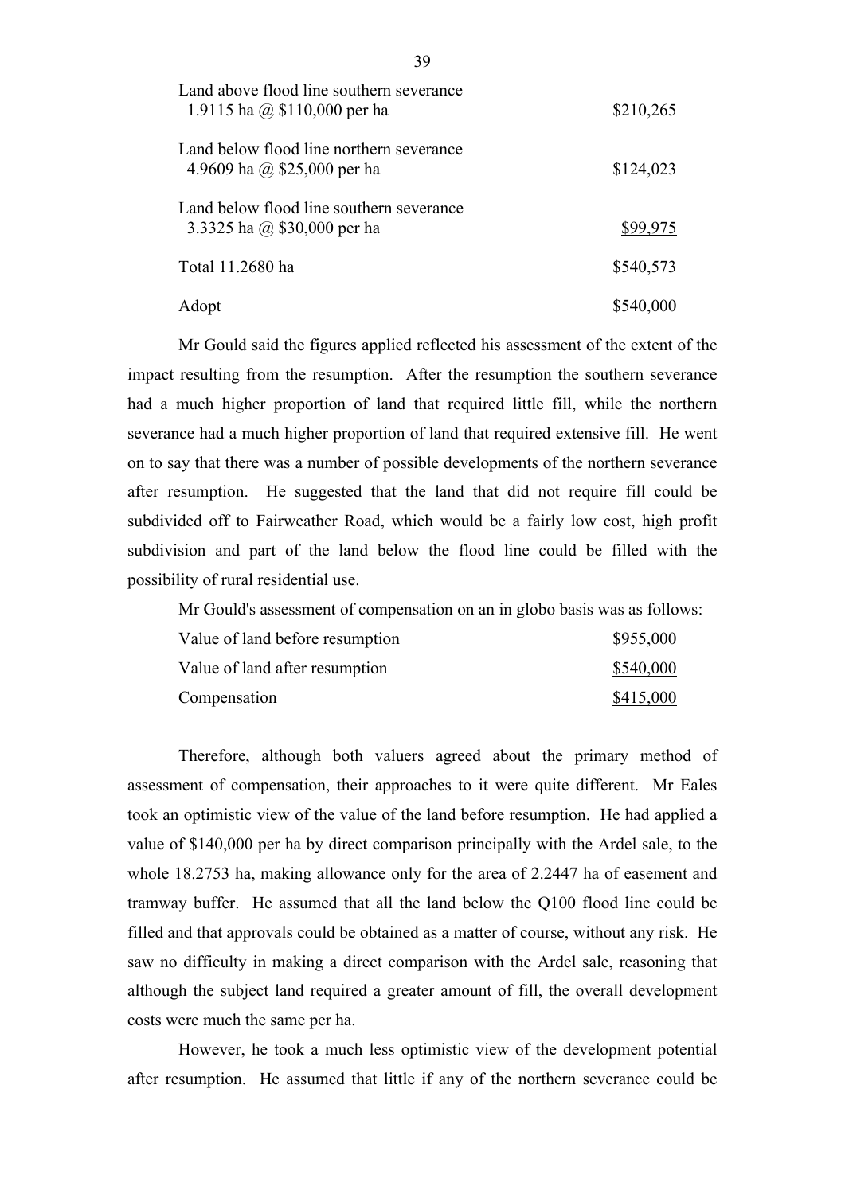| | |
|---|---|
| Land above flood line southern severance<br>1.9115 ha @ $110,000 per ha | $210,265 |
| Land below flood line northern severance<br>4.9609 ha @ $25,000 per ha | $124,023 |
| Land below flood line southern severance<br>3.3325 ha @ $30,000 per ha | $99,975 |
| Total 11.2680 ha | $540,573 |
| Adopt | $540,000 |

Mr Gould said the figures applied reflected his assessment of the extent of the impact resulting from the resumption. After the resumption the southern severance had a much higher proportion of land that required little fill, while the northern severance had a much higher proportion of land that required extensive fill. He went on to say that there was a number of possible developments of the northern severance after resumption. He suggested that the land that did not require fill could be subdivided off to Fairweather Road, which would be a fairly low cost, high profit subdivision and part of the land below the flood line could be filled with the possibility of rural residential use.

Mr Gould's assessment of compensation on an in globo basis was as follows:

| | |
|---|---|
| Value of land before resumption | $955,000 |
| Value of land after resumption | $540,000 |
| Compensation | $415,000 |

Therefore, although both valuers agreed about the primary method of assessment of compensation, their approaches to it were quite different. Mr Eales took an optimistic view of the value of the land before resumption. He had applied a value of $140,000 per ha by direct comparison principally with the Ardel sale, to the whole 18.2753 ha, making allowance only for the area of 2.2447 ha of easement and tramway buffer. He assumed that all the land below the Q100 flood line could be filled and that approvals could be obtained as a matter of course, without any risk. He saw no difficulty in making a direct comparison with the Ardel sale, reasoning that although the subject land required a greater amount of fill, the overall development costs were much the same per ha.

However, he took a much less optimistic view of the development potential after resumption. He assumed that little if any of the northern severance could be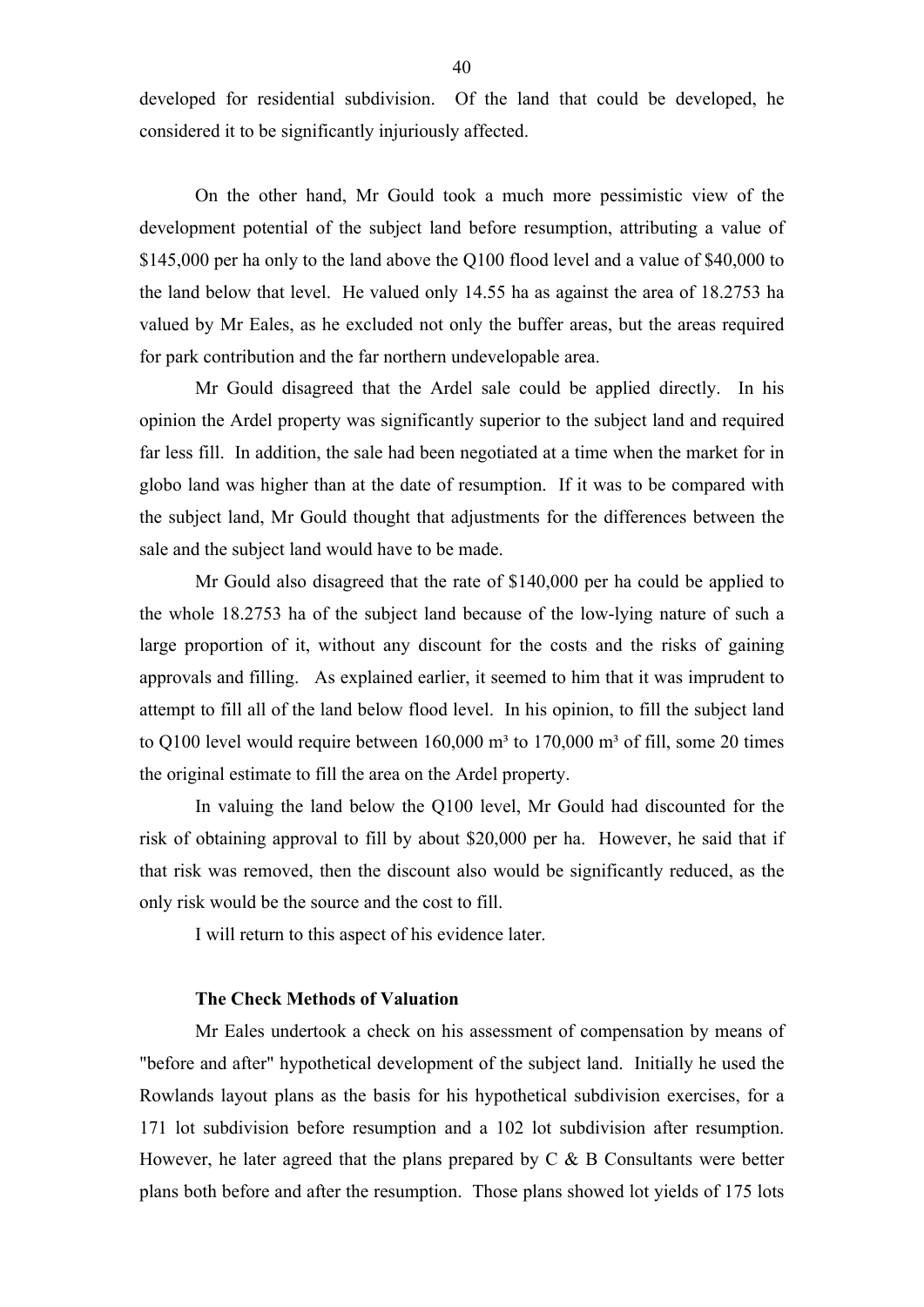developed for residential subdivision. Of the land that could be developed, he considered it to be significantly injuriously affected.

On the other hand, Mr Gould took a much more pessimistic view of the development potential of the subject land before resumption, attributing a value of $145,000 per ha only to the land above the Q100 flood level and a value of $40,000 to the land below that level. He valued only 14.55 ha as against the area of 18.2753 ha valued by Mr Eales, as he excluded not only the buffer areas, but the areas required for park contribution and the far northern undevelopable area.

Mr Gould disagreed that the Ardel sale could be applied directly. In his opinion the Ardel property was significantly superior to the subject land and required far less fill. In addition, the sale had been negotiated at a time when the market for in globo land was higher than at the date of resumption. If it was to be compared with the subject land, Mr Gould thought that adjustments for the differences between the sale and the subject land would have to be made.

Mr Gould also disagreed that the rate of $140,000 per ha could be applied to the whole 18.2753 ha of the subject land because of the low-lying nature of such a large proportion of it, without any discount for the costs and the risks of gaining approvals and filling. As explained earlier, it seemed to him that it was imprudent to attempt to fill all of the land below flood level. In his opinion, to fill the subject land to Q100 level would require between 160,000 m³ to 170,000 m³ of fill, some 20 times the original estimate to fill the area on the Ardel property.

In valuing the land below the Q100 level, Mr Gould had discounted for the risk of obtaining approval to fill by about $20,000 per ha. However, he said that if that risk was removed, then the discount also would be significantly reduced, as the only risk would be the source and the cost to fill.

I will return to this aspect of his evidence later.

### The Check Methods of Valuation

Mr Eales undertook a check on his assessment of compensation by means of "before and after" hypothetical development of the subject land. Initially he used the Rowlands layout plans as the basis for his hypothetical subdivision exercises, for a 171 lot subdivision before resumption and a 102 lot subdivision after resumption. However, he later agreed that the plans prepared by C & B Consultants were better plans both before and after the resumption. Those plans showed lot yields of 175 lots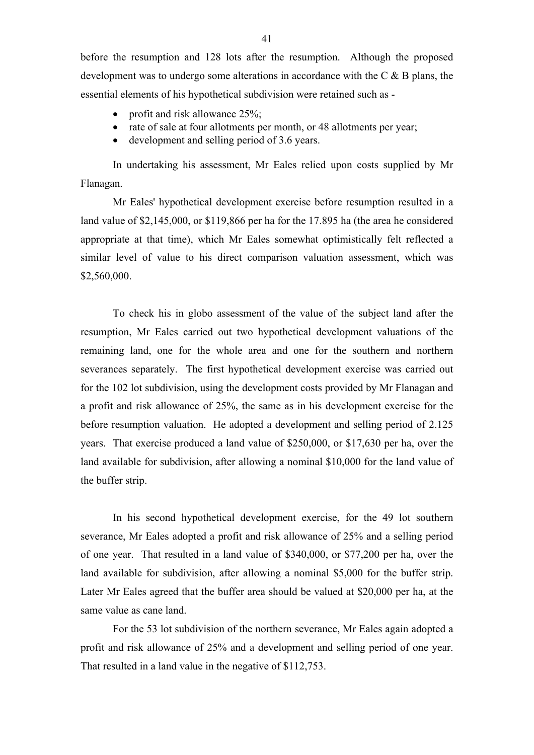before the resumption and 128 lots after the resumption. Although the proposed development was to undergo some alterations in accordance with the C & B plans, the essential elements of his hypothetical subdivision were retained such as -

- profit and risk allowance 25%;
- rate of sale at four allotments per month, or 48 allotments per year;
- development and selling period of 3.6 years.

In undertaking his assessment, Mr Eales relied upon costs supplied by Mr Flanagan.

Mr Eales' hypothetical development exercise before resumption resulted in a land value of $2,145,000, or $119,866 per ha for the 17.895 ha (the area he considered appropriate at that time), which Mr Eales somewhat optimistically felt reflected a similar level of value to his direct comparison valuation assessment, which was $2,560,000.

To check his in globo assessment of the value of the subject land after the resumption, Mr Eales carried out two hypothetical development valuations of the remaining land, one for the whole area and one for the southern and northern severances separately. The first hypothetical development exercise was carried out for the 102 lot subdivision, using the development costs provided by Mr Flanagan and a profit and risk allowance of 25%, the same as in his development exercise for the before resumption valuation. He adopted a development and selling period of 2.125 years. That exercise produced a land value of $250,000, or $17,630 per ha, over the land available for subdivision, after allowing a nominal $10,000 for the land value of the buffer strip.

In his second hypothetical development exercise, for the 49 lot southern severance, Mr Eales adopted a profit and risk allowance of 25% and a selling period of one year. That resulted in a land value of $340,000, or $77,200 per ha, over the land available for subdivision, after allowing a nominal $5,000 for the buffer strip. Later Mr Eales agreed that the buffer area should be valued at $20,000 per ha, at the same value as cane land.

For the 53 lot subdivision of the northern severance, Mr Eales again adopted a profit and risk allowance of 25% and a development and selling period of one year. That resulted in a land value in the negative of $112,753.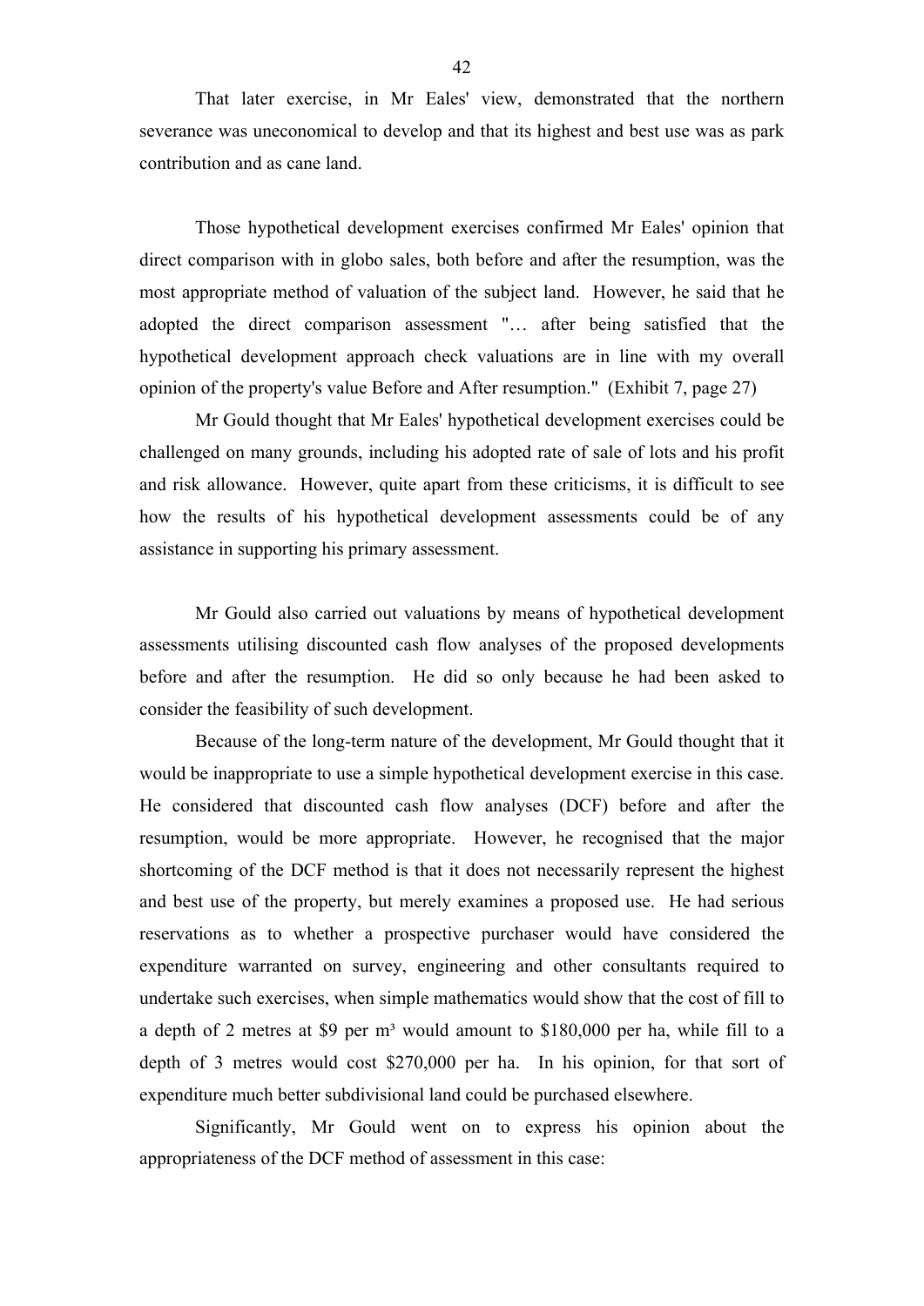That later exercise, in Mr Eales' view, demonstrated that the northern severance was uneconomical to develop and that its highest and best use was as park contribution and as cane land.

Those hypothetical development exercises confirmed Mr Eales' opinion that direct comparison with in globo sales, both before and after the resumption, was the most appropriate method of valuation of the subject land. However, he said that he adopted the direct comparison assessment "… after being satisfied that the hypothetical development approach check valuations are in line with my overall opinion of the property's value Before and After resumption." (Exhibit 7, page 27)

Mr Gould thought that Mr Eales' hypothetical development exercises could be challenged on many grounds, including his adopted rate of sale of lots and his profit and risk allowance. However, quite apart from these criticisms, it is difficult to see how the results of his hypothetical development assessments could be of any assistance in supporting his primary assessment.

Mr Gould also carried out valuations by means of hypothetical development assessments utilising discounted cash flow analyses of the proposed developments before and after the resumption. He did so only because he had been asked to consider the feasibility of such development.

Because of the long-term nature of the development, Mr Gould thought that it would be inappropriate to use a simple hypothetical development exercise in this case. He considered that discounted cash flow analyses (DCF) before and after the resumption, would be more appropriate. However, he recognised that the major shortcoming of the DCF method is that it does not necessarily represent the highest and best use of the property, but merely examines a proposed use. He had serious reservations as to whether a prospective purchaser would have considered the expenditure warranted on survey, engineering and other consultants required to undertake such exercises, when simple mathematics would show that the cost of fill to a depth of 2 metres at \$9 per $m^3$ would amount to \$180,000 per ha, while fill to a depth of 3 metres would cost \$270,000 per ha. In his opinion, for that sort of expenditure much better subdivisional land could be purchased elsewhere.

Significantly, Mr Gould went on to express his opinion about the appropriateness of the DCF method of assessment in this case: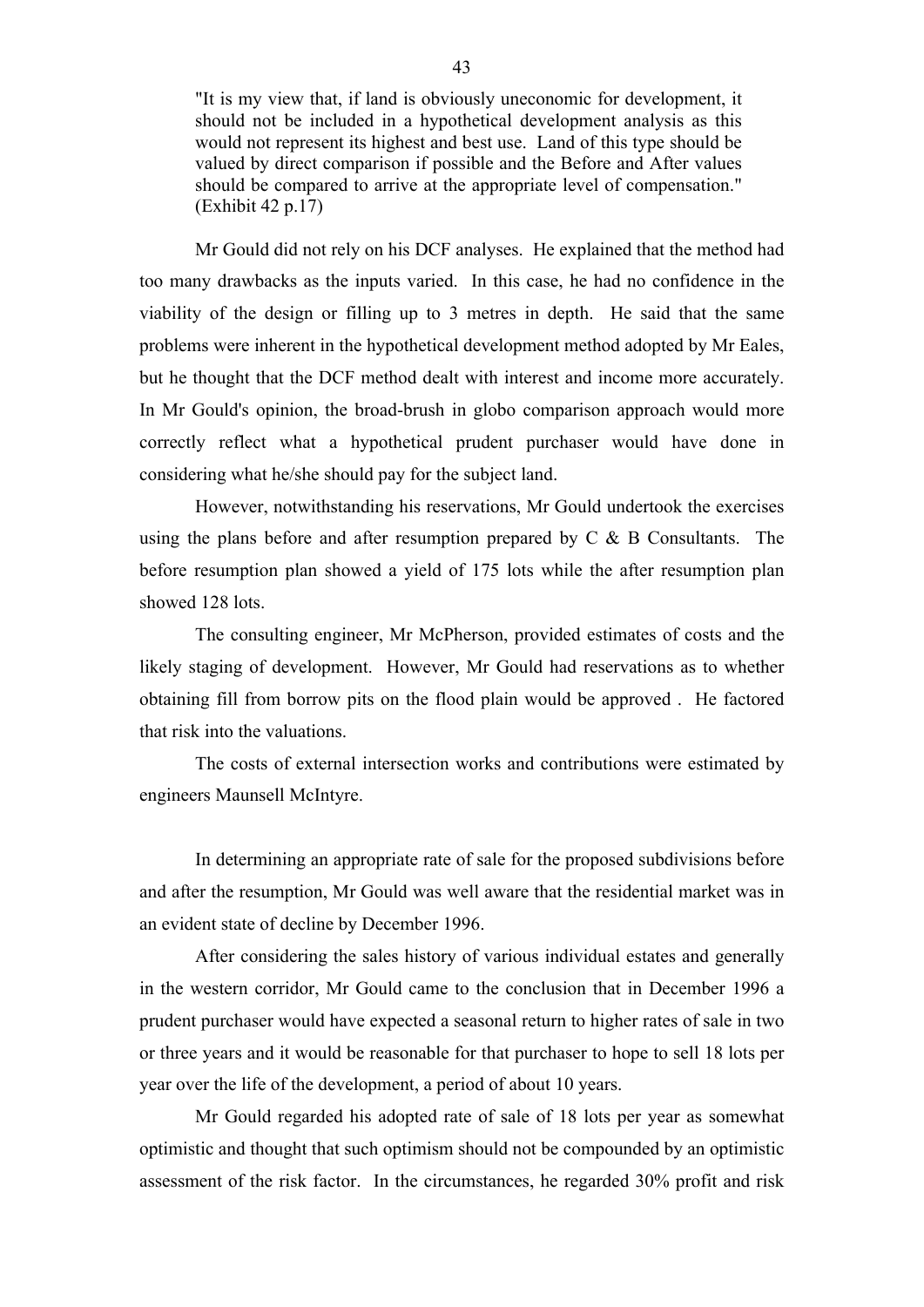> "It is my view that, if land is obviously uneconomic for development, it should not be included in a hypothetical development analysis as this would not represent its highest and best use. Land of this type should be valued by direct comparison if possible and the Before and After values should be compared to arrive at the appropriate level of compensation." (Exhibit 42 p.17)

Mr Gould did not rely on his DCF analyses. He explained that the method had too many drawbacks as the inputs varied. In this case, he had no confidence in the viability of the design or filling up to 3 metres in depth. He said that the same problems were inherent in the hypothetical development method adopted by Mr Eales, but he thought that the DCF method dealt with interest and income more accurately. In Mr Gould's opinion, the broad-brush in globo comparison approach would more correctly reflect what a hypothetical prudent purchaser would have done in considering what he/she should pay for the subject land.

However, notwithstanding his reservations, Mr Gould undertook the exercises using the plans before and after resumption prepared by C & B Consultants. The before resumption plan showed a yield of 175 lots while the after resumption plan showed 128 lots.

The consulting engineer, Mr McPherson, provided estimates of costs and the likely staging of development. However, Mr Gould had reservations as to whether obtaining fill from borrow pits on the flood plain would be approved . He factored that risk into the valuations.

The costs of external intersection works and contributions were estimated by engineers Maunsell McIntyre.

In determining an appropriate rate of sale for the proposed subdivisions before and after the resumption, Mr Gould was well aware that the residential market was in an evident state of decline by December 1996.

After considering the sales history of various individual estates and generally in the western corridor, Mr Gould came to the conclusion that in December 1996 a prudent purchaser would have expected a seasonal return to higher rates of sale in two or three years and it would be reasonable for that purchaser to hope to sell 18 lots per year over the life of the development, a period of about 10 years.

Mr Gould regarded his adopted rate of sale of 18 lots per year as somewhat optimistic and thought that such optimism should not be compounded by an optimistic assessment of the risk factor. In the circumstances, he regarded 30% profit and risk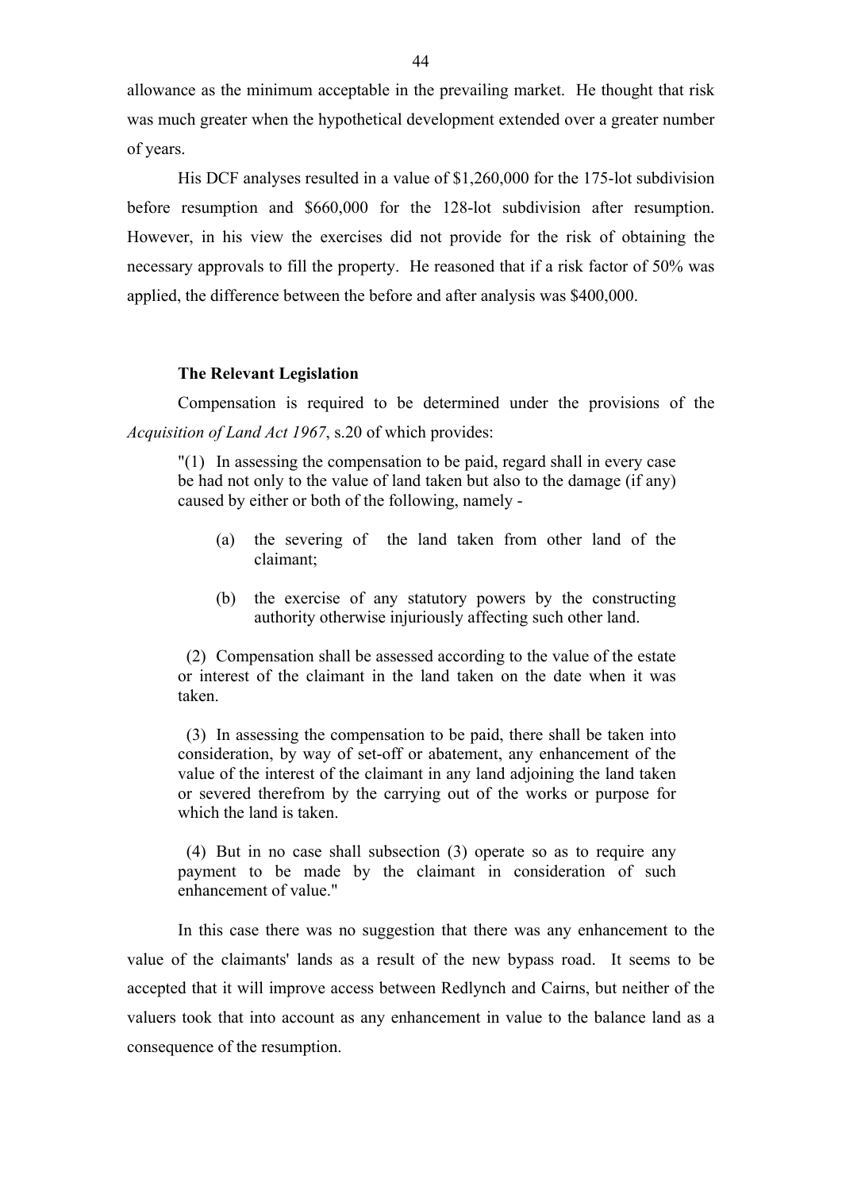allowance as the minimum acceptable in the prevailing market. He thought that risk was much greater when the hypothetical development extended over a greater number of years.

His DCF analyses resulted in a value of $1,260,000 for the 175-lot subdivision before resumption and $660,000 for the 128-lot subdivision after resumption. However, in his view the exercises did not provide for the risk of obtaining the necessary approvals to fill the property. He reasoned that if a risk factor of 50% was applied, the difference between the before and after analysis was $400,000.

**The Relevant Legislation**

Compensation is required to be determined under the provisions of the *Acquisition of Land Act 1967*, s.20 of which provides:

> "(1) In assessing the compensation to be paid, regard shall in every case be had not only to the value of land taken but also to the damage (if any) caused by either or both of the following, namely -
>
> (a) the severing of the land taken from other land of the claimant;
>
> (b) the exercise of any statutory powers by the constructing authority otherwise injuriously affecting such other land.
>
> (2) Compensation shall be assessed according to the value of the estate or interest of the claimant in the land taken on the date when it was taken.
>
> (3) In assessing the compensation to be paid, there shall be taken into consideration, by way of set-off or abatement, any enhancement of the value of the interest of the claimant in any land adjoining the land taken or severed therefrom by the carrying out of the works or purpose for which the land is taken.
>
> (4) But in no case shall subsection (3) operate so as to require any payment to be made by the claimant in consideration of such enhancement of value."

In this case there was no suggestion that there was any enhancement to the value of the claimants' lands as a result of the new bypass road. It seems to be accepted that it will improve access between Redlynch and Cairns, but neither of the valuers took that into account as any enhancement in value to the balance land as a consequence of the resumption.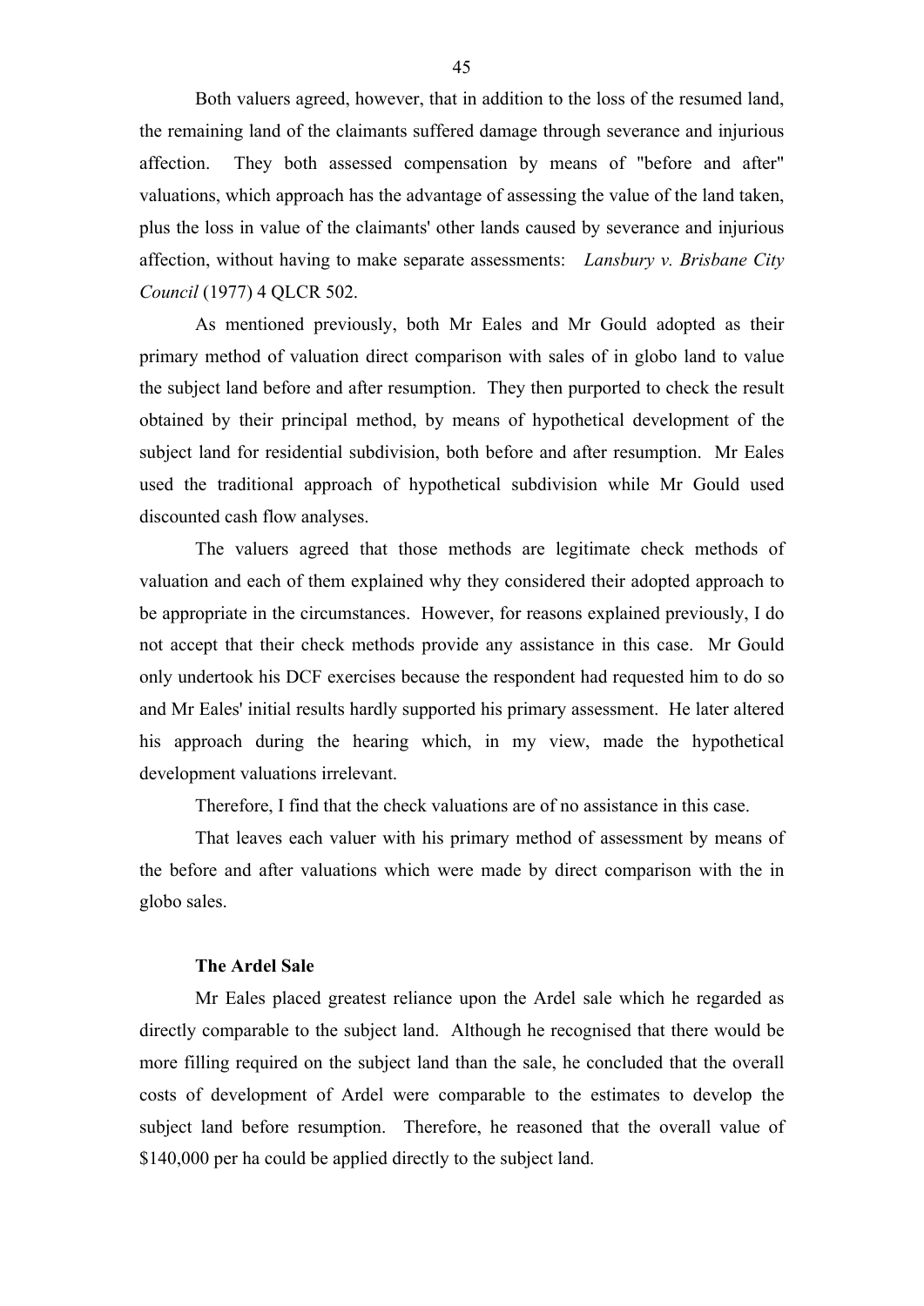Both valuers agreed, however, that in addition to the loss of the resumed land, the remaining land of the claimants suffered damage through severance and injurious affection. They both assessed compensation by means of "before and after" valuations, which approach has the advantage of assessing the value of the land taken, plus the loss in value of the claimants' other lands caused by severance and injurious affection, without having to make separate assessments: *Lansbury v. Brisbane City Council* (1977) 4 QLCR 502.

As mentioned previously, both Mr Eales and Mr Gould adopted as their primary method of valuation direct comparison with sales of in globo land to value the subject land before and after resumption. They then purported to check the result obtained by their principal method, by means of hypothetical development of the subject land for residential subdivision, both before and after resumption. Mr Eales used the traditional approach of hypothetical subdivision while Mr Gould used discounted cash flow analyses.

The valuers agreed that those methods are legitimate check methods of valuation and each of them explained why they considered their adopted approach to be appropriate in the circumstances. However, for reasons explained previously, I do not accept that their check methods provide any assistance in this case. Mr Gould only undertook his DCF exercises because the respondent had requested him to do so and Mr Eales' initial results hardly supported his primary assessment. He later altered his approach during the hearing which, in my view, made the hypothetical development valuations irrelevant.

Therefore, I find that the check valuations are of no assistance in this case.

That leaves each valuer with his primary method of assessment by means of the before and after valuations which were made by direct comparison with the in globo sales.

**The Ardel Sale**

Mr Eales placed greatest reliance upon the Ardel sale which he regarded as directly comparable to the subject land. Although he recognised that there would be more filling required on the subject land than the sale, he concluded that the overall costs of development of Ardel were comparable to the estimates to develop the subject land before resumption. Therefore, he reasoned that the overall value of \$140,000 per ha could be applied directly to the subject land.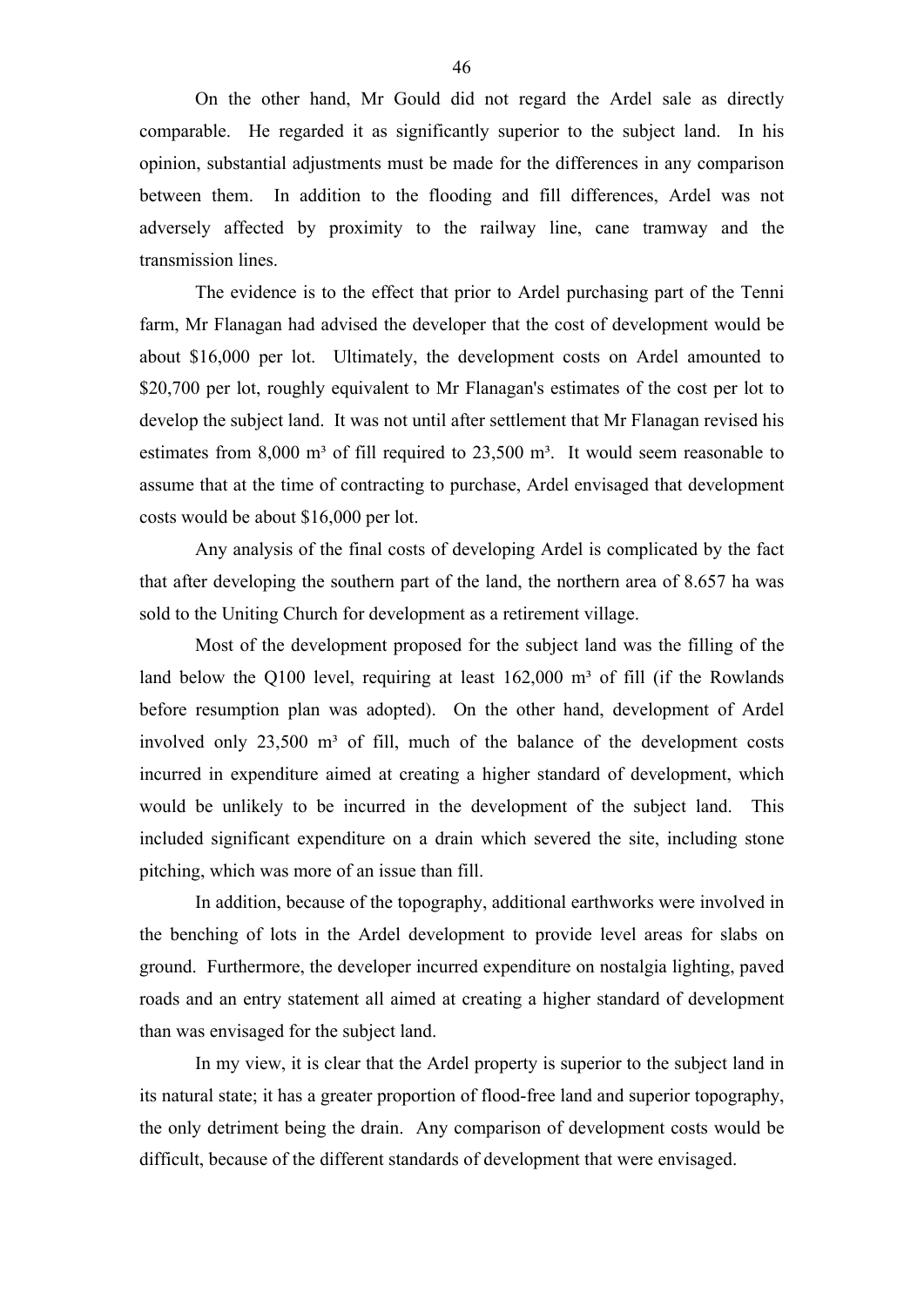On the other hand, Mr Gould did not regard the Ardel sale as directly comparable. He regarded it as significantly superior to the subject land. In his opinion, substantial adjustments must be made for the differences in any comparison between them. In addition to the flooding and fill differences, Ardel was not adversely affected by proximity to the railway line, cane tramway and the transmission lines.

The evidence is to the effect that prior to Ardel purchasing part of the Tenni farm, Mr Flanagan had advised the developer that the cost of development would be about \$16,000 per lot. Ultimately, the development costs on Ardel amounted to \$20,700 per lot, roughly equivalent to Mr Flanagan's estimates of the cost per lot to develop the subject land. It was not until after settlement that Mr Flanagan revised his estimates from 8,000 m³ of fill required to 23,500 m³. It would seem reasonable to assume that at the time of contracting to purchase, Ardel envisaged that development costs would be about \$16,000 per lot.

Any analysis of the final costs of developing Ardel is complicated by the fact that after developing the southern part of the land, the northern area of 8.657 ha was sold to the Uniting Church for development as a retirement village.

Most of the development proposed for the subject land was the filling of the land below the Q100 level, requiring at least 162,000 m³ of fill (if the Rowlands before resumption plan was adopted). On the other hand, development of Ardel involved only 23,500 m³ of fill, much of the balance of the development costs incurred in expenditure aimed at creating a higher standard of development, which would be unlikely to be incurred in the development of the subject land. This included significant expenditure on a drain which severed the site, including stone pitching, which was more of an issue than fill.

In addition, because of the topography, additional earthworks were involved in the benching of lots in the Ardel development to provide level areas for slabs on ground. Furthermore, the developer incurred expenditure on nostalgia lighting, paved roads and an entry statement all aimed at creating a higher standard of development than was envisaged for the subject land.

In my view, it is clear that the Ardel property is superior to the subject land in its natural state; it has a greater proportion of flood-free land and superior topography, the only detriment being the drain. Any comparison of development costs would be difficult, because of the different standards of development that were envisaged.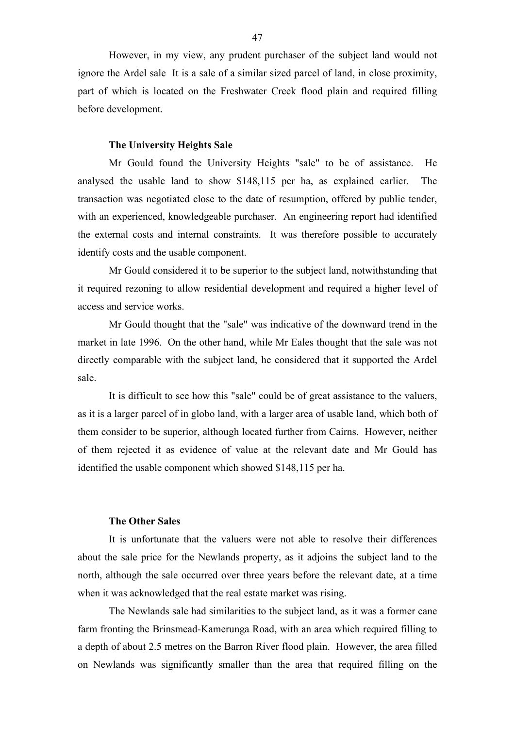However, in my view, any prudent purchaser of the subject land would not ignore the Ardel sale  It is a sale of a similar sized parcel of land, in close proximity, part of which is located on the Freshwater Creek flood plain and required filling before development.

**The University Heights Sale**

Mr Gould found the University Heights "sale" to be of assistance. He analysed the usable land to show $148,115 per ha, as explained earlier. The transaction was negotiated close to the date of resumption, offered by public tender, with an experienced, knowledgeable purchaser. An engineering report had identified the external costs and internal constraints. It was therefore possible to accurately identify costs and the usable component.

Mr Gould considered it to be superior to the subject land, notwithstanding that it required rezoning to allow residential development and required a higher level of access and service works.

Mr Gould thought that the "sale" was indicative of the downward trend in the market in late 1996. On the other hand, while Mr Eales thought that the sale was not directly comparable with the subject land, he considered that it supported the Ardel sale.

It is difficult to see how this "sale" could be of great assistance to the valuers, as it is a larger parcel of in globo land, with a larger area of usable land, which both of them consider to be superior, although located further from Cairns. However, neither of them rejected it as evidence of value at the relevant date and Mr Gould has identified the usable component which showed $148,115 per ha.

**The Other Sales**

It is unfortunate that the valuers were not able to resolve their differences about the sale price for the Newlands property, as it adjoins the subject land to the north, although the sale occurred over three years before the relevant date, at a time when it was acknowledged that the real estate market was rising.

The Newlands sale had similarities to the subject land, as it was a former cane farm fronting the Brinsmead-Kamerunga Road, with an area which required filling to a depth of about 2.5 metres on the Barron River flood plain. However, the area filled on Newlands was significantly smaller than the area that required filling on the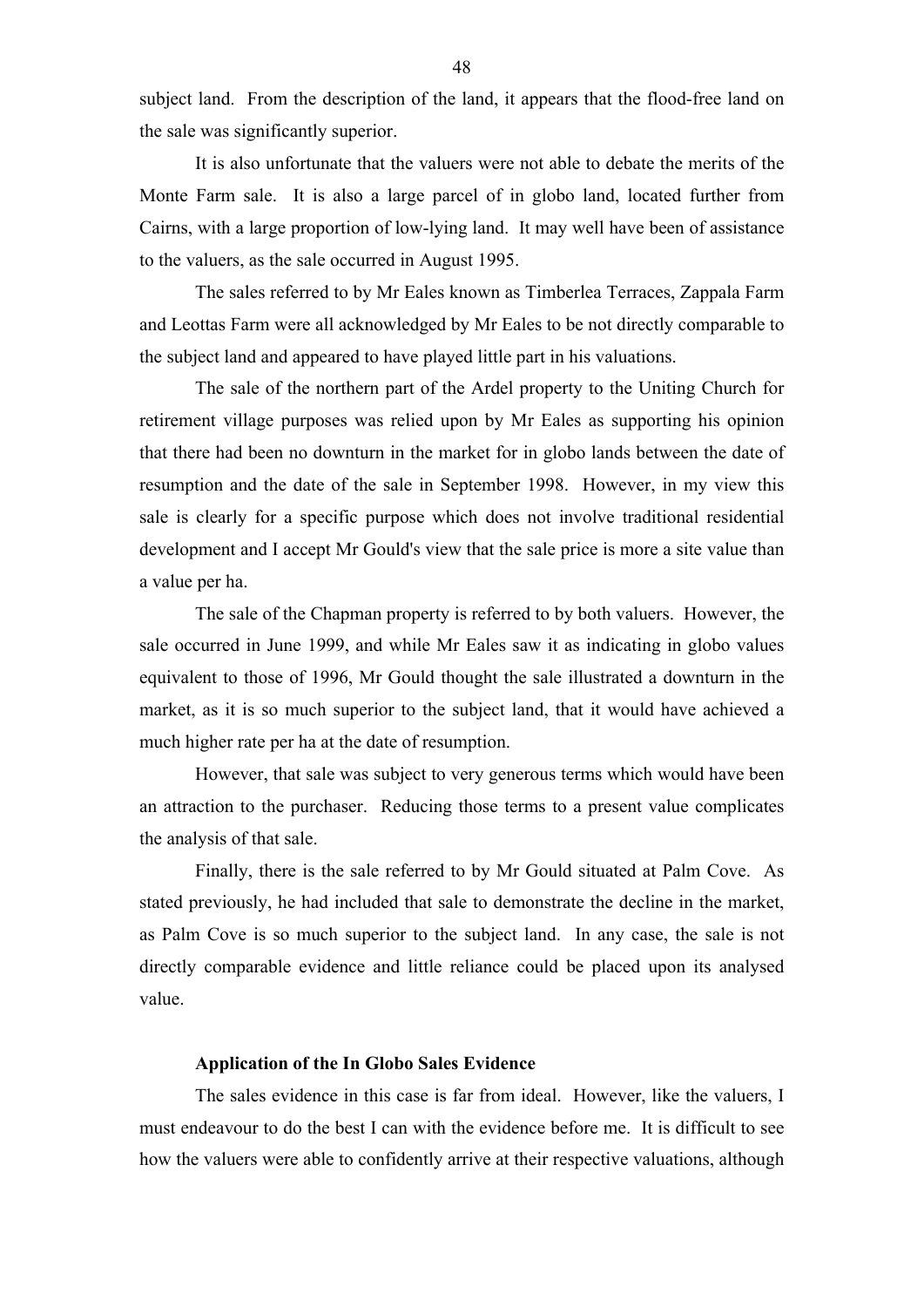subject land. From the description of the land, it appears that the flood-free land on the sale was significantly superior.

It is also unfortunate that the valuers were not able to debate the merits of the Monte Farm sale. It is also a large parcel of in globo land, located further from Cairns, with a large proportion of low-lying land. It may well have been of assistance to the valuers, as the sale occurred in August 1995.

The sales referred to by Mr Eales known as Timberlea Terraces, Zappala Farm and Leottas Farm were all acknowledged by Mr Eales to be not directly comparable to the subject land and appeared to have played little part in his valuations.

The sale of the northern part of the Ardel property to the Uniting Church for retirement village purposes was relied upon by Mr Eales as supporting his opinion that there had been no downturn in the market for in globo lands between the date of resumption and the date of the sale in September 1998. However, in my view this sale is clearly for a specific purpose which does not involve traditional residential development and I accept Mr Gould's view that the sale price is more a site value than a value per ha.

The sale of the Chapman property is referred to by both valuers. However, the sale occurred in June 1999, and while Mr Eales saw it as indicating in globo values equivalent to those of 1996, Mr Gould thought the sale illustrated a downturn in the market, as it is so much superior to the subject land, that it would have achieved a much higher rate per ha at the date of resumption.

However, that sale was subject to very generous terms which would have been an attraction to the purchaser. Reducing those terms to a present value complicates the analysis of that sale.

Finally, there is the sale referred to by Mr Gould situated at Palm Cove. As stated previously, he had included that sale to demonstrate the decline in the market, as Palm Cove is so much superior to the subject land. In any case, the sale is not directly comparable evidence and little reliance could be placed upon its analysed value.

**Application of the In Globo Sales Evidence**

The sales evidence in this case is far from ideal. However, like the valuers, I must endeavour to do the best I can with the evidence before me. It is difficult to see how the valuers were able to confidently arrive at their respective valuations, although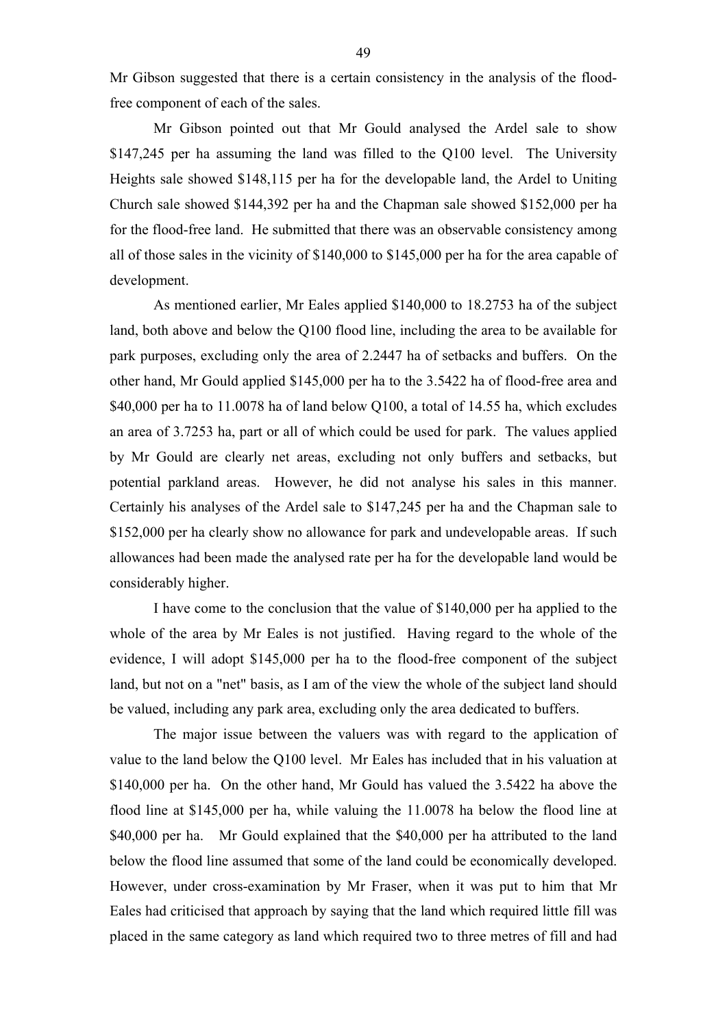Mr Gibson suggested that there is a certain consistency in the analysis of the flood-free component of each of the sales.

Mr Gibson pointed out that Mr Gould analysed the Ardel sale to show \$147,245 per ha assuming the land was filled to the Q100 level. The University Heights sale showed \$148,115 per ha for the developable land, the Ardel to Uniting Church sale showed \$144,392 per ha and the Chapman sale showed \$152,000 per ha for the flood-free land. He submitted that there was an observable consistency among all of those sales in the vicinity of \$140,000 to \$145,000 per ha for the area capable of development.

As mentioned earlier, Mr Eales applied \$140,000 to 18.2753 ha of the subject land, both above and below the Q100 flood line, including the area to be available for park purposes, excluding only the area of 2.2447 ha of setbacks and buffers. On the other hand, Mr Gould applied \$145,000 per ha to the 3.5422 ha of flood-free area and \$40,000 per ha to 11.0078 ha of land below Q100, a total of 14.55 ha, which excludes an area of 3.7253 ha, part or all of which could be used for park. The values applied by Mr Gould are clearly net areas, excluding not only buffers and setbacks, but potential parkland areas. However, he did not analyse his sales in this manner. Certainly his analyses of the Ardel sale to \$147,245 per ha and the Chapman sale to \$152,000 per ha clearly show no allowance for park and undevelopable areas. If such allowances had been made the analysed rate per ha for the developable land would be considerably higher.

I have come to the conclusion that the value of \$140,000 per ha applied to the whole of the area by Mr Eales is not justified. Having regard to the whole of the evidence, I will adopt \$145,000 per ha to the flood-free component of the subject land, but not on a "net" basis, as I am of the view the whole of the subject land should be valued, including any park area, excluding only the area dedicated to buffers.

The major issue between the valuers was with regard to the application of value to the land below the Q100 level. Mr Eales has included that in his valuation at \$140,000 per ha. On the other hand, Mr Gould has valued the 3.5422 ha above the flood line at \$145,000 per ha, while valuing the 11.0078 ha below the flood line at \$40,000 per ha. Mr Gould explained that the \$40,000 per ha attributed to the land below the flood line assumed that some of the land could be economically developed. However, under cross-examination by Mr Fraser, when it was put to him that Mr Eales had criticised that approach by saying that the land which required little fill was placed in the same category as land which required two to three metres of fill and had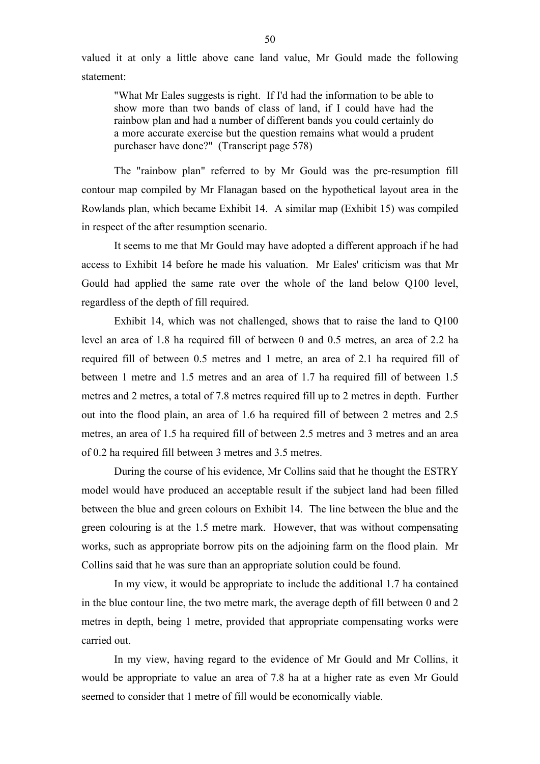valued it at only a little above cane land value, Mr Gould made the following statement:

> "What Mr Eales suggests is right. If I'd had the information to be able to show more than two bands of class of land, if I could have had the rainbow plan and had a number of different bands you could certainly do a more accurate exercise but the question remains what would a prudent purchaser have done?" (Transcript page 578)

The "rainbow plan" referred to by Mr Gould was the pre-resumption fill contour map compiled by Mr Flanagan based on the hypothetical layout area in the Rowlands plan, which became Exhibit 14. A similar map (Exhibit 15) was compiled in respect of the after resumption scenario.

It seems to me that Mr Gould may have adopted a different approach if he had access to Exhibit 14 before he made his valuation. Mr Eales' criticism was that Mr Gould had applied the same rate over the whole of the land below Q100 level, regardless of the depth of fill required.

Exhibit 14, which was not challenged, shows that to raise the land to Q100 level an area of 1.8 ha required fill of between 0 and 0.5 metres, an area of 2.2 ha required fill of between 0.5 metres and 1 metre, an area of 2.1 ha required fill of between 1 metre and 1.5 metres and an area of 1.7 ha required fill of between 1.5 metres and 2 metres, a total of 7.8 metres required fill up to 2 metres in depth. Further out into the flood plain, an area of 1.6 ha required fill of between 2 metres and 2.5 metres, an area of 1.5 ha required fill of between 2.5 metres and 3 metres and an area of 0.2 ha required fill between 3 metres and 3.5 metres.

During the course of his evidence, Mr Collins said that he thought the ESTRY model would have produced an acceptable result if the subject land had been filled between the blue and green colours on Exhibit 14. The line between the blue and the green colouring is at the 1.5 metre mark. However, that was without compensating works, such as appropriate borrow pits on the adjoining farm on the flood plain. Mr Collins said that he was sure than an appropriate solution could be found.

In my view, it would be appropriate to include the additional 1.7 ha contained in the blue contour line, the two metre mark, the average depth of fill between 0 and 2 metres in depth, being 1 metre, provided that appropriate compensating works were carried out.

In my view, having regard to the evidence of Mr Gould and Mr Collins, it would be appropriate to value an area of 7.8 ha at a higher rate as even Mr Gould seemed to consider that 1 metre of fill would be economically viable.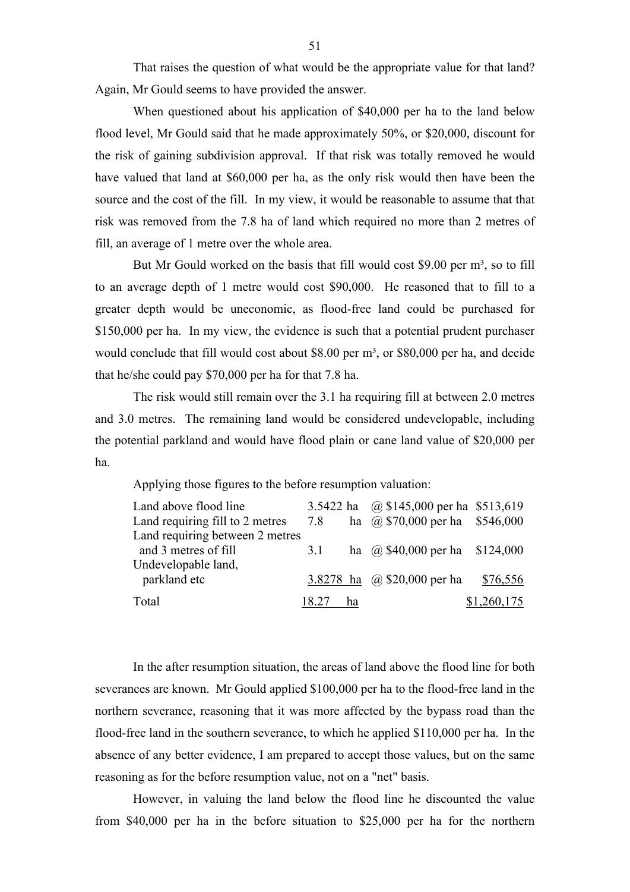That raises the question of what would be the appropriate value for that land? Again, Mr Gould seems to have provided the answer.

When questioned about his application of $40,000 per ha to the land below flood level, Mr Gould said that he made approximately 50%, or $20,000, discount for the risk of gaining subdivision approval. If that risk was totally removed he would have valued that land at $60,000 per ha, as the only risk would then have been the source and the cost of the fill. In my view, it would be reasonable to assume that that risk was removed from the 7.8 ha of land which required no more than 2 metres of fill, an average of 1 metre over the whole area.

But Mr Gould worked on the basis that fill would cost $9.00 per m³, so to fill to an average depth of 1 metre would cost $90,000. He reasoned that to fill to a greater depth would be uneconomic, as flood-free land could be purchased for $150,000 per ha. In my view, the evidence is such that a potential prudent purchaser would conclude that fill would cost about $8.00 per m³, or $80,000 per ha, and decide that he/she could pay $70,000 per ha for that 7.8 ha.

The risk would still remain over the 3.1 ha requiring fill at between 2.0 metres and 3.0 metres. The remaining land would be considered undevelopable, including the potential parkland and would have flood plain or cane land value of $20,000 per ha.

Applying those figures to the before resumption valuation:

| | | | |
|---|---|---|---|
| Land above flood line | 3.5422 ha | @ $145,000 per ha | $513,619 |
| Land requiring fill to 2 metres | 7.8 ha | @ $70,000 per ha | $546,000 |
| Land requiring between 2 metres and 3 metres of fill | 3.1 ha | @ $40,000 per ha | $124,000 |
| Undevelopable land, parkland etc | 3.8278 ha | @ $20,000 per ha | $76,556 |
| Total | 18.27 ha | | $1,260,175 |

In the after resumption situation, the areas of land above the flood line for both severances are known. Mr Gould applied $100,000 per ha to the flood-free land in the northern severance, reasoning that it was more affected by the bypass road than the flood-free land in the southern severance, to which he applied $110,000 per ha. In the absence of any better evidence, I am prepared to accept those values, but on the same reasoning as for the before resumption value, not on a "net" basis.

However, in valuing the land below the flood line he discounted the value from $40,000 per ha in the before situation to $25,000 per ha for the northern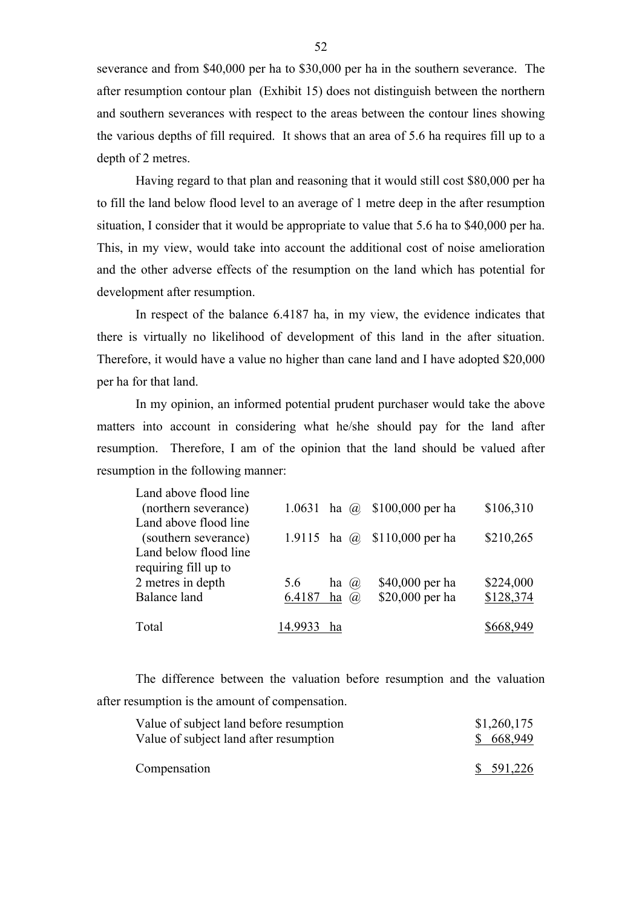severance and from \$40,000 per ha to \$30,000 per ha in the southern severance. The after resumption contour plan (Exhibit 15) does not distinguish between the northern and southern severances with respect to the areas between the contour lines showing the various depths of fill required. It shows that an area of 5.6 ha requires fill up to a depth of 2 metres.

Having regard to that plan and reasoning that it would still cost \$80,000 per ha to fill the land below flood level to an average of 1 metre deep in the after resumption situation, I consider that it would be appropriate to value that 5.6 ha to \$40,000 per ha. This, in my view, would take into account the additional cost of noise amelioration and the other adverse effects of the resumption on the land which has potential for development after resumption.

In respect of the balance 6.4187 ha, in my view, the evidence indicates that there is virtually no likelihood of development of this land in the after situation. Therefore, it would have a value no higher than cane land and I have adopted \$20,000 per ha for that land.

In my opinion, an informed potential prudent purchaser would take the above matters into account in considering what he/she should pay for the land after resumption. Therefore, I am of the opinion that the land should be valued after resumption in the following manner:

| | | | |
|---|---|---|---|
| Land above flood line (northern severance) | 1.0631 ha | @ \$100,000 per ha | \$106,310 |
| Land above flood line (southern severance) | 1.9115 ha | @ \$110,000 per ha | \$210,265 |
| Land below flood line requiring fill up to 2 metres in depth | 5.6 ha | @ \$40,000 per ha | \$224,000 |
| Balance land | 6.4187 ha | @ \$20,000 per ha | \$128,374 |
| Total | 14.9933 ha | | \$668,949 |

The difference between the valuation before resumption and the valuation after resumption is the amount of compensation.

| | |
|---|---|
| Value of subject land before resumption | \$1,260,175 |
| Value of subject land after resumption | \$ 668,949 |
| Compensation | \$ 591,226 |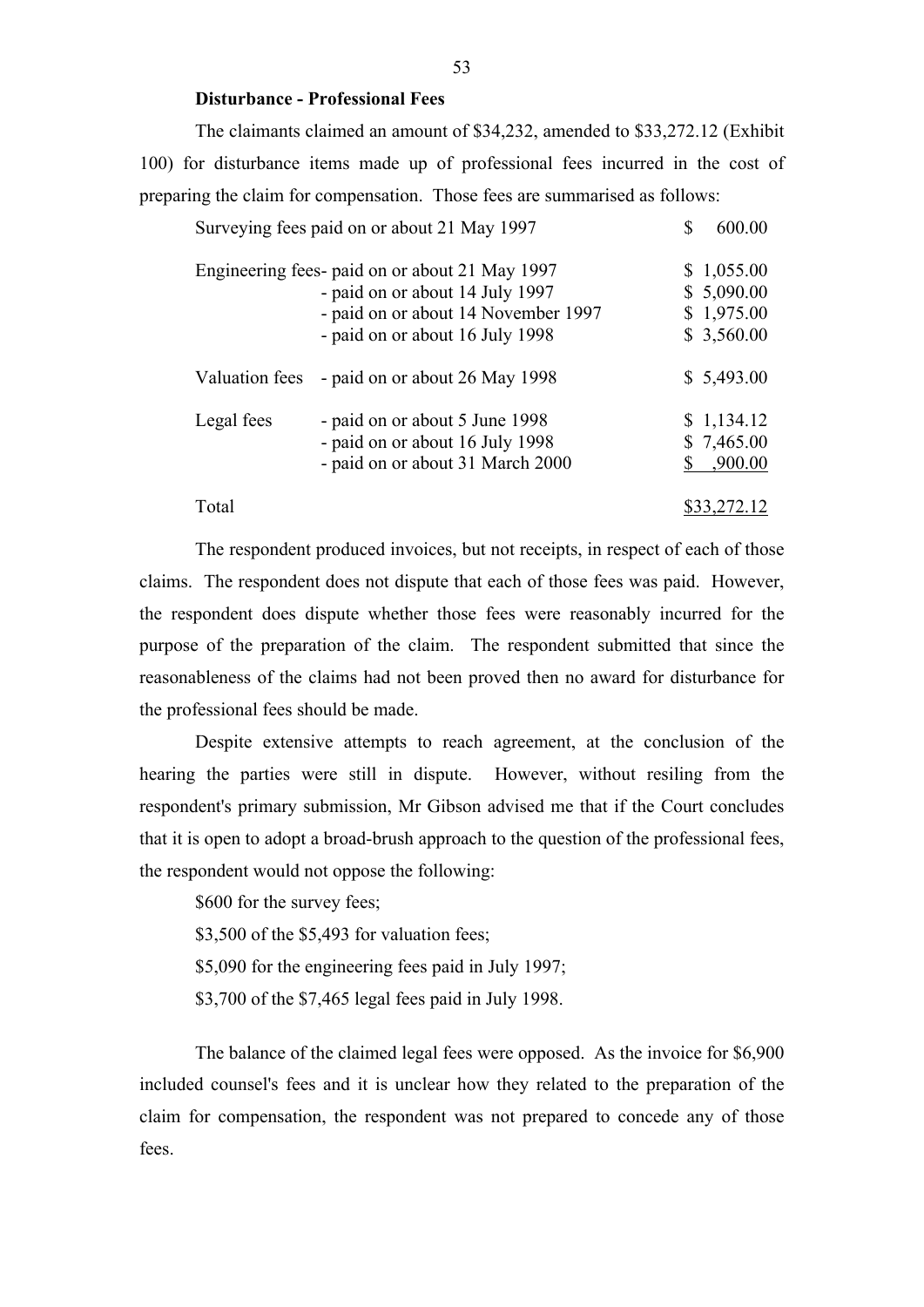**Disturbance - Professional Fees**

The claimants claimed an amount of $34,232, amended to $33,272.12 (Exhibit 100) for disturbance items made up of professional fees incurred in the cost of preparing the claim for compensation. Those fees are summarised as follows:

| | | |
|---|---|---|
| Surveying fees paid on or about 21 May 1997 | | $ 600.00 |
| Engineering fees | - paid on or about 21 May 1997 | $ 1,055.00 |
| | - paid on or about 14 July 1997 | $ 5,090.00 |
| | - paid on or about 14 November 1997 | $ 1,975.00 |
| | - paid on or about 16 July 1998 | $ 3,560.00 |
| Valuation fees | - paid on or about 26 May 1998 | $ 5,493.00 |
| Legal fees | - paid on or about 5 June 1998 | $ 1,134.12 |
| | - paid on or about 16 July 1998 | $ 7,465.00 |
| | - paid on or about 31 March 2000 | $ ,900.00 |
| Total | | $33,272.12 |

The respondent produced invoices, but not receipts, in respect of each of those claims. The respondent does not dispute that each of those fees was paid. However, the respondent does dispute whether those fees were reasonably incurred for the purpose of the preparation of the claim. The respondent submitted that since the reasonableness of the claims had not been proved then no award for disturbance for the professional fees should be made.

Despite extensive attempts to reach agreement, at the conclusion of the hearing the parties were still in dispute. However, without resiling from the respondent's primary submission, Mr Gibson advised me that if the Court concludes that it is open to adopt a broad-brush approach to the question of the professional fees, the respondent would not oppose the following:

$600 for the survey fees;

$3,500 of the $5,493 for valuation fees;

$5,090 for the engineering fees paid in July 1997;

$3,700 of the $7,465 legal fees paid in July 1998.

The balance of the claimed legal fees were opposed. As the invoice for $6,900 included counsel's fees and it is unclear how they related to the preparation of the claim for compensation, the respondent was not prepared to concede any of those fees.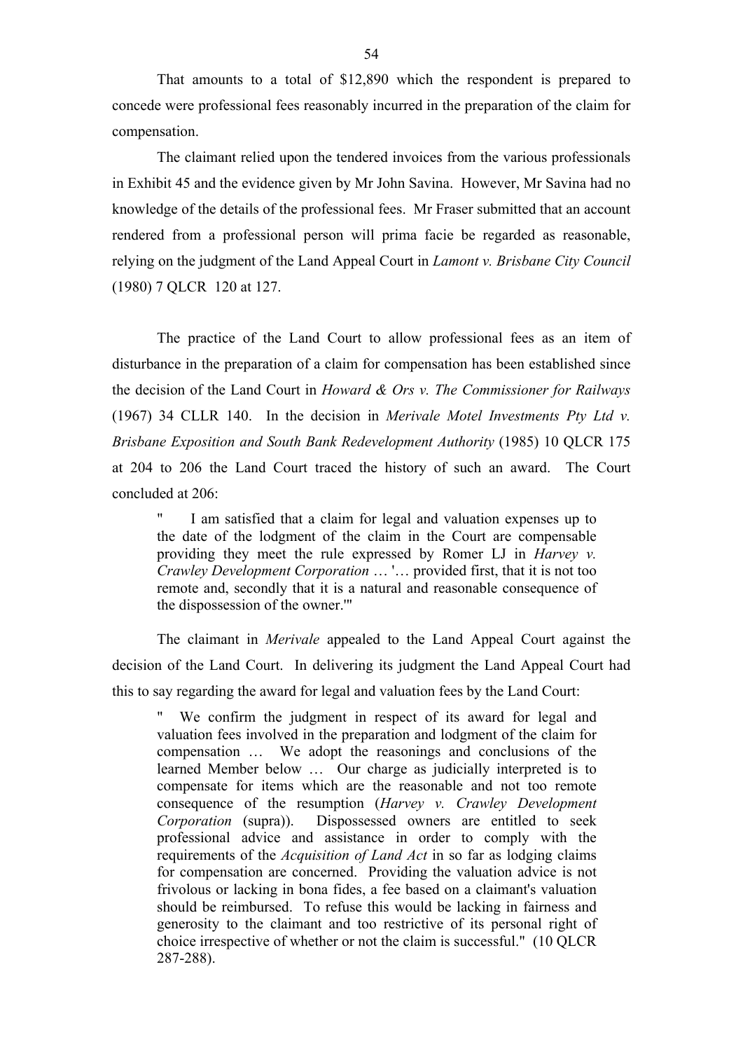That amounts to a total of $12,890 which the respondent is prepared to concede were professional fees reasonably incurred in the preparation of the claim for compensation.

The claimant relied upon the tendered invoices from the various professionals in Exhibit 45 and the evidence given by Mr John Savina. However, Mr Savina had no knowledge of the details of the professional fees. Mr Fraser submitted that an account rendered from a professional person will prima facie be regarded as reasonable, relying on the judgment of the Land Appeal Court in *Lamont v. Brisbane City Council* (1980) 7 QLCR 120 at 127.

The practice of the Land Court to allow professional fees as an item of disturbance in the preparation of a claim for compensation has been established since the decision of the Land Court in *Howard & Ors v. The Commissioner for Railways* (1967) 34 CLLR 140. In the decision in *Merivale Motel Investments Pty Ltd v. Brisbane Exposition and South Bank Redevelopment Authority* (1985) 10 QLCR 175 at 204 to 206 the Land Court traced the history of such an award. The Court concluded at 206:

> " I am satisfied that a claim for legal and valuation expenses up to the date of the lodgment of the claim in the Court are compensable providing they meet the rule expressed by Romer LJ in *Harvey v. Crawley Development Corporation* … '… provided first, that it is not too remote and, secondly that it is a natural and reasonable consequence of the dispossession of the owner.'"

The claimant in *Merivale* appealed to the Land Appeal Court against the decision of the Land Court. In delivering its judgment the Land Appeal Court had this to say regarding the award for legal and valuation fees by the Land Court:

> " We confirm the judgment in respect of its award for legal and valuation fees involved in the preparation and lodgment of the claim for compensation … We adopt the reasonings and conclusions of the learned Member below … Our charge as judicially interpreted is to compensate for items which are the reasonable and not too remote consequence of the resumption (*Harvey v. Crawley Development Corporation* (supra)). Dispossessed owners are entitled to seek professional advice and assistance in order to comply with the requirements of the *Acquisition of Land Act* in so far as lodging claims for compensation are concerned. Providing the valuation advice is not frivolous or lacking in bona fides, a fee based on a claimant's valuation should be reimbursed. To refuse this would be lacking in fairness and generosity to the claimant and too restrictive of its personal right of choice irrespective of whether or not the claim is successful." (10 QLCR 287-288).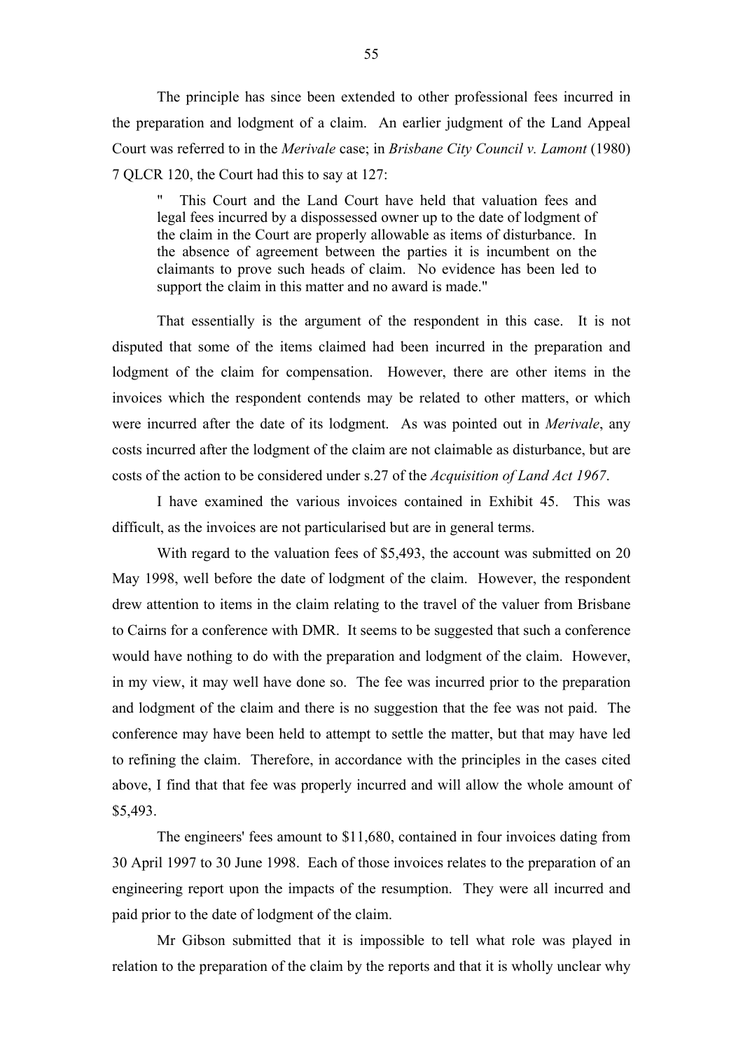The principle has since been extended to other professional fees incurred in the preparation and lodgment of a claim. An earlier judgment of the Land Appeal Court was referred to in the *Merivale* case; in *Brisbane City Council v. Lamont* (1980) 7 QLCR 120, the Court had this to say at 127:

> " This Court and the Land Court have held that valuation fees and legal fees incurred by a dispossessed owner up to the date of lodgment of the claim in the Court are properly allowable as items of disturbance. In the absence of agreement between the parties it is incumbent on the claimants to prove such heads of claim. No evidence has been led to support the claim in this matter and no award is made."

That essentially is the argument of the respondent in this case. It is not disputed that some of the items claimed had been incurred in the preparation and lodgment of the claim for compensation. However, there are other items in the invoices which the respondent contends may be related to other matters, or which were incurred after the date of its lodgment. As was pointed out in *Merivale*, any costs incurred after the lodgment of the claim are not claimable as disturbance, but are costs of the action to be considered under s.27 of the *Acquisition of Land Act 1967*.

I have examined the various invoices contained in Exhibit 45. This was difficult, as the invoices are not particularised but are in general terms.

With regard to the valuation fees of $5,493, the account was submitted on 20 May 1998, well before the date of lodgment of the claim. However, the respondent drew attention to items in the claim relating to the travel of the valuer from Brisbane to Cairns for a conference with DMR. It seems to be suggested that such a conference would have nothing to do with the preparation and lodgment of the claim. However, in my view, it may well have done so. The fee was incurred prior to the preparation and lodgment of the claim and there is no suggestion that the fee was not paid. The conference may have been held to attempt to settle the matter, but that may have led to refining the claim. Therefore, in accordance with the principles in the cases cited above, I find that that fee was properly incurred and will allow the whole amount of $5,493.

The engineers' fees amount to $11,680, contained in four invoices dating from 30 April 1997 to 30 June 1998. Each of those invoices relates to the preparation of an engineering report upon the impacts of the resumption. They were all incurred and paid prior to the date of lodgment of the claim.

Mr Gibson submitted that it is impossible to tell what role was played in relation to the preparation of the claim by the reports and that it is wholly unclear why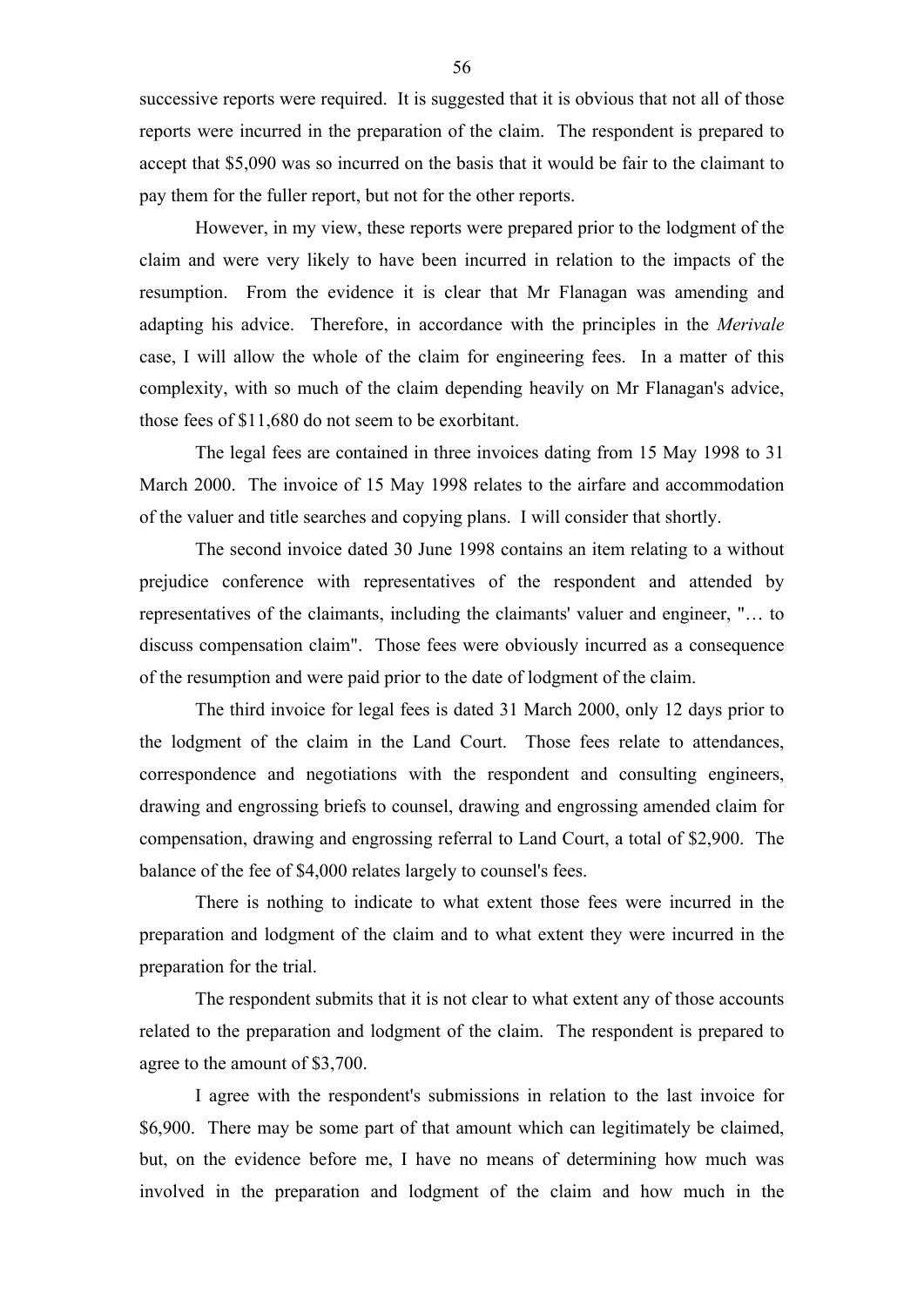successive reports were required. It is suggested that it is obvious that not all of those reports were incurred in the preparation of the claim. The respondent is prepared to accept that $5,090 was so incurred on the basis that it would be fair to the claimant to pay them for the fuller report, but not for the other reports.

However, in my view, these reports were prepared prior to the lodgment of the claim and were very likely to have been incurred in relation to the impacts of the resumption. From the evidence it is clear that Mr Flanagan was amending and adapting his advice. Therefore, in accordance with the principles in the *Merivale* case, I will allow the whole of the claim for engineering fees. In a matter of this complexity, with so much of the claim depending heavily on Mr Flanagan's advice, those fees of $11,680 do not seem to be exorbitant.

The legal fees are contained in three invoices dating from 15 May 1998 to 31 March 2000. The invoice of 15 May 1998 relates to the airfare and accommodation of the valuer and title searches and copying plans. I will consider that shortly.

The second invoice dated 30 June 1998 contains an item relating to a without prejudice conference with representatives of the respondent and attended by representatives of the claimants, including the claimants' valuer and engineer, "… to discuss compensation claim". Those fees were obviously incurred as a consequence of the resumption and were paid prior to the date of lodgment of the claim.

The third invoice for legal fees is dated 31 March 2000, only 12 days prior to the lodgment of the claim in the Land Court. Those fees relate to attendances, correspondence and negotiations with the respondent and consulting engineers, drawing and engrossing briefs to counsel, drawing and engrossing amended claim for compensation, drawing and engrossing referral to Land Court, a total of $2,900. The balance of the fee of $4,000 relates largely to counsel's fees.

There is nothing to indicate to what extent those fees were incurred in the preparation and lodgment of the claim and to what extent they were incurred in the preparation for the trial.

The respondent submits that it is not clear to what extent any of those accounts related to the preparation and lodgment of the claim. The respondent is prepared to agree to the amount of $3,700.

I agree with the respondent's submissions in relation to the last invoice for $6,900. There may be some part of that amount which can legitimately be claimed, but, on the evidence before me, I have no means of determining how much was involved in the preparation and lodgment of the claim and how much in the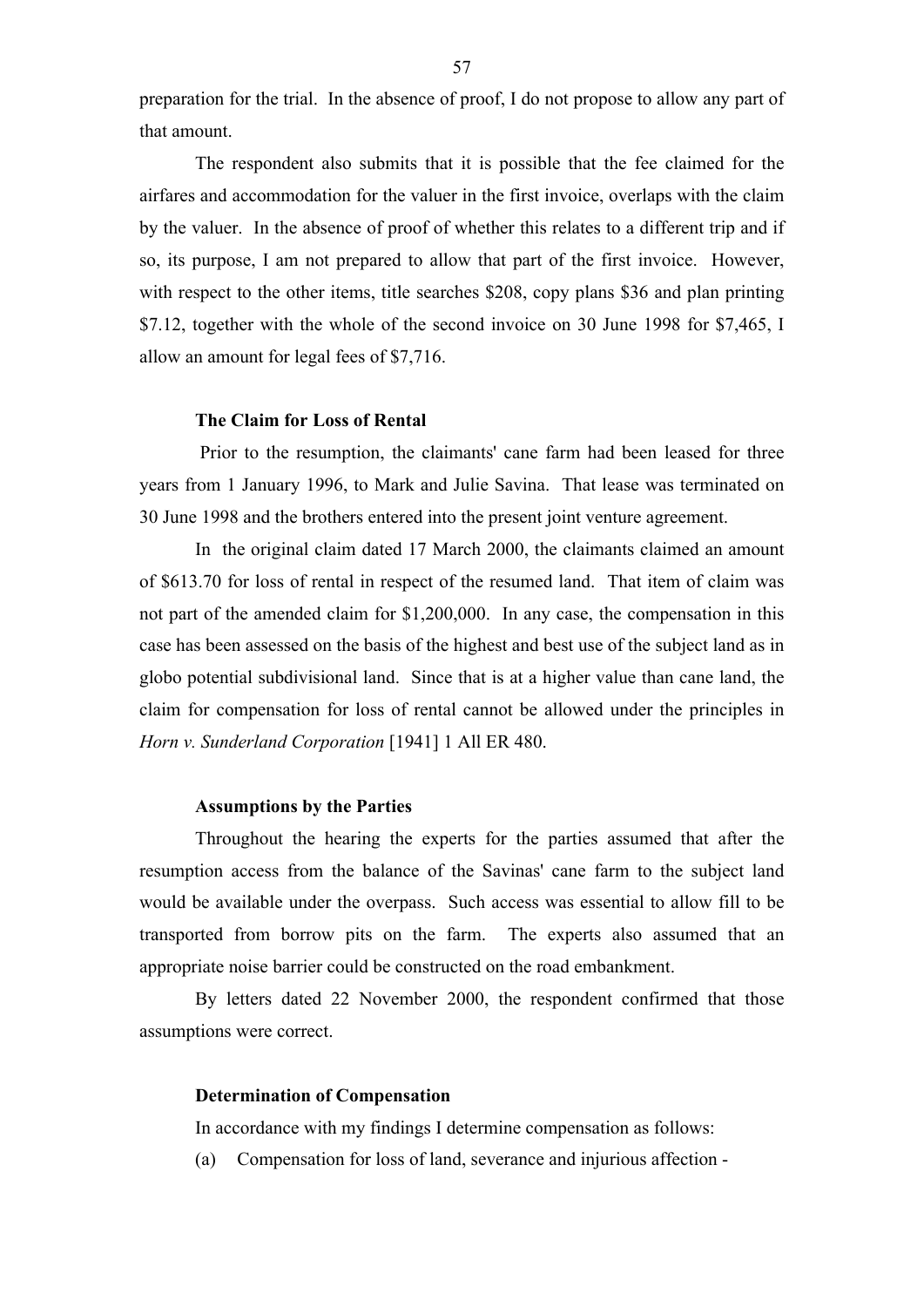preparation for the trial. In the absence of proof, I do not propose to allow any part of that amount.

The respondent also submits that it is possible that the fee claimed for the airfares and accommodation for the valuer in the first invoice, overlaps with the claim by the valuer. In the absence of proof of whether this relates to a different trip and if so, its purpose, I am not prepared to allow that part of the first invoice. However, with respect to the other items, title searches $208, copy plans $36 and plan printing $7.12, together with the whole of the second invoice on 30 June 1998 for $7,465, I allow an amount for legal fees of $7,716.

### The Claim for Loss of Rental

Prior to the resumption, the claimants' cane farm had been leased for three years from 1 January 1996, to Mark and Julie Savina. That lease was terminated on 30 June 1998 and the brothers entered into the present joint venture agreement.

In the original claim dated 17 March 2000, the claimants claimed an amount of $613.70 for loss of rental in respect of the resumed land. That item of claim was not part of the amended claim for $1,200,000. In any case, the compensation in this case has been assessed on the basis of the highest and best use of the subject land as in globo potential subdivisional land. Since that is at a higher value than cane land, the claim for compensation for loss of rental cannot be allowed under the principles in *Horn v. Sunderland Corporation* [1941] 1 All ER 480.

### Assumptions by the Parties

Throughout the hearing the experts for the parties assumed that after the resumption access from the balance of the Savinas' cane farm to the subject land would be available under the overpass. Such access was essential to allow fill to be transported from borrow pits on the farm. The experts also assumed that an appropriate noise barrier could be constructed on the road embankment.

By letters dated 22 November 2000, the respondent confirmed that those assumptions were correct.

### Determination of Compensation

In accordance with my findings I determine compensation as follows:

(a) Compensation for loss of land, severance and injurious affection -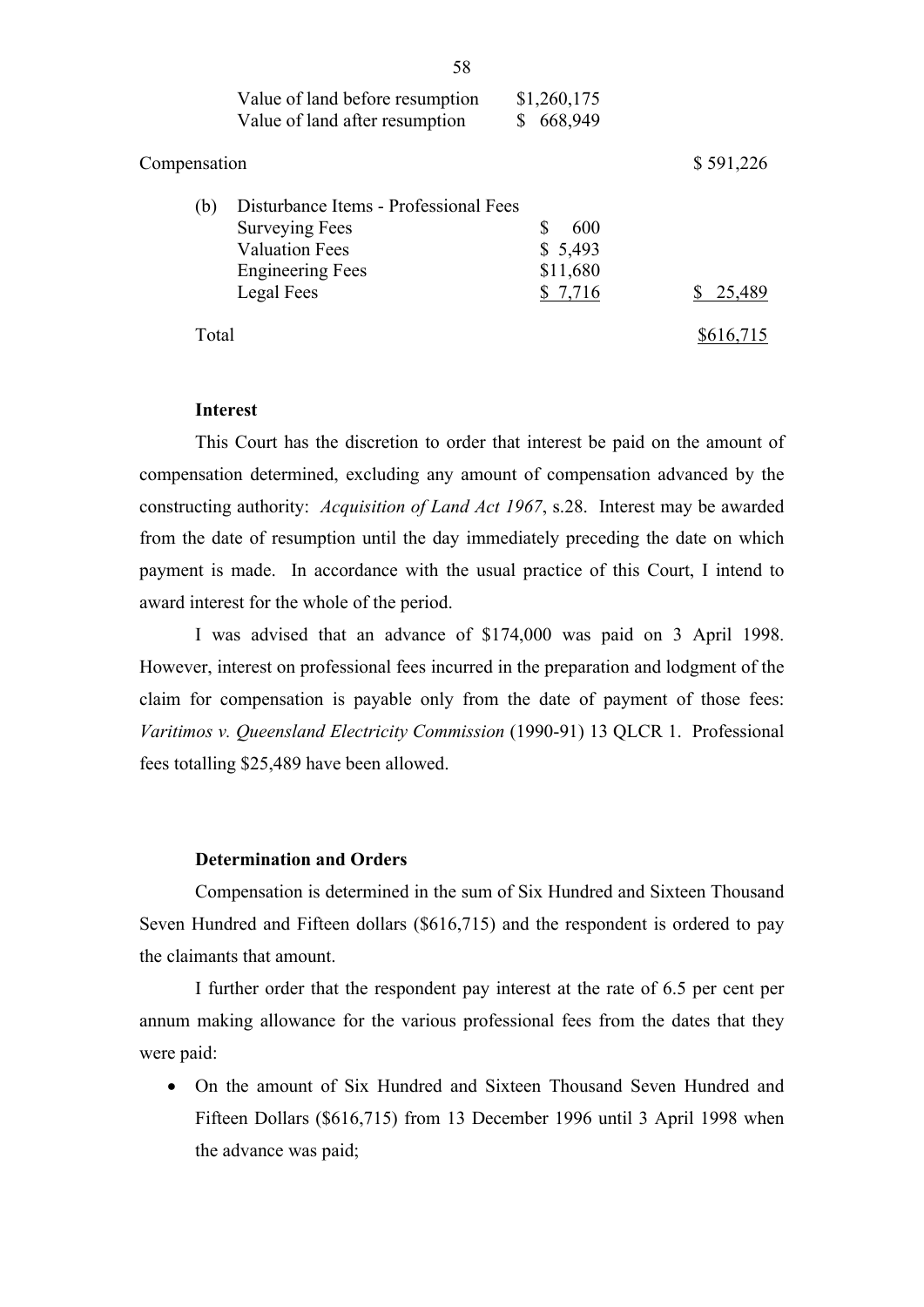| | | | |
|---|---|---|---|
| | Value of land before resumption | \$1,260,175 | |
| | Value of land after resumption | \$ 668,949 | |
| Compensation | | | \$ 591,226 |
| (b) | Disturbance Items - Professional Fees | | |
| | Surveying Fees | \$ 600 | |
| | Valuation Fees | \$ 5,493 | |
| | Engineering Fees | \$11,680 | |
| | Legal Fees | \$ 7,716 | \$ 25,489 |
| Total | | | \$616,715 |

**Interest**

This Court has the discretion to order that interest be paid on the amount of compensation determined, excluding any amount of compensation advanced by the constructing authority: *Acquisition of Land Act 1967*, s.28. Interest may be awarded from the date of resumption until the day immediately preceding the date on which payment is made. In accordance with the usual practice of this Court, I intend to award interest for the whole of the period.

I was advised that an advance of $174,000 was paid on 3 April 1998. However, interest on professional fees incurred in the preparation and lodgment of the claim for compensation is payable only from the date of payment of those fees: *Varitimos v. Queensland Electricity Commission* (1990-91) 13 QLCR 1. Professional fees totalling $25,489 have been allowed.

**Determination and Orders**

Compensation is determined in the sum of Six Hundred and Sixteen Thousand Seven Hundred and Fifteen dollars ($616,715) and the respondent is ordered to pay the claimants that amount.

I further order that the respondent pay interest at the rate of 6.5 per cent per annum making allowance for the various professional fees from the dates that they were paid:

- On the amount of Six Hundred and Sixteen Thousand Seven Hundred and Fifteen Dollars ($616,715) from 13 December 1996 until 3 April 1998 when the advance was paid;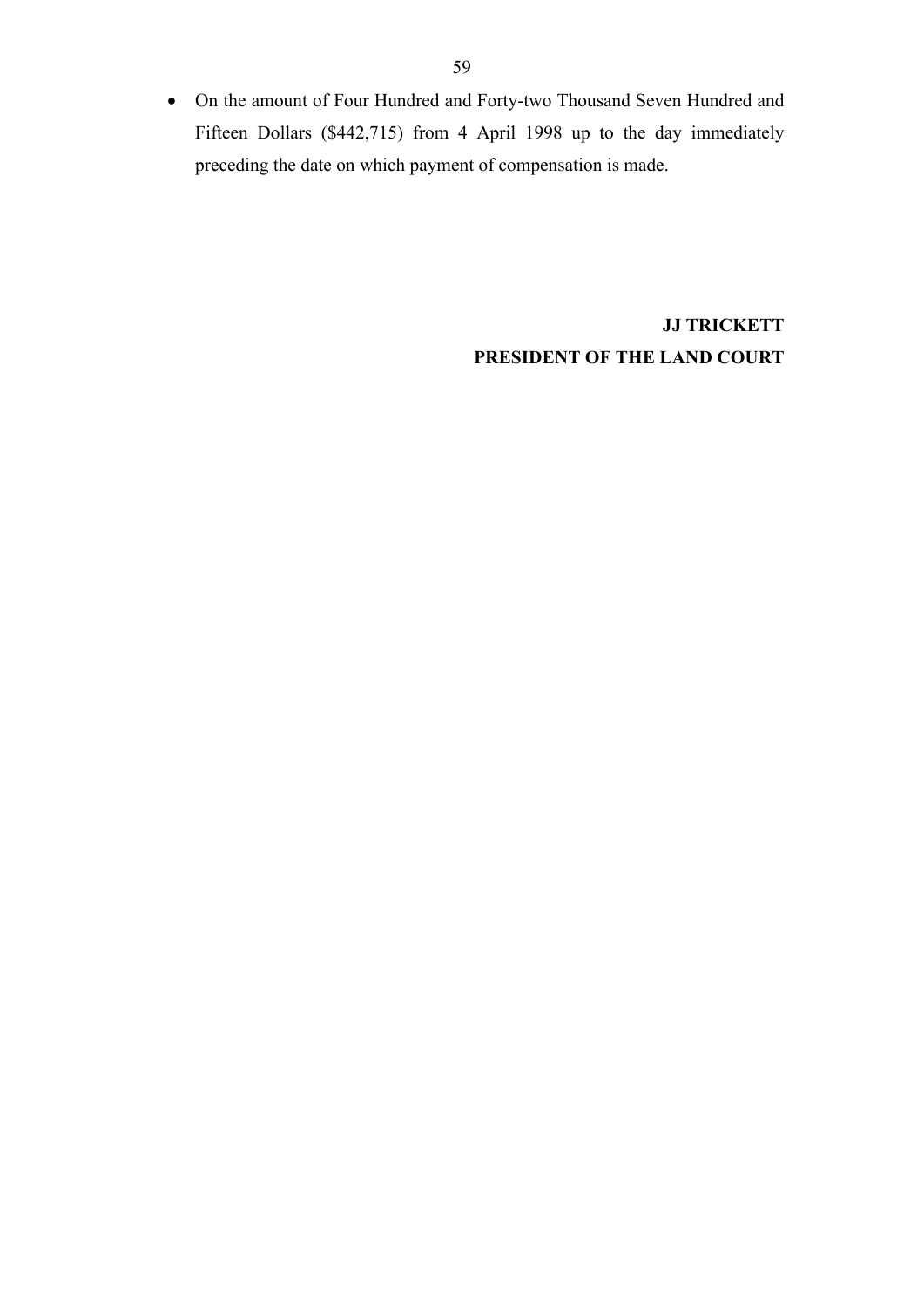- On the amount of Four Hundred and Forty-two Thousand Seven Hundred and Fifteen Dollars ($442,715) from 4 April 1998 up to the day immediately preceding the date on which payment of compensation is made.

**JJ TRICKETT**
**PRESIDENT OF THE LAND COURT**